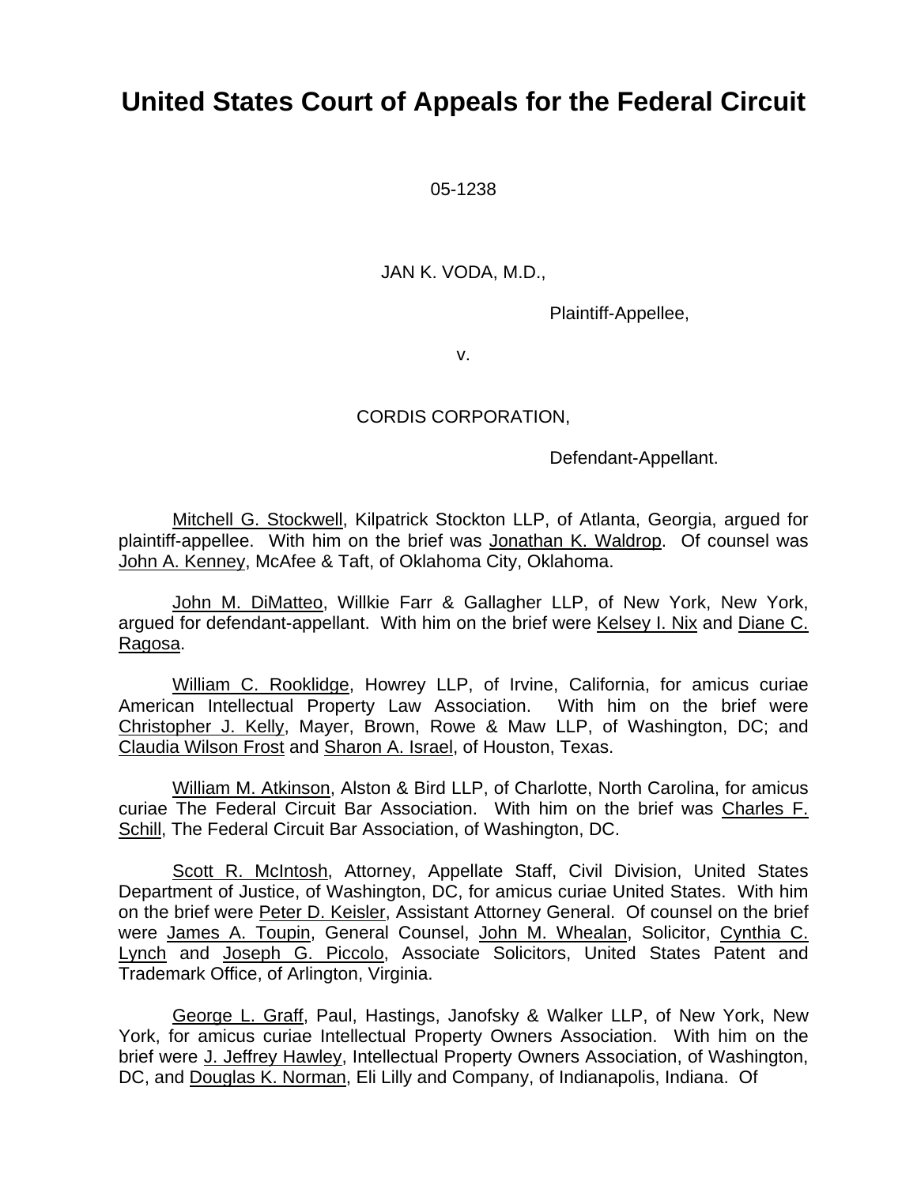# United States Court of Appeals for the Federal Circuit

05-1238

JAN K. VODA, M.D.,

Plaintiff-Appellee,

v.

CORDIS CORPORATION,

Defendant-Appellant.

Mitchell G. Stockwell, Kilpatrick Stockton LLP, of Atlanta, Georgia, argued for plaintiff-appellee. With him on the brief was Jonathan K. Waldrop. Of counsel was John A. Kenney, McAfee & Taft, of Oklahoma City, Oklahoma.

John M. DiMatteo, Willkie Farr & Gallagher LLP, of New York, New York, argued for defendant-appellant. With him on the brief were Kelsey I. Nix and Diane C. Ragosa.

William C. Rooklidge, Howrey LLP, of Irvine, California, for amicus curiae American Intellectual Property Law Association. With him on the brief were Christopher J. Kelly, Mayer, Brown, Rowe & Maw LLP, of Washington, DC; and Claudia Wilson Frost and Sharon A. Israel, of Houston, Texas.

William M. Atkinson, Alston & Bird LLP, of Charlotte, North Carolina, for amicus curiae The Federal Circuit Bar Association. With him on the brief was Charles F. Schill, The Federal Circuit Bar Association, of Washington, DC.

Scott R. McIntosh, Attorney, Appellate Staff, Civil Division, United States Department of Justice, of Washington, DC, for amicus curiae United States. With him on the brief were Peter D. Keisler, Assistant Attorney General. Of counsel on the brief were James A. Toupin, General Counsel, John M. Whealan, Solicitor, Cynthia C. Lynch and Joseph G. Piccolo, Associate Solicitors, United States Patent and Trademark Office, of Arlington, Virginia.

George L. Graff, Paul, Hastings, Janofsky & Walker LLP, of New York, New York, for amicus curiae Intellectual Property Owners Association. With him on the brief were J. Jeffrey Hawley, Intellectual Property Owners Association, of Washington, DC, and Douglas K. Norman, Eli Lilly and Company, of Indianapolis, Indiana. Of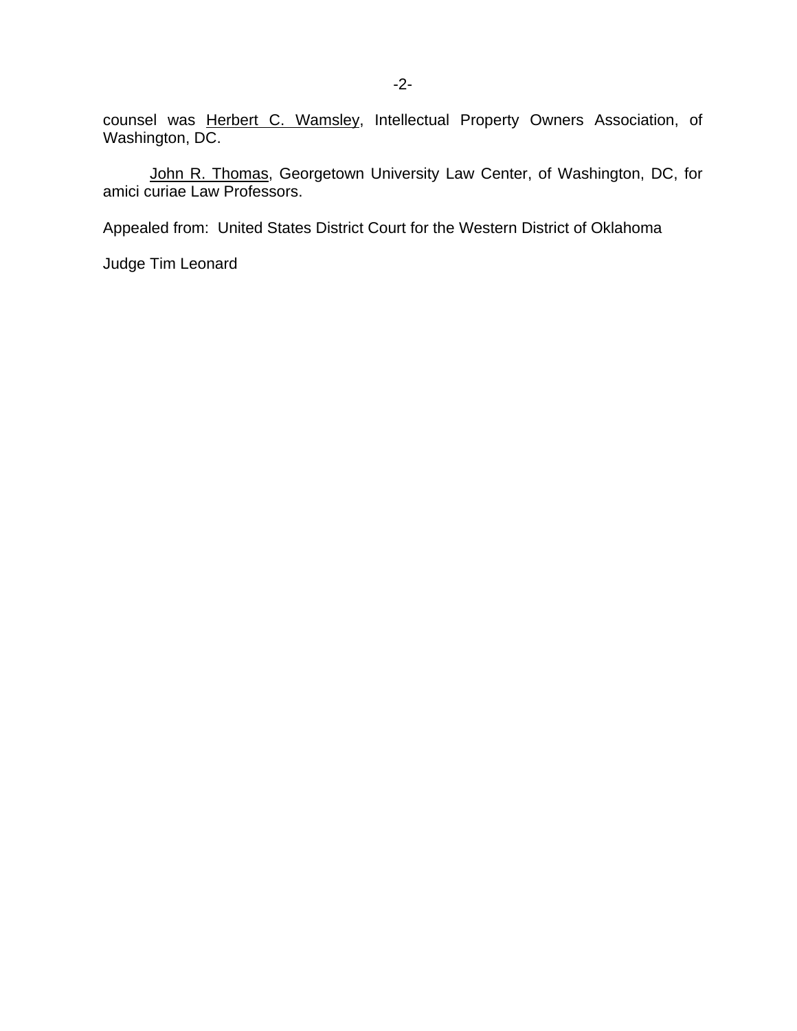counsel was Herbert C. Wamsley, Intellectual Property Owners Association, of Washington, DC.

John R. Thomas, Georgetown University Law Center, of Washington, DC, for amici curiae Law Professors.

Appealed from: United States District Court for the Western District of Oklahoma

Judge Tim Leonard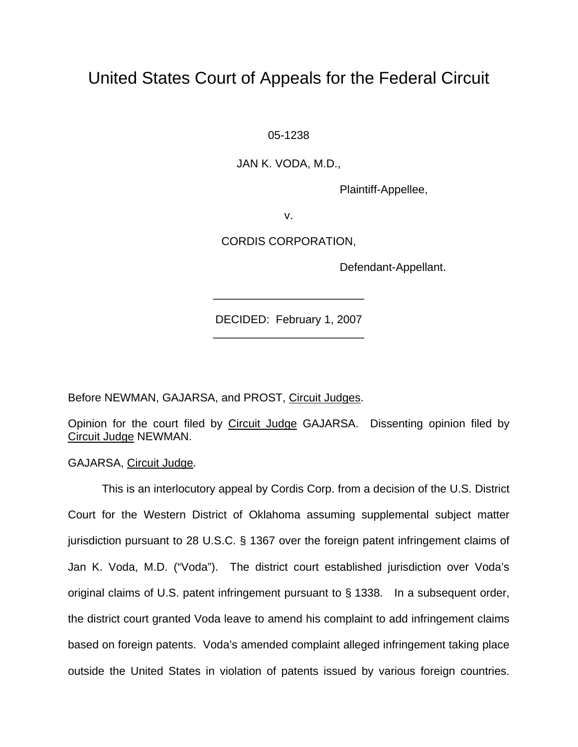# United States Court of Appeals for the Federal Circuit

05-1238

JAN K. VODA, M.D.,

Plaintiff-Appellee,

v.

CORDIS CORPORATION,

Defendant-Appellant.

---

DECIDED: February 1, 2007

---

Before NEWMAN, GAJARSA, and PROST, Circuit Judges.

Opinion for the court filed by Circuit Judge GAJARSA. Dissenting opinion filed by Circuit Judge NEWMAN.

GAJARSA, Circuit Judge.

This is an interlocutory appeal by Cordis Corp. from a decision of the U.S. District Court for the Western District of Oklahoma assuming supplemental subject matter jurisdiction pursuant to 28 U.S.C. § 1367 over the foreign patent infringement claims of Jan K. Voda, M.D. ("Voda"). The district court established jurisdiction over Voda's original claims of U.S. patent infringement pursuant to § 1338. In a subsequent order, the district court granted Voda leave to amend his complaint to add infringement claims based on foreign patents. Voda's amended complaint alleged infringement taking place outside the United States in violation of patents issued by various foreign countries.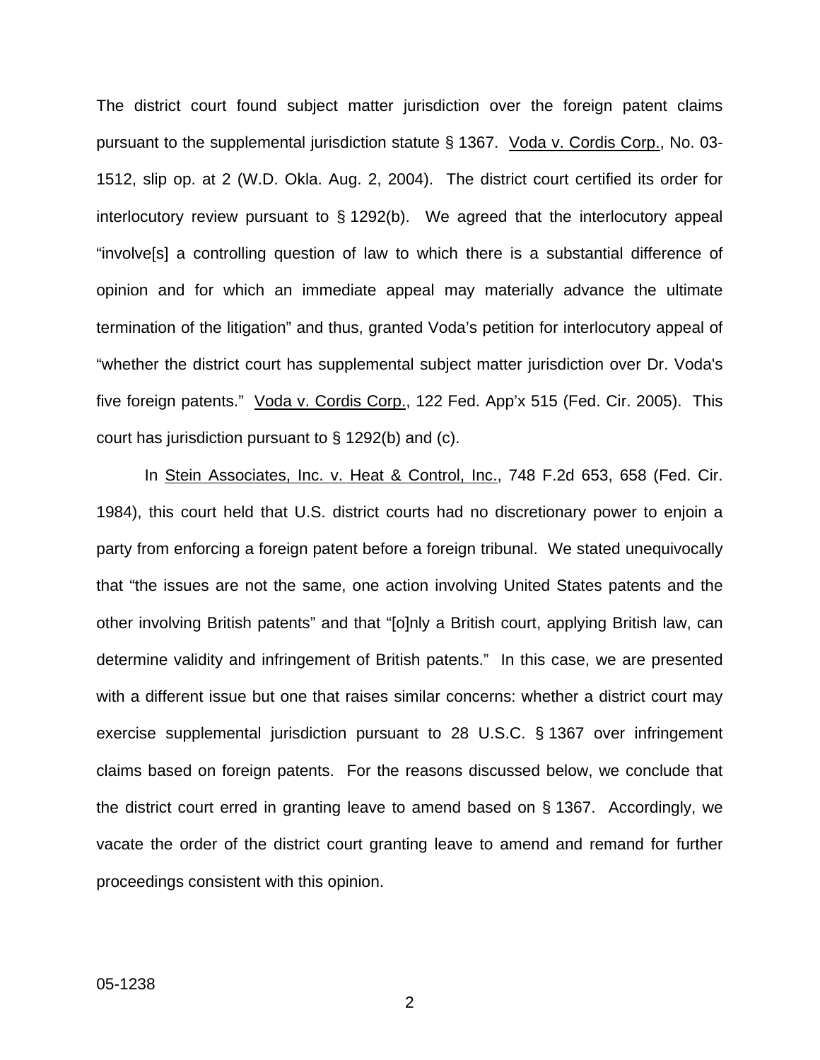The district court found subject matter jurisdiction over the foreign patent claims pursuant to the supplemental jurisdiction statute § 1367. Voda v. Cordis Corp., No. 03-1512, slip op. at 2 (W.D. Okla. Aug. 2, 2004). The district court certified its order for interlocutory review pursuant to § 1292(b). We agreed that the interlocutory appeal "involve[s] a controlling question of law to which there is a substantial difference of opinion and for which an immediate appeal may materially advance the ultimate termination of the litigation" and thus, granted Voda's petition for interlocutory appeal of "whether the district court has supplemental subject matter jurisdiction over Dr. Voda's five foreign patents." Voda v. Cordis Corp., 122 Fed. App'x 515 (Fed. Cir. 2005). This court has jurisdiction pursuant to § 1292(b) and (c).

In Stein Associates, Inc. v. Heat & Control, Inc., 748 F.2d 653, 658 (Fed. Cir. 1984), this court held that U.S. district courts had no discretionary power to enjoin a party from enforcing a foreign patent before a foreign tribunal. We stated unequivocally that "the issues are not the same, one action involving United States patents and the other involving British patents" and that "[o]nly a British court, applying British law, can determine validity and infringement of British patents." In this case, we are presented with a different issue but one that raises similar concerns: whether a district court may exercise supplemental jurisdiction pursuant to 28 U.S.C. § 1367 over infringement claims based on foreign patents. For the reasons discussed below, we conclude that the district court erred in granting leave to amend based on § 1367. Accordingly, we vacate the order of the district court granting leave to amend and remand for further proceedings consistent with this opinion.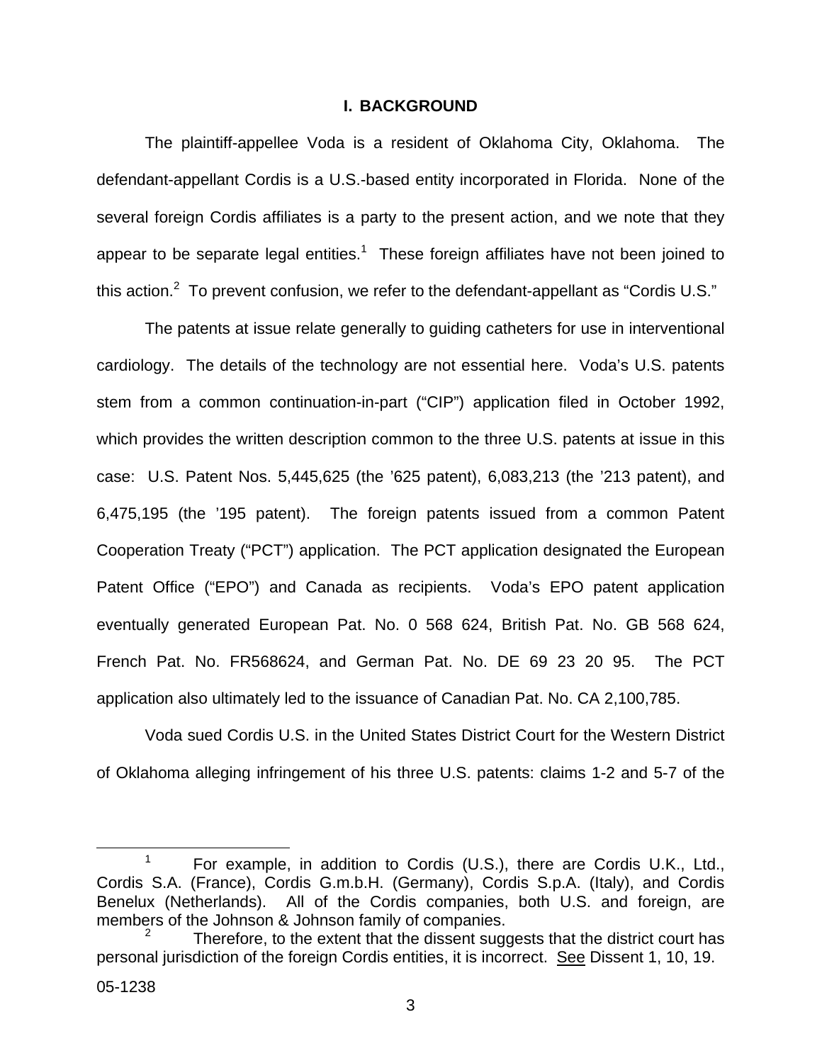## I. BACKGROUND

The plaintiff-appellee Voda is a resident of Oklahoma City, Oklahoma. The defendant-appellant Cordis is a U.S.-based entity incorporated in Florida. None of the several foreign Cordis affiliates is a party to the present action, and we note that they appear to be separate legal entities.[1] These foreign affiliates have not been joined to this action.[2] To prevent confusion, we refer to the defendant-appellant as "Cordis U.S."

The patents at issue relate generally to guiding catheters for use in interventional cardiology. The details of the technology are not essential here. Voda's U.S. patents stem from a common continuation-in-part ("CIP") application filed in October 1992, which provides the written description common to the three U.S. patents at issue in this case: U.S. Patent Nos. 5,445,625 (the '625 patent), 6,083,213 (the '213 patent), and 6,475,195 (the '195 patent). The foreign patents issued from a common Patent Cooperation Treaty ("PCT") application. The PCT application designated the European Patent Office ("EPO") and Canada as recipients. Voda's EPO patent application eventually generated European Pat. No. 0 568 624, British Pat. No. GB 568 624, French Pat. No. FR568624, and German Pat. No. DE 69 23 20 95. The PCT application also ultimately led to the issuance of Canadian Pat. No. CA 2,100,785.

Voda sued Cordis U.S. in the United States District Court for the Western District of Oklahoma alleging infringement of his three U.S. patents: claims 1-2 and 5-7 of the

---

[1] For example, in addition to Cordis (U.S.), there are Cordis U.K., Ltd., Cordis S.A. (France), Cordis G.m.b.H. (Germany), Cordis S.p.A. (Italy), and Cordis Benelux (Netherlands). All of the Cordis companies, both U.S. and foreign, are members of the Johnson & Johnson family of companies.

[2] Therefore, to the extent that the dissent suggests that the district court has personal jurisdiction of the foreign Cordis entities, it is incorrect. See Dissent 1, 10, 19.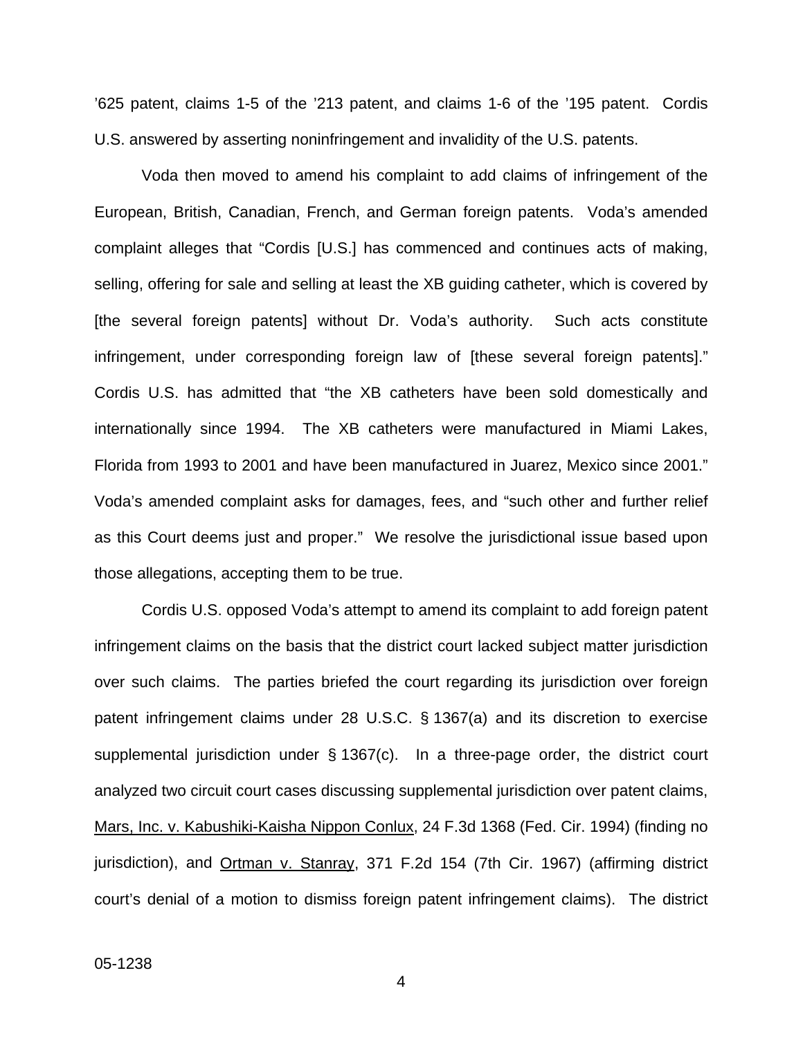'625 patent, claims 1-5 of the '213 patent, and claims 1-6 of the '195 patent. Cordis U.S. answered by asserting noninfringement and invalidity of the U.S. patents.

Voda then moved to amend his complaint to add claims of infringement of the European, British, Canadian, French, and German foreign patents. Voda's amended complaint alleges that "Cordis [U.S.] has commenced and continues acts of making, selling, offering for sale and selling at least the XB guiding catheter, which is covered by [the several foreign patents] without Dr. Voda's authority. Such acts constitute infringement, under corresponding foreign law of [these several foreign patents]." Cordis U.S. has admitted that "the XB catheters have been sold domestically and internationally since 1994. The XB catheters were manufactured in Miami Lakes, Florida from 1993 to 2001 and have been manufactured in Juarez, Mexico since 2001." Voda's amended complaint asks for damages, fees, and "such other and further relief as this Court deems just and proper." We resolve the jurisdictional issue based upon those allegations, accepting them to be true.

Cordis U.S. opposed Voda's attempt to amend its complaint to add foreign patent infringement claims on the basis that the district court lacked subject matter jurisdiction over such claims. The parties briefed the court regarding its jurisdiction over foreign patent infringement claims under 28 U.S.C. § 1367(a) and its discretion to exercise supplemental jurisdiction under § 1367(c). In a three-page order, the district court analyzed two circuit court cases discussing supplemental jurisdiction over patent claims, Mars, Inc. v. Kabushiki-Kaisha Nippon Conlux, 24 F.3d 1368 (Fed. Cir. 1994) (finding no jurisdiction), and Ortman v. Stanray, 371 F.2d 154 (7th Cir. 1967) (affirming district court's denial of a motion to dismiss foreign patent infringement claims). The district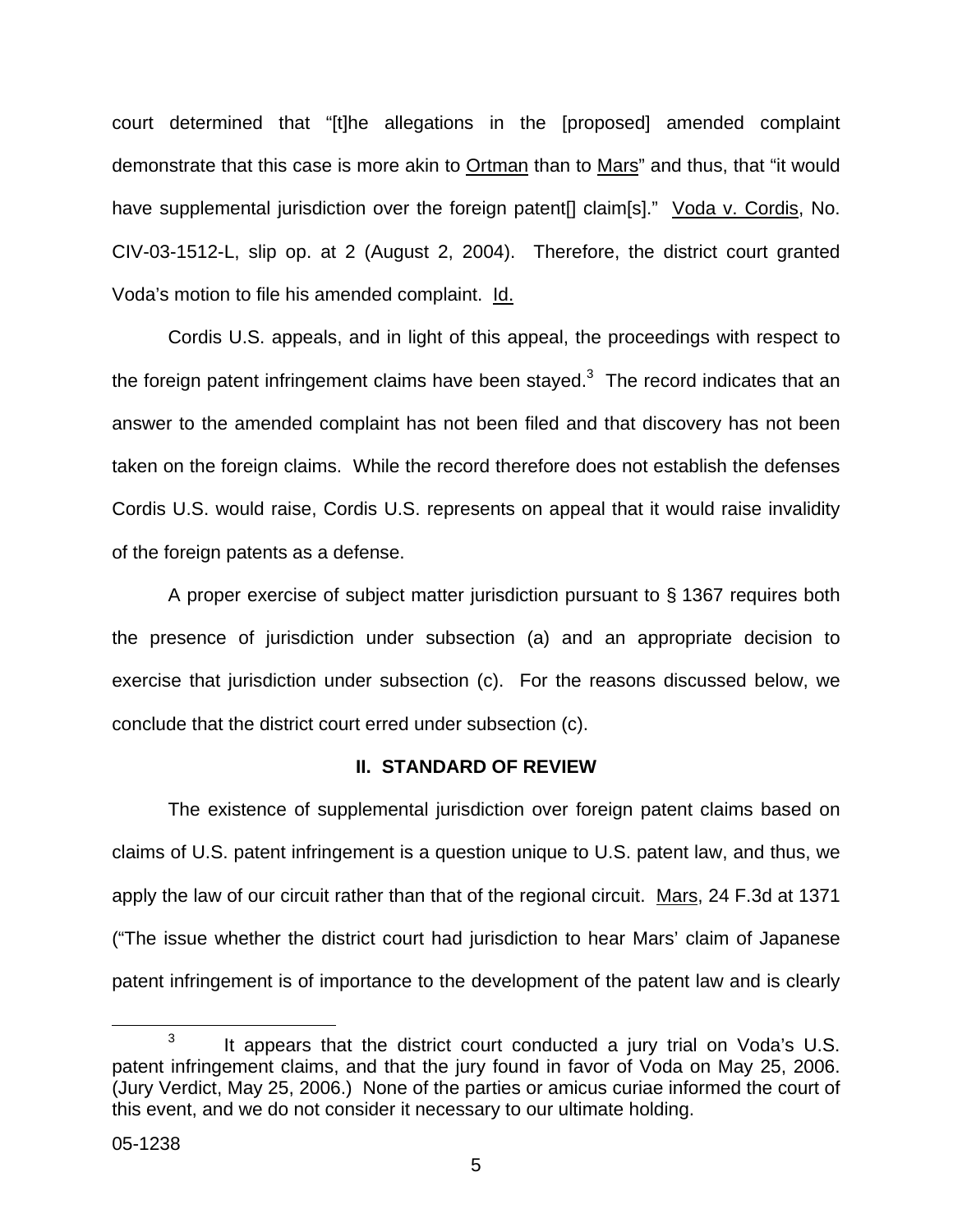court determined that "[t]he allegations in the [proposed] amended complaint demonstrate that this case is more akin to Ortman than to Mars" and thus, that "it would have supplemental jurisdiction over the foreign patent[] claim[s]." Voda v. Cordis, No. CIV-03-1512-L, slip op. at 2 (August 2, 2004). Therefore, the district court granted Voda's motion to file his amended complaint. Id.

Cordis U.S. appeals, and in light of this appeal, the proceedings with respect to the foreign patent infringement claims have been stayed.[3] The record indicates that an answer to the amended complaint has not been filed and that discovery has not been taken on the foreign claims. While the record therefore does not establish the defenses Cordis U.S. would raise, Cordis U.S. represents on appeal that it would raise invalidity of the foreign patents as a defense.

A proper exercise of subject matter jurisdiction pursuant to § 1367 requires both the presence of jurisdiction under subsection (a) and an appropriate decision to exercise that jurisdiction under subsection (c). For the reasons discussed below, we conclude that the district court erred under subsection (c).

## II. STANDARD OF REVIEW

The existence of supplemental jurisdiction over foreign patent claims based on claims of U.S. patent infringement is a question unique to U.S. patent law, and thus, we apply the law of our circuit rather than that of the regional circuit. Mars, 24 F.3d at 1371 ("The issue whether the district court had jurisdiction to hear Mars' claim of Japanese patent infringement is of importance to the development of the patent law and is clearly

[3] It appears that the district court conducted a jury trial on Voda's U.S. patent infringement claims, and that the jury found in favor of Voda on May 25, 2006. (Jury Verdict, May 25, 2006.) None of the parties or amicus curiae informed the court of this event, and we do not consider it necessary to our ultimate holding.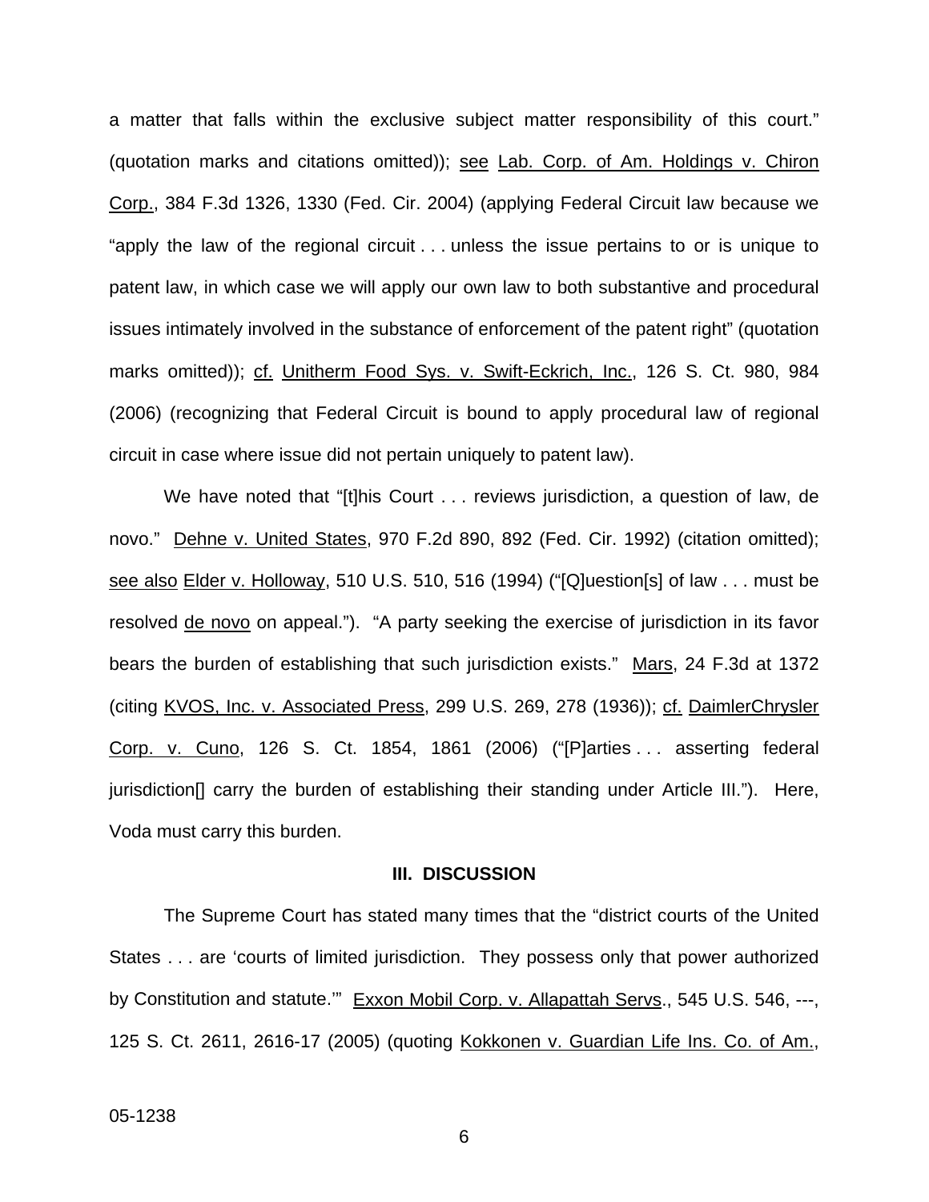a matter that falls within the exclusive subject matter responsibility of this court." (quotation marks and citations omitted)); see Lab. Corp. of Am. Holdings v. Chiron Corp., 384 F.3d 1326, 1330 (Fed. Cir. 2004) (applying Federal Circuit law because we "apply the law of the regional circuit . . . unless the issue pertains to or is unique to patent law, in which case we will apply our own law to both substantive and procedural issues intimately involved in the substance of enforcement of the patent right" (quotation marks omitted)); cf. Unitherm Food Sys. v. Swift-Eckrich, Inc., 126 S. Ct. 980, 984 (2006) (recognizing that Federal Circuit is bound to apply procedural law of regional circuit in case where issue did not pertain uniquely to patent law).

We have noted that "[t]his Court . . . reviews jurisdiction, a question of law, de novo." Dehne v. United States, 970 F.2d 890, 892 (Fed. Cir. 1992) (citation omitted); see also Elder v. Holloway, 510 U.S. 510, 516 (1994) ("[Q]uestion[s] of law . . . must be resolved de novo on appeal."). "A party seeking the exercise of jurisdiction in its favor bears the burden of establishing that such jurisdiction exists." Mars, 24 F.3d at 1372 (citing KVOS, Inc. v. Associated Press, 299 U.S. 269, 278 (1936)); cf. DaimlerChrysler Corp. v. Cuno, 126 S. Ct. 1854, 1861 (2006) ("[P]arties . . . asserting federal jurisdiction[] carry the burden of establishing their standing under Article III."). Here, Voda must carry this burden.

### III. DISCUSSION

The Supreme Court has stated many times that the "district courts of the United States . . . are 'courts of limited jurisdiction. They possess only that power authorized by Constitution and statute.'" Exxon Mobil Corp. v. Allapattah Servs., 545 U.S. 546, ---, 125 S. Ct. 2611, 2616-17 (2005) (quoting Kokkonen v. Guardian Life Ins. Co. of Am.,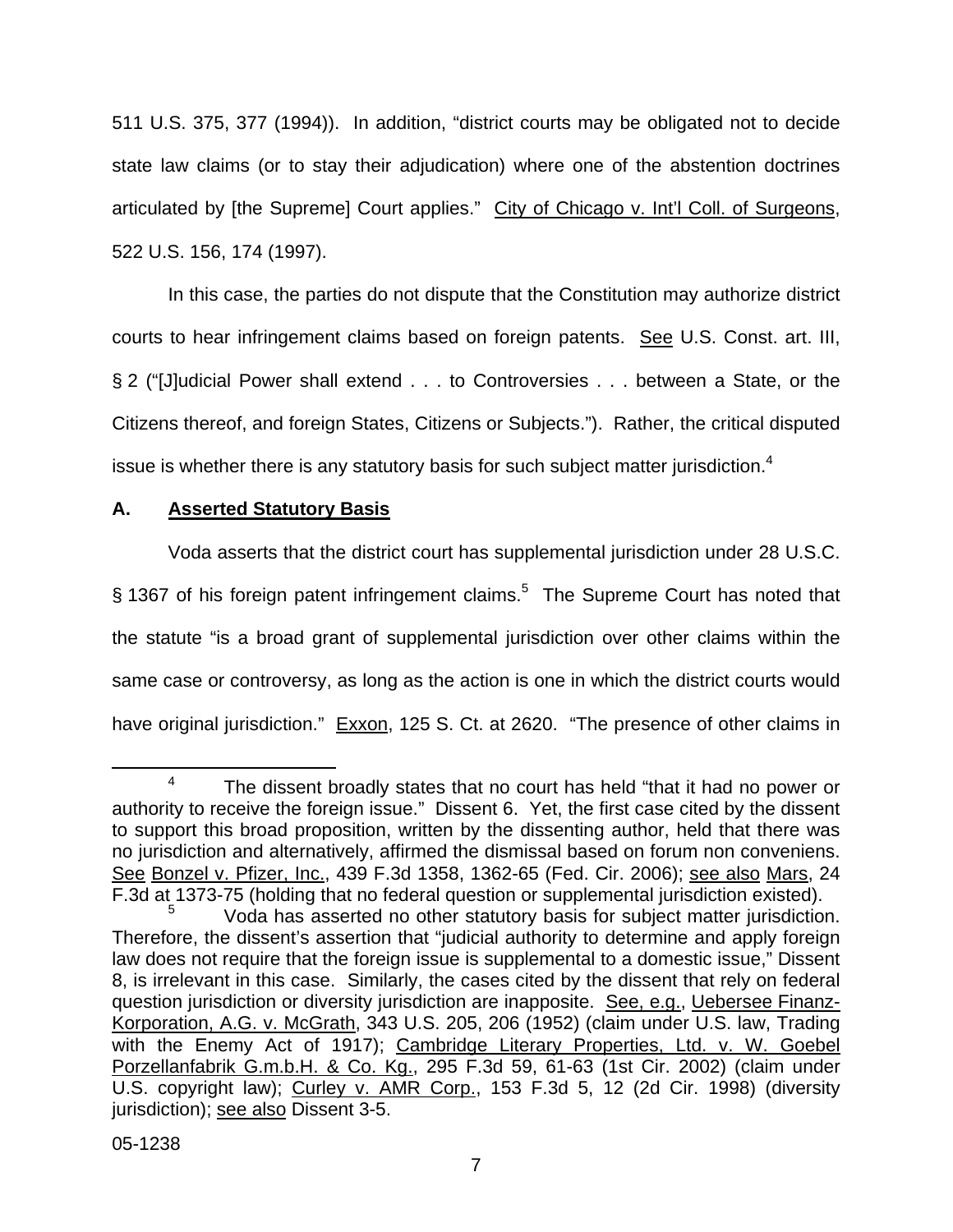511 U.S. 375, 377 (1994)). In addition, "district courts may be obligated not to decide state law claims (or to stay their adjudication) where one of the abstention doctrines articulated by [the Supreme] Court applies." City of Chicago v. Int'l Coll. of Surgeons, 522 U.S. 156, 174 (1997).

In this case, the parties do not dispute that the Constitution may authorize district courts to hear infringement claims based on foreign patents. See U.S. Const. art. III, § 2 ("[J]udicial Power shall extend . . . to Controversies . . . between a State, or the Citizens thereof, and foreign States, Citizens or Subjects."). Rather, the critical disputed issue is whether there is any statutory basis for such subject matter jurisdiction.[4]

## A. Asserted Statutory Basis

Voda asserts that the district court has supplemental jurisdiction under 28 U.S.C. § 1367 of his foreign patent infringement claims.[5] The Supreme Court has noted that the statute "is a broad grant of supplemental jurisdiction over other claims within the same case or controversy, as long as the action is one in which the district courts would have original jurisdiction." Exxon, 125 S. Ct. at 2620. "The presence of other claims in

---

[4] The dissent broadly states that no court has held "that it had no power or authority to receive the foreign issue." Dissent 6. Yet, the first case cited by the dissent to support this broad proposition, written by the dissenting author, held that there was no jurisdiction and alternatively, affirmed the dismissal based on forum non conveniens. See Bonzel v. Pfizer, Inc., 439 F.3d 1358, 1362-65 (Fed. Cir. 2006); see also Mars, 24 F.3d at 1373-75 (holding that no federal question or supplemental jurisdiction existed).

[5] Voda has asserted no other statutory basis for subject matter jurisdiction. Therefore, the dissent's assertion that "judicial authority to determine and apply foreign law does not require that the foreign issue is supplemental to a domestic issue," Dissent 8, is irrelevant in this case. Similarly, the cases cited by the dissent that rely on federal question jurisdiction or diversity jurisdiction are inapposite. See, e.g., Uebersee Finanz-Korporation, A.G. v. McGrath, 343 U.S. 205, 206 (1952) (claim under U.S. law, Trading with the Enemy Act of 1917); Cambridge Literary Properties, Ltd. v. W. Goebel Porzellanfabrik G.m.b.H. & Co. Kg., 295 F.3d 59, 61-63 (1st Cir. 2002) (claim under U.S. copyright law); Curley v. AMR Corp., 153 F.3d 5, 12 (2d Cir. 1998) (diversity jurisdiction); see also Dissent 3-5.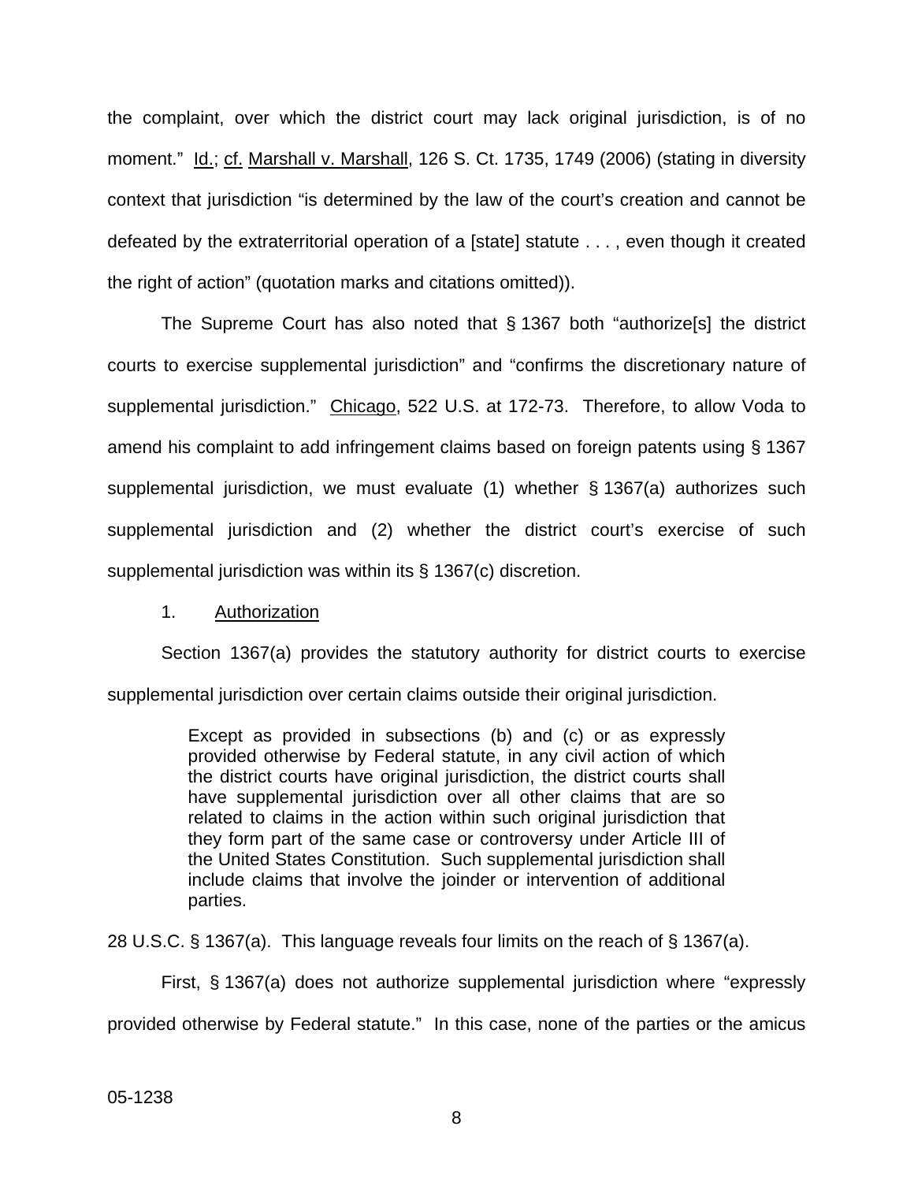the complaint, over which the district court may lack original jurisdiction, is of no moment." Id.; cf. Marshall v. Marshall, 126 S. Ct. 1735, 1749 (2006) (stating in diversity context that jurisdiction "is determined by the law of the court's creation and cannot be defeated by the extraterritorial operation of a [state] statute . . . , even though it created the right of action" (quotation marks and citations omitted)).

The Supreme Court has also noted that § 1367 both "authorize[s] the district courts to exercise supplemental jurisdiction" and "confirms the discretionary nature of supplemental jurisdiction." Chicago, 522 U.S. at 172-73. Therefore, to allow Voda to amend his complaint to add infringement claims based on foreign patents using § 1367 supplemental jurisdiction, we must evaluate (1) whether § 1367(a) authorizes such supplemental jurisdiction and (2) whether the district court's exercise of such supplemental jurisdiction was within its § 1367(c) discretion.

1. Authorization

Section 1367(a) provides the statutory authority for district courts to exercise supplemental jurisdiction over certain claims outside their original jurisdiction.

> Except as provided in subsections (b) and (c) or as expressly provided otherwise by Federal statute, in any civil action of which the district courts have original jurisdiction, the district courts shall have supplemental jurisdiction over all other claims that are so related to claims in the action within such original jurisdiction that they form part of the same case or controversy under Article III of the United States Constitution. Such supplemental jurisdiction shall include claims that involve the joinder or intervention of additional parties.

28 U.S.C. § 1367(a). This language reveals four limits on the reach of § 1367(a).

First, § 1367(a) does not authorize supplemental jurisdiction where "expressly provided otherwise by Federal statute." In this case, none of the parties or the amicus

05-1238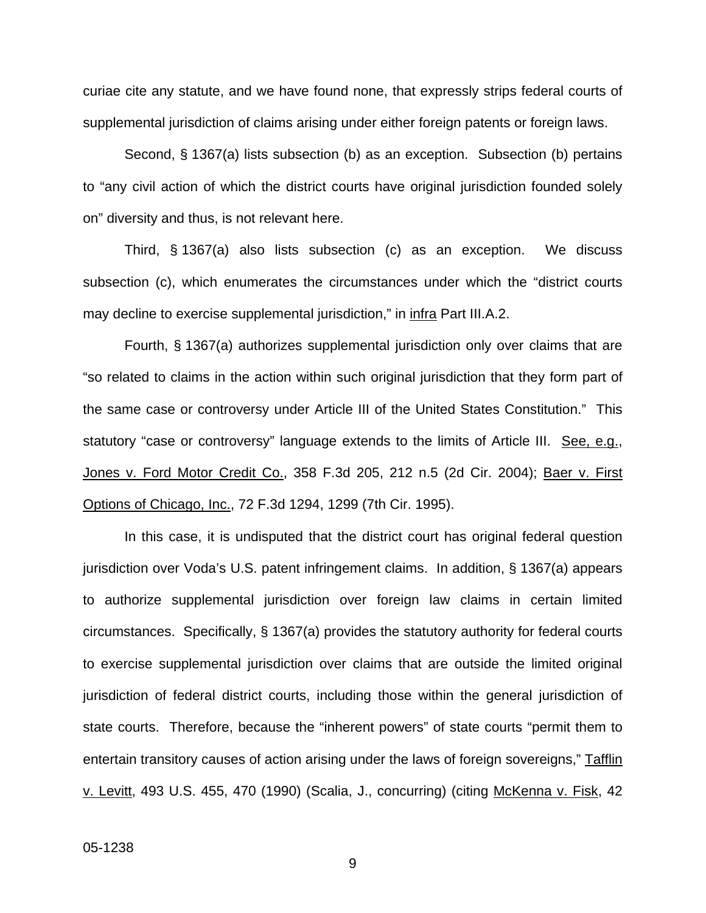curiae cite any statute, and we have found none, that expressly strips federal courts of supplemental jurisdiction of claims arising under either foreign patents or foreign laws.

Second, § 1367(a) lists subsection (b) as an exception. Subsection (b) pertains to "any civil action of which the district courts have original jurisdiction founded solely on" diversity and thus, is not relevant here.

Third, § 1367(a) also lists subsection (c) as an exception. We discuss subsection (c), which enumerates the circumstances under which the "district courts may decline to exercise supplemental jurisdiction," in infra Part III.A.2.

Fourth, § 1367(a) authorizes supplemental jurisdiction only over claims that are "so related to claims in the action within such original jurisdiction that they form part of the same case or controversy under Article III of the United States Constitution." This statutory "case or controversy" language extends to the limits of Article III. See, e.g., Jones v. Ford Motor Credit Co., 358 F.3d 205, 212 n.5 (2d Cir. 2004); Baer v. First Options of Chicago, Inc., 72 F.3d 1294, 1299 (7th Cir. 1995).

In this case, it is undisputed that the district court has original federal question jurisdiction over Voda's U.S. patent infringement claims. In addition, § 1367(a) appears to authorize supplemental jurisdiction over foreign law claims in certain limited circumstances. Specifically, § 1367(a) provides the statutory authority for federal courts to exercise supplemental jurisdiction over claims that are outside the limited original jurisdiction of federal district courts, including those within the general jurisdiction of state courts. Therefore, because the "inherent powers" of state courts "permit them to entertain transitory causes of action arising under the laws of foreign sovereigns," Tafflin v. Levitt, 493 U.S. 455, 470 (1990) (Scalia, J., concurring) (citing McKenna v. Fisk, 42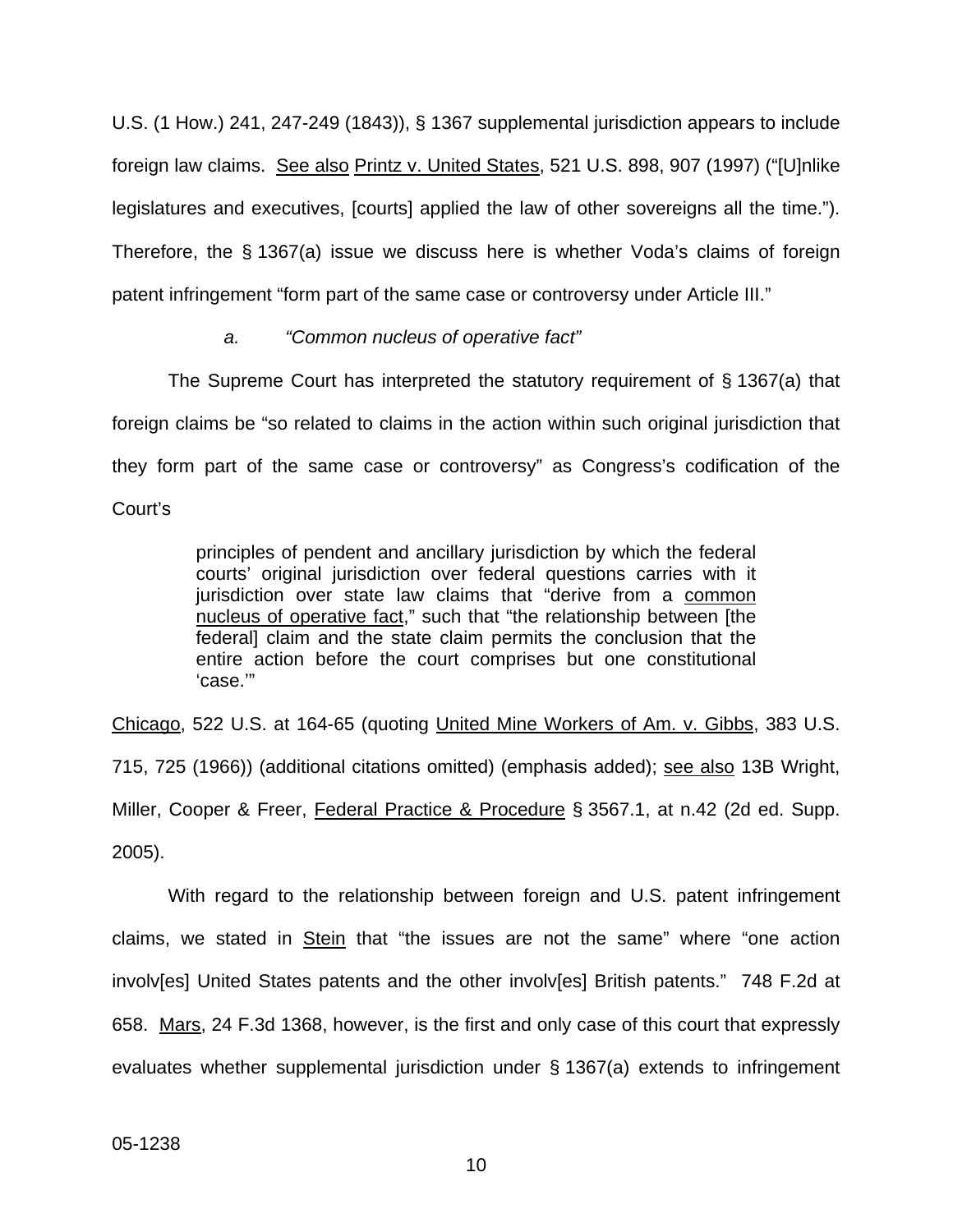U.S. (1 How.) 241, 247-249 (1843)), § 1367 supplemental jurisdiction appears to include foreign law claims. See also Printz v. United States, 521 U.S. 898, 907 (1997) ("[U]nlike legislatures and executives, [courts] applied the law of other sovereigns all the time."). Therefore, the § 1367(a) issue we discuss here is whether Voda's claims of foreign patent infringement "form part of the same case or controversy under Article III."

*a. "Common nucleus of operative fact"*

The Supreme Court has interpreted the statutory requirement of § 1367(a) that foreign claims be "so related to claims in the action within such original jurisdiction that they form part of the same case or controversy" as Congress's codification of the Court's

> principles of pendent and ancillary jurisdiction by which the federal courts' original jurisdiction over federal questions carries with it jurisdiction over state law claims that "derive from a common nucleus of operative fact," such that "the relationship between [the federal] claim and the state claim permits the conclusion that the entire action before the court comprises but one constitutional 'case.'"

Chicago, 522 U.S. at 164-65 (quoting United Mine Workers of Am. v. Gibbs, 383 U.S. 715, 725 (1966)) (additional citations omitted) (emphasis added); see also 13B Wright, Miller, Cooper & Freer, Federal Practice & Procedure § 3567.1, at n.42 (2d ed. Supp. 2005).

With regard to the relationship between foreign and U.S. patent infringement claims, we stated in Stein that "the issues are not the same" where "one action involv[es] United States patents and the other involv[es] British patents." 748 F.2d at 658. Mars, 24 F.3d 1368, however, is the first and only case of this court that expressly evaluates whether supplemental jurisdiction under § 1367(a) extends to infringement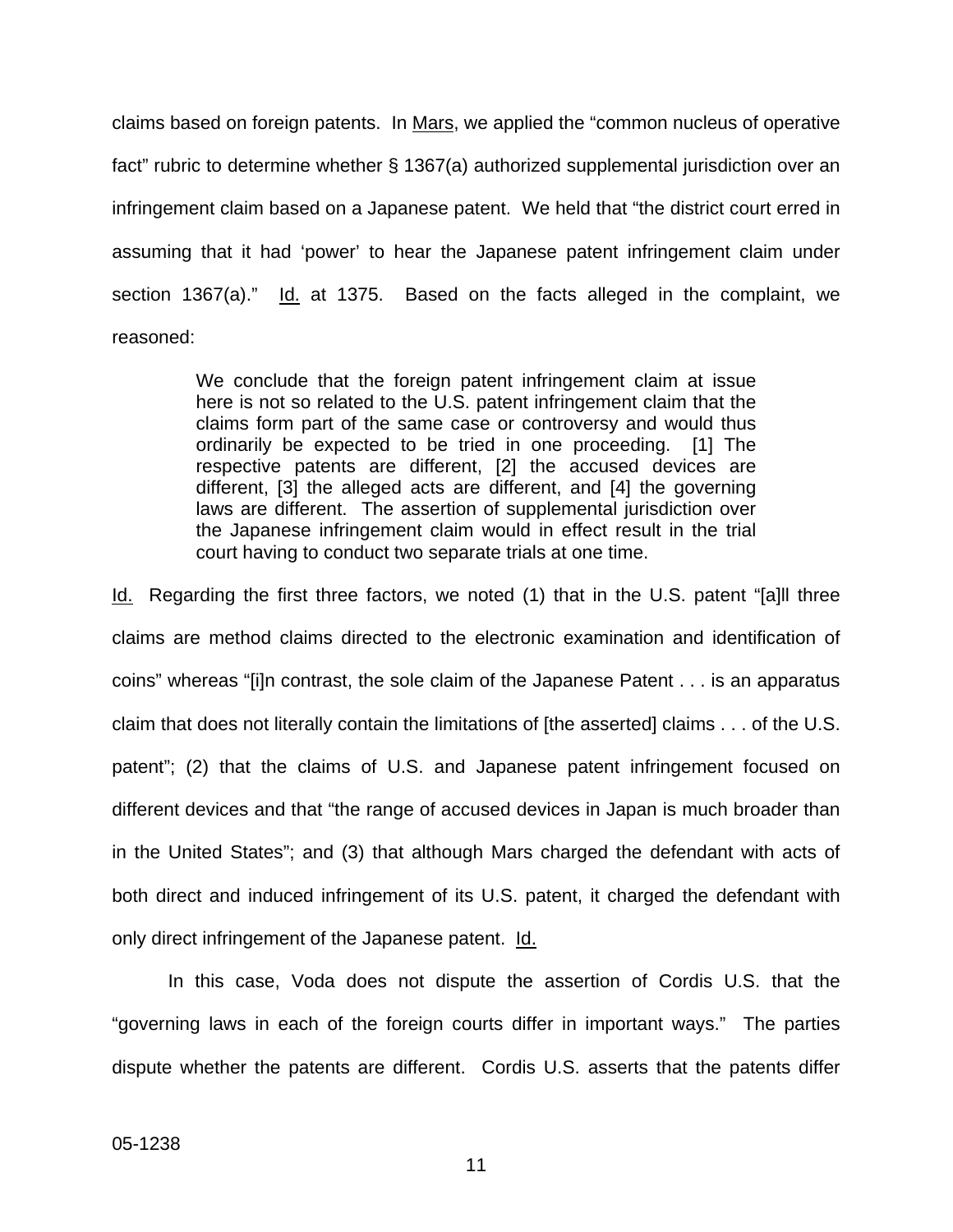claims based on foreign patents. In Mars, we applied the "common nucleus of operative fact" rubric to determine whether § 1367(a) authorized supplemental jurisdiction over an infringement claim based on a Japanese patent. We held that "the district court erred in assuming that it had 'power' to hear the Japanese patent infringement claim under section 1367(a)." Id. at 1375. Based on the facts alleged in the complaint, we reasoned:

> We conclude that the foreign patent infringement claim at issue here is not so related to the U.S. patent infringement claim that the claims form part of the same case or controversy and would thus ordinarily be expected to be tried in one proceeding. [1] The respective patents are different, [2] the accused devices are different, [3] the alleged acts are different, and [4] the governing laws are different. The assertion of supplemental jurisdiction over the Japanese infringement claim would in effect result in the trial court having to conduct two separate trials at one time.

Id. Regarding the first three factors, we noted (1) that in the U.S. patent "[a]ll three claims are method claims directed to the electronic examination and identification of coins" whereas "[i]n contrast, the sole claim of the Japanese Patent . . . is an apparatus claim that does not literally contain the limitations of [the asserted] claims . . . of the U.S. patent"; (2) that the claims of U.S. and Japanese patent infringement focused on different devices and that "the range of accused devices in Japan is much broader than in the United States"; and (3) that although Mars charged the defendant with acts of both direct and induced infringement of its U.S. patent, it charged the defendant with only direct infringement of the Japanese patent. Id.

In this case, Voda does not dispute the assertion of Cordis U.S. that the "governing laws in each of the foreign courts differ in important ways." The parties dispute whether the patents are different. Cordis U.S. asserts that the patents differ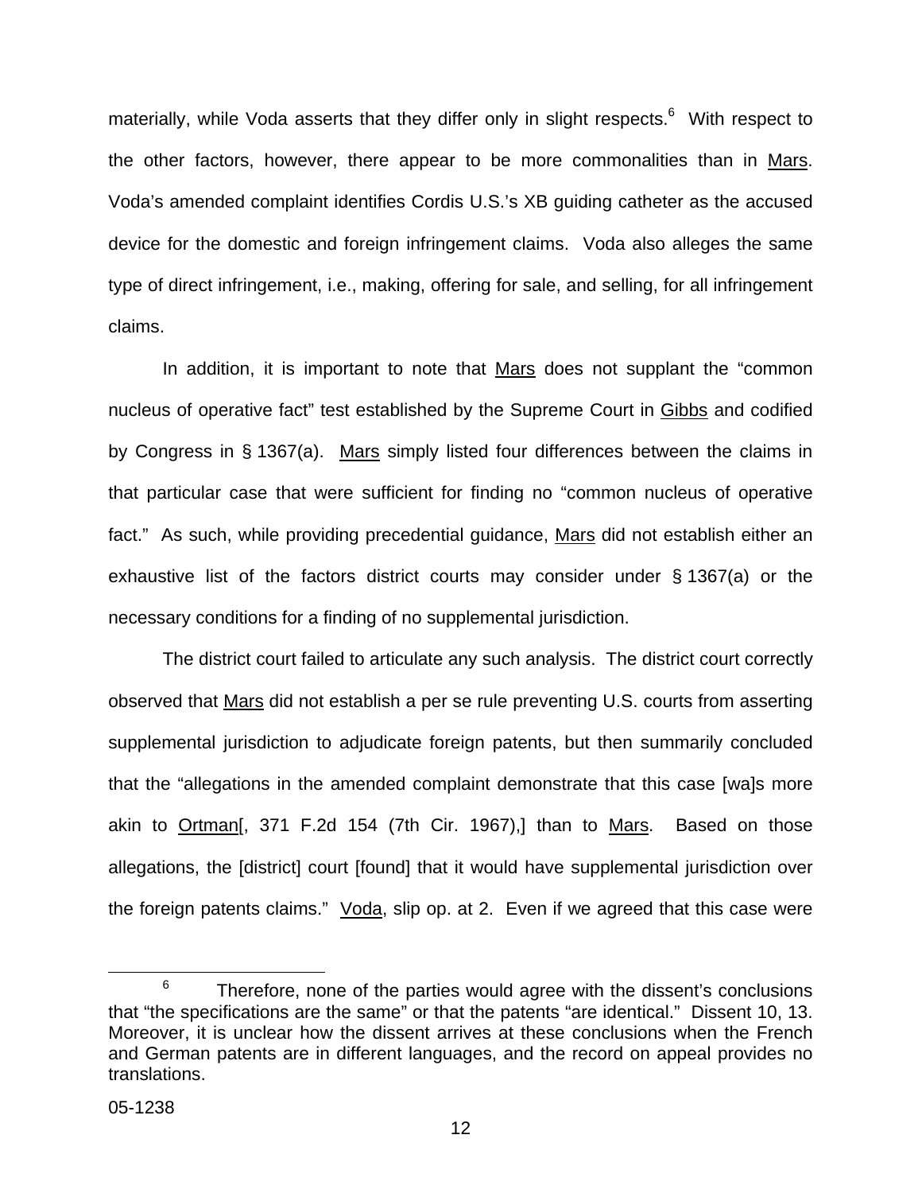materially, while Voda asserts that they differ only in slight respects.[6] With respect to the other factors, however, there appear to be more commonalities than in Mars. Voda's amended complaint identifies Cordis U.S.'s XB guiding catheter as the accused device for the domestic and foreign infringement claims. Voda also alleges the same type of direct infringement, i.e., making, offering for sale, and selling, for all infringement claims.

In addition, it is important to note that Mars does not supplant the "common nucleus of operative fact" test established by the Supreme Court in Gibbs and codified by Congress in § 1367(a). Mars simply listed four differences between the claims in that particular case that were sufficient for finding no "common nucleus of operative fact." As such, while providing precedential guidance, Mars did not establish either an exhaustive list of the factors district courts may consider under § 1367(a) or the necessary conditions for a finding of no supplemental jurisdiction.

The district court failed to articulate any such analysis. The district court correctly observed that Mars did not establish a per se rule preventing U.S. courts from asserting supplemental jurisdiction to adjudicate foreign patents, but then summarily concluded that the "allegations in the amended complaint demonstrate that this case [wa]s more akin to Ortman[, 371 F.2d 154 (7th Cir. 1967),] than to Mars. Based on those allegations, the [district] court [found] that it would have supplemental jurisdiction over the foreign patents claims." Voda, slip op. at 2. Even if we agreed that this case were

[6] Therefore, none of the parties would agree with the dissent's conclusions that "the specifications are the same" or that the patents "are identical." Dissent 10, 13. Moreover, it is unclear how the dissent arrives at these conclusions when the French and German patents are in different languages, and the record on appeal provides no translations.

05-1238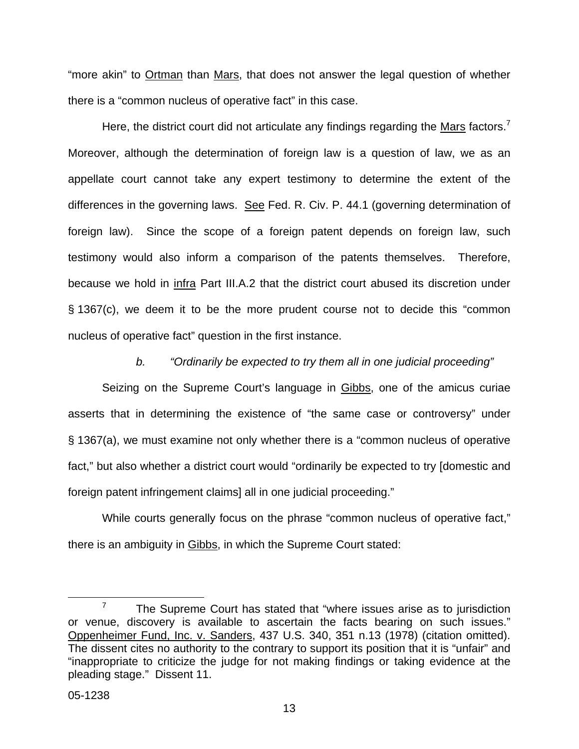"more akin" to Ortman than Mars, that does not answer the legal question of whether there is a "common nucleus of operative fact" in this case.

Here, the district court did not articulate any findings regarding the Mars factors.[7] Moreover, although the determination of foreign law is a question of law, we as an appellate court cannot take any expert testimony to determine the extent of the differences in the governing laws. See Fed. R. Civ. P. 44.1 (governing determination of foreign law). Since the scope of a foreign patent depends on foreign law, such testimony would also inform a comparison of the patents themselves. Therefore, because we hold in infra Part III.A.2 that the district court abused its discretion under § 1367(c), we deem it to be the more prudent course not to decide this "common nucleus of operative fact" question in the first instance.

*b. "Ordinarily be expected to try them all in one judicial proceeding"*

Seizing on the Supreme Court's language in Gibbs, one of the amicus curiae asserts that in determining the existence of "the same case or controversy" under § 1367(a), we must examine not only whether there is a "common nucleus of operative fact," but also whether a district court would "ordinarily be expected to try [domestic and foreign patent infringement claims] all in one judicial proceeding."

While courts generally focus on the phrase "common nucleus of operative fact," there is an ambiguity in Gibbs, in which the Supreme Court stated:

---

[7] The Supreme Court has stated that "where issues arise as to jurisdiction or venue, discovery is available to ascertain the facts bearing on such issues." Oppenheimer Fund, Inc. v. Sanders, 437 U.S. 340, 351 n.13 (1978) (citation omitted). The dissent cites no authority to the contrary to support its position that it is "unfair" and "inappropriate to criticize the judge for not making findings or taking evidence at the pleading stage." Dissent 11.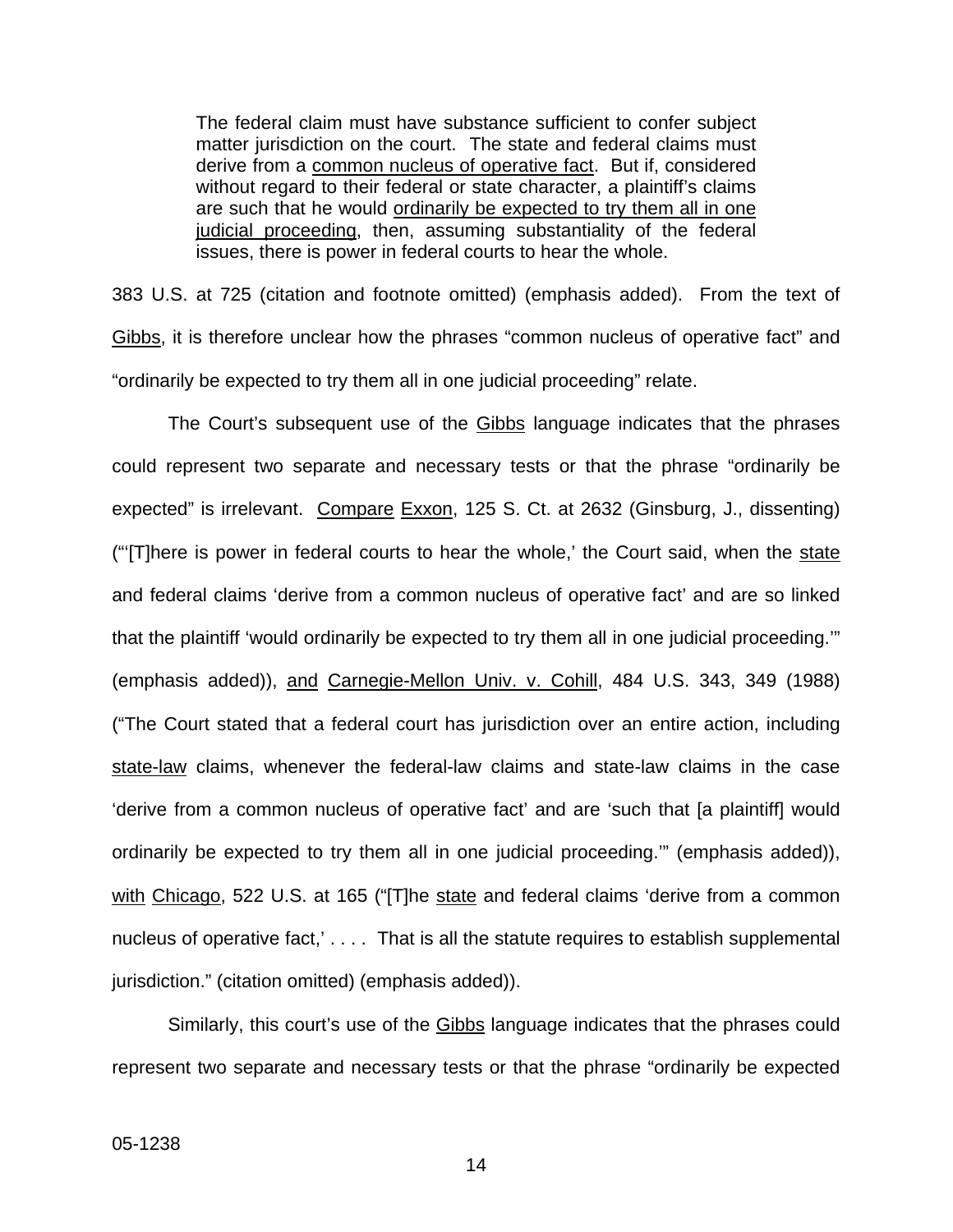> The federal claim must have substance sufficient to confer subject matter jurisdiction on the court. The state and federal claims must derive from a <u>common nucleus of operative fact</u>. But if, considered without regard to their federal or state character, a plaintiff's claims are such that he would <u>ordinarily be expected to try them all in one judicial proceeding</u>, then, assuming substantiality of the federal issues, there is power in federal courts to hear the whole.

383 U.S. at 725 (citation and footnote omitted) (emphasis added). From the text of <u>Gibbs</u>, it is therefore unclear how the phrases "common nucleus of operative fact" and "ordinarily be expected to try them all in one judicial proceeding" relate.

The Court's subsequent use of the <u>Gibbs</u> language indicates that the phrases could represent two separate and necessary tests or that the phrase "ordinarily be expected" is irrelevant. <u>Compare</u> <u>Exxon</u>, 125 S. Ct. at 2632 (Ginsburg, J., dissenting) ("'[T]here is power in federal courts to hear the whole,' the Court said, when the <u>state</u> and federal claims 'derive from a common nucleus of operative fact' and are so linked that the plaintiff 'would ordinarily be expected to try them all in one judicial proceeding.'" (emphasis added)), <u>and</u> <u>Carnegie-Mellon Univ. v. Cohill</u>, 484 U.S. 343, 349 (1988) ("The Court stated that a federal court has jurisdiction over an entire action, including <u>state-law</u> claims, whenever the federal-law claims and state-law claims in the case 'derive from a common nucleus of operative fact' and are 'such that [a plaintiff] would ordinarily be expected to try them all in one judicial proceeding.'" (emphasis added)), <u>with</u> <u>Chicago</u>, 522 U.S. at 165 ("[T]he <u>state</u> and federal claims 'derive from a common nucleus of operative fact,' . . . . That is all the statute requires to establish supplemental jurisdiction." (citation omitted) (emphasis added)).

Similarly, this court's use of the <u>Gibbs</u> language indicates that the phrases could represent two separate and necessary tests or that the phrase "ordinarily be expected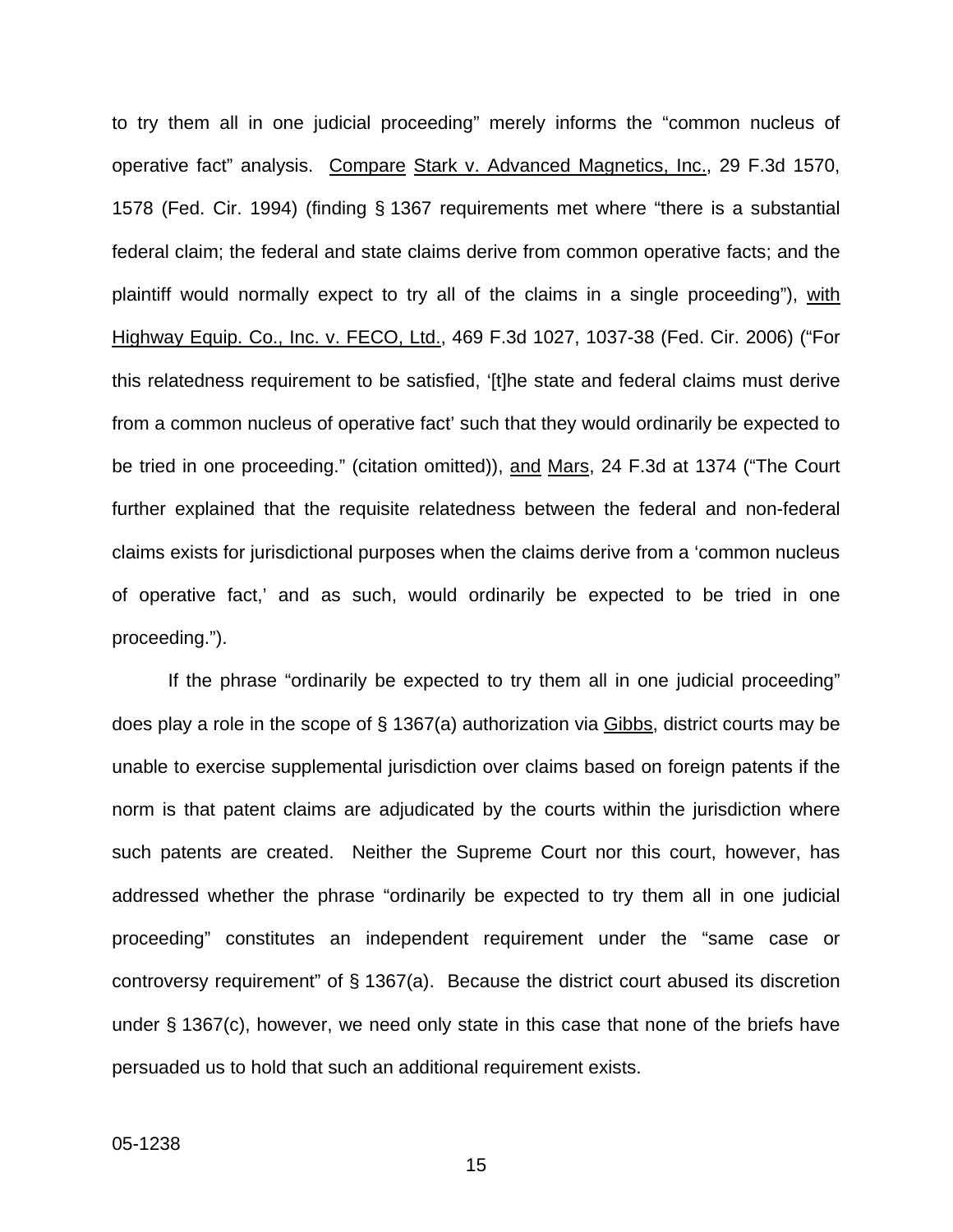to try them all in one judicial proceeding" merely informs the "common nucleus of operative fact" analysis. Compare Stark v. Advanced Magnetics, Inc., 29 F.3d 1570, 1578 (Fed. Cir. 1994) (finding § 1367 requirements met where "there is a substantial federal claim; the federal and state claims derive from common operative facts; and the plaintiff would normally expect to try all of the claims in a single proceeding"), with Highway Equip. Co., Inc. v. FECO, Ltd., 469 F.3d 1027, 1037-38 (Fed. Cir. 2006) ("For this relatedness requirement to be satisfied, '[t]he state and federal claims must derive from a common nucleus of operative fact' such that they would ordinarily be expected to be tried in one proceeding." (citation omitted)), and Mars, 24 F.3d at 1374 ("The Court further explained that the requisite relatedness between the federal and non-federal claims exists for jurisdictional purposes when the claims derive from a 'common nucleus of operative fact,' and as such, would ordinarily be expected to be tried in one proceeding.").

If the phrase "ordinarily be expected to try them all in one judicial proceeding" does play a role in the scope of § 1367(a) authorization via Gibbs, district courts may be unable to exercise supplemental jurisdiction over claims based on foreign patents if the norm is that patent claims are adjudicated by the courts within the jurisdiction where such patents are created. Neither the Supreme Court nor this court, however, has addressed whether the phrase "ordinarily be expected to try them all in one judicial proceeding" constitutes an independent requirement under the "same case or controversy requirement" of § 1367(a). Because the district court abused its discretion under § 1367(c), however, we need only state in this case that none of the briefs have persuaded us to hold that such an additional requirement exists.

05-1238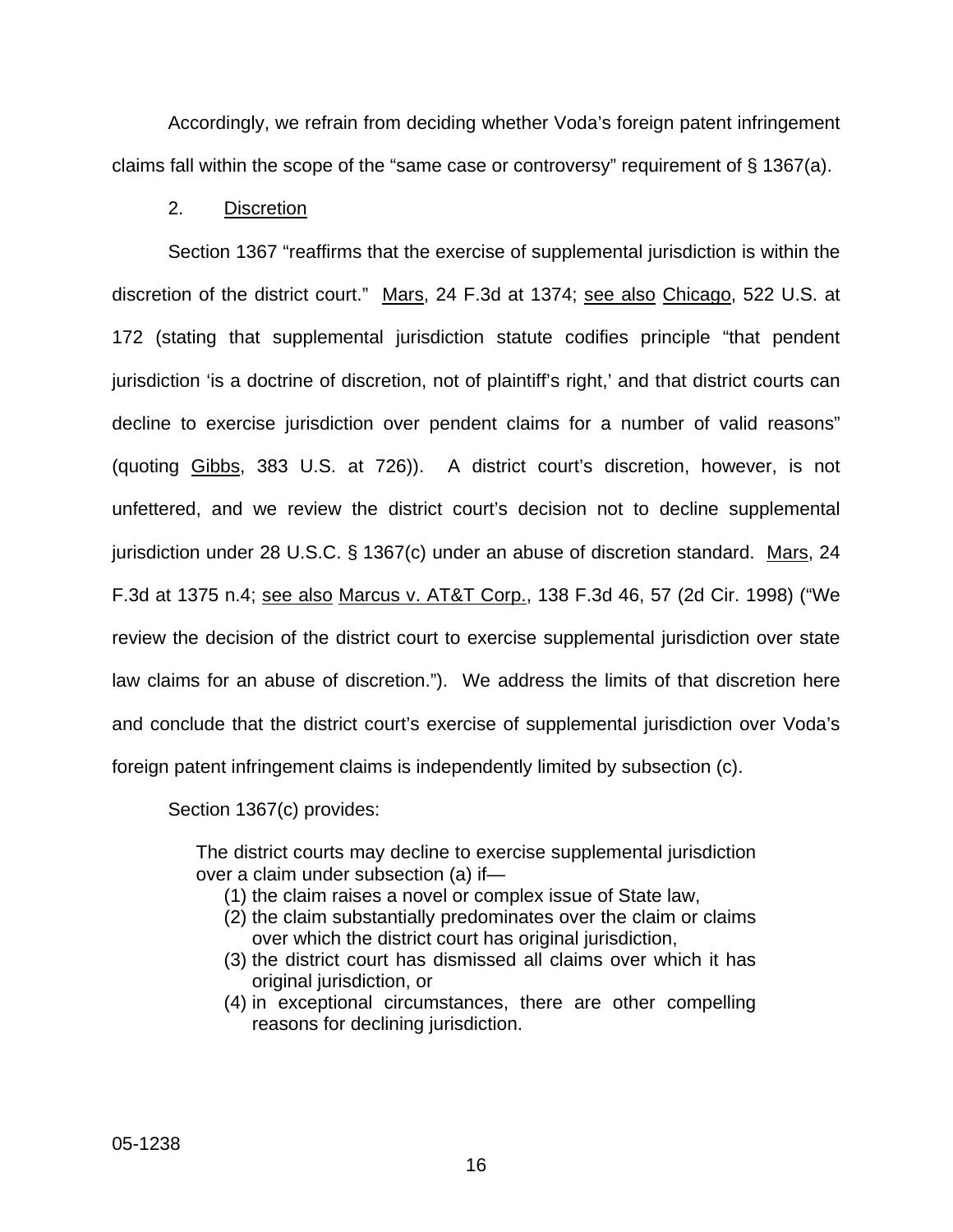Accordingly, we refrain from deciding whether Voda's foreign patent infringement claims fall within the scope of the "same case or controversy" requirement of § 1367(a).

2. Discretion

Section 1367 "reaffirms that the exercise of supplemental jurisdiction is within the discretion of the district court." Mars, 24 F.3d at 1374; see also Chicago, 522 U.S. at 172 (stating that supplemental jurisdiction statute codifies principle "that pendent jurisdiction 'is a doctrine of discretion, not of plaintiff's right,' and that district courts can decline to exercise jurisdiction over pendent claims for a number of valid reasons" (quoting Gibbs, 383 U.S. at 726)). A district court's discretion, however, is not unfettered, and we review the district court's decision not to decline supplemental jurisdiction under 28 U.S.C. § 1367(c) under an abuse of discretion standard. Mars, 24 F.3d at 1375 n.4; see also Marcus v. AT&T Corp., 138 F.3d 46, 57 (2d Cir. 1998) ("We review the decision of the district court to exercise supplemental jurisdiction over state law claims for an abuse of discretion."). We address the limits of that discretion here and conclude that the district court's exercise of supplemental jurisdiction over Voda's foreign patent infringement claims is independently limited by subsection (c).

Section 1367(c) provides:

> The district courts may decline to exercise supplemental jurisdiction over a claim under subsection (a) if—
> (1) the claim raises a novel or complex issue of State law,
> (2) the claim substantially predominates over the claim or claims over which the district court has original jurisdiction,
> (3) the district court has dismissed all claims over which it has original jurisdiction, or
> (4) in exceptional circumstances, there are other compelling reasons for declining jurisdiction.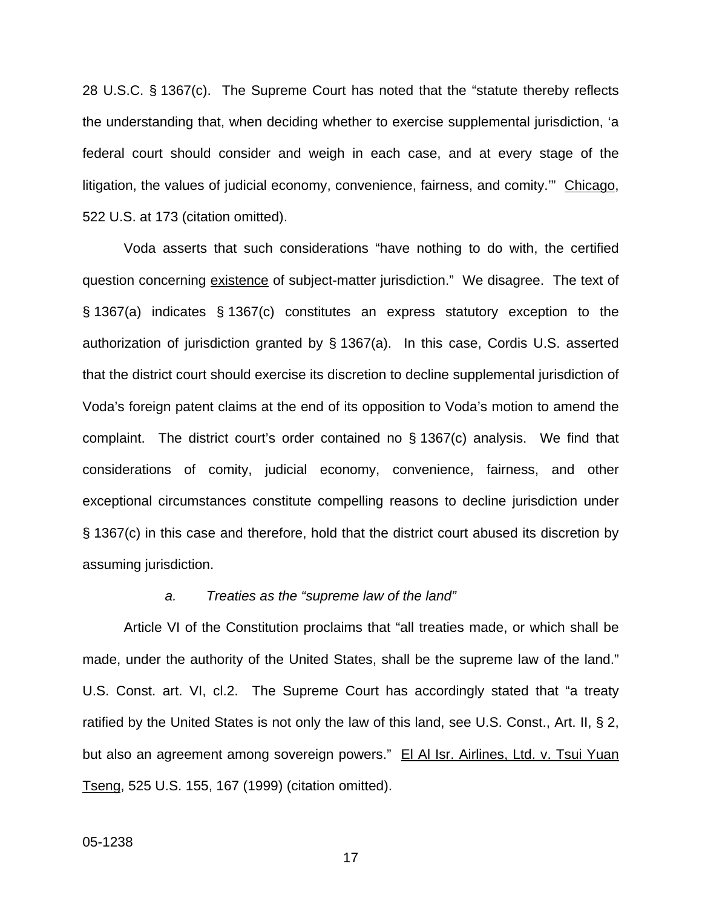28 U.S.C. § 1367(c). The Supreme Court has noted that the "statute thereby reflects the understanding that, when deciding whether to exercise supplemental jurisdiction, 'a federal court should consider and weigh in each case, and at every stage of the litigation, the values of judicial economy, convenience, fairness, and comity.'" Chicago, 522 U.S. at 173 (citation omitted).

Voda asserts that such considerations "have nothing to do with, the certified question concerning existence of subject-matter jurisdiction." We disagree. The text of § 1367(a) indicates § 1367(c) constitutes an express statutory exception to the authorization of jurisdiction granted by § 1367(a). In this case, Cordis U.S. asserted that the district court should exercise its discretion to decline supplemental jurisdiction of Voda's foreign patent claims at the end of its opposition to Voda's motion to amend the complaint. The district court's order contained no § 1367(c) analysis. We find that considerations of comity, judicial economy, convenience, fairness, and other exceptional circumstances constitute compelling reasons to decline jurisdiction under § 1367(c) in this case and therefore, hold that the district court abused its discretion by assuming jurisdiction.

*a. Treaties as the "supreme law of the land"*

Article VI of the Constitution proclaims that "all treaties made, or which shall be made, under the authority of the United States, shall be the supreme law of the land." U.S. Const. art. VI, cl.2. The Supreme Court has accordingly stated that "a treaty ratified by the United States is not only the law of this land, see U.S. Const., Art. II, § 2, but also an agreement among sovereign powers." El Al Isr. Airlines, Ltd. v. Tsui Yuan Tseng, 525 U.S. 155, 167 (1999) (citation omitted).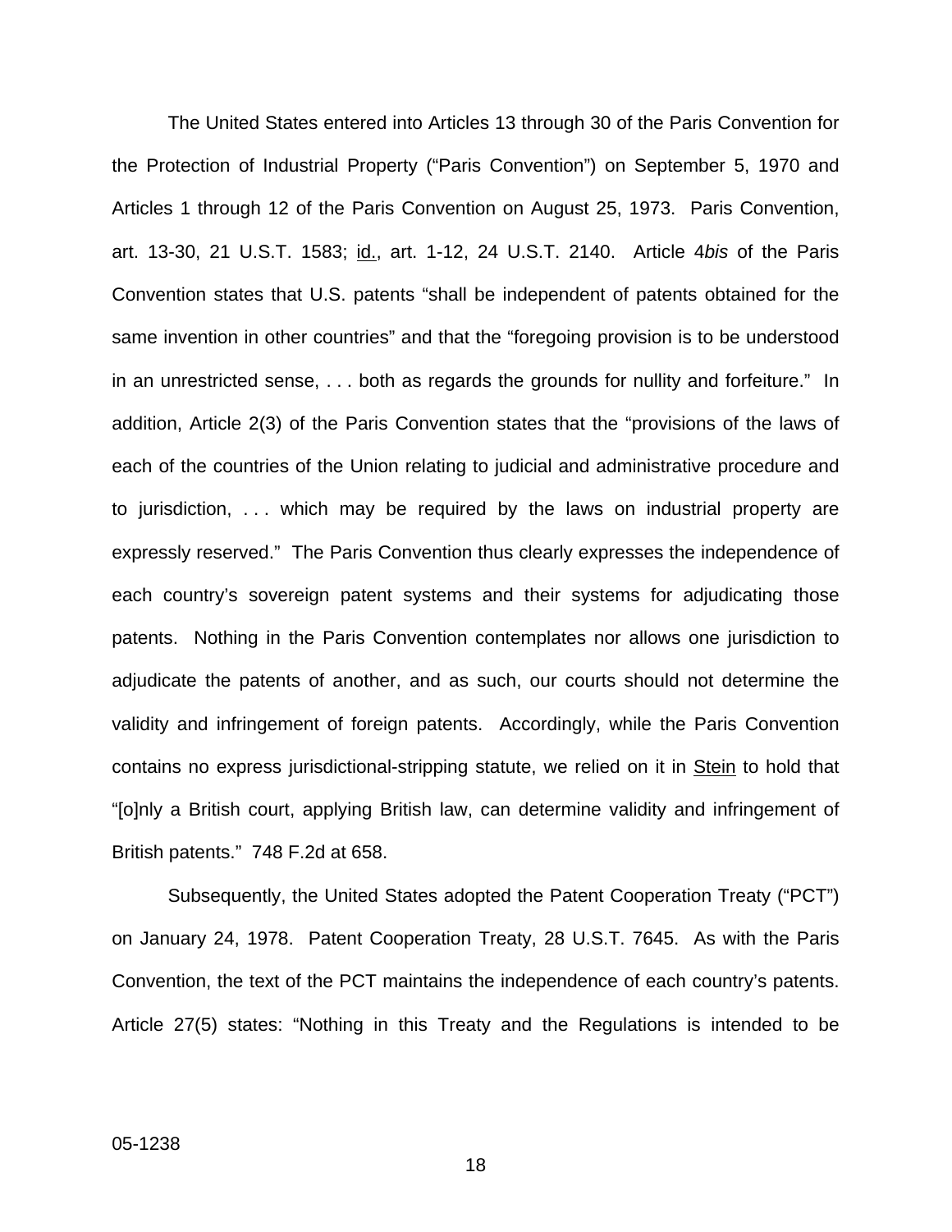The United States entered into Articles 13 through 30 of the Paris Convention for the Protection of Industrial Property ("Paris Convention") on September 5, 1970 and Articles 1 through 12 of the Paris Convention on August 25, 1973. Paris Convention, art. 13-30, 21 U.S.T. 1583; id., art. 1-12, 24 U.S.T. 2140. Article 4*bis* of the Paris Convention states that U.S. patents "shall be independent of patents obtained for the same invention in other countries" and that the "foregoing provision is to be understood in an unrestricted sense, . . . both as regards the grounds for nullity and forfeiture." In addition, Article 2(3) of the Paris Convention states that the "provisions of the laws of each of the countries of the Union relating to judicial and administrative procedure and to jurisdiction, . . . which may be required by the laws on industrial property are expressly reserved." The Paris Convention thus clearly expresses the independence of each country's sovereign patent systems and their systems for adjudicating those patents. Nothing in the Paris Convention contemplates nor allows one jurisdiction to adjudicate the patents of another, and as such, our courts should not determine the validity and infringement of foreign patents. Accordingly, while the Paris Convention contains no express jurisdictional-stripping statute, we relied on it in Stein to hold that "[o]nly a British court, applying British law, can determine validity and infringement of British patents." 748 F.2d at 658.

Subsequently, the United States adopted the Patent Cooperation Treaty ("PCT") on January 24, 1978. Patent Cooperation Treaty, 28 U.S.T. 7645. As with the Paris Convention, the text of the PCT maintains the independence of each country's patents. Article 27(5) states: "Nothing in this Treaty and the Regulations is intended to be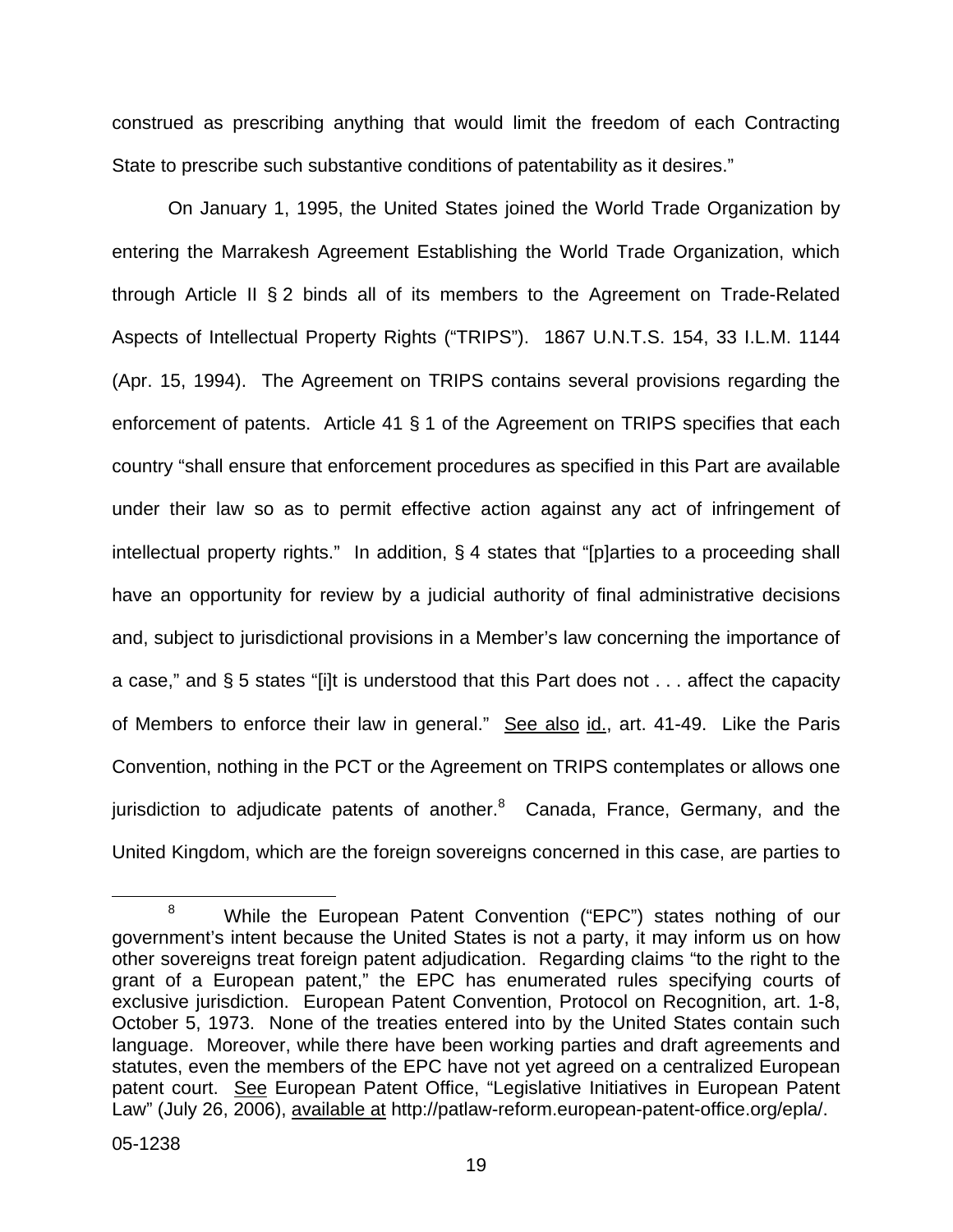construed as prescribing anything that would limit the freedom of each Contracting State to prescribe such substantive conditions of patentability as it desires."

On January 1, 1995, the United States joined the World Trade Organization by entering the Marrakesh Agreement Establishing the World Trade Organization, which through Article II § 2 binds all of its members to the Agreement on Trade-Related Aspects of Intellectual Property Rights ("TRIPS"). 1867 U.N.T.S. 154, 33 I.L.M. 1144 (Apr. 15, 1994). The Agreement on TRIPS contains several provisions regarding the enforcement of patents. Article 41 § 1 of the Agreement on TRIPS specifies that each country "shall ensure that enforcement procedures as specified in this Part are available under their law so as to permit effective action against any act of infringement of intellectual property rights." In addition, § 4 states that "[p]arties to a proceeding shall have an opportunity for review by a judicial authority of final administrative decisions and, subject to jurisdictional provisions in a Member's law concerning the importance of a case," and § 5 states "[i]t is understood that this Part does not . . . affect the capacity of Members to enforce their law in general." See also id., art. 41-49. Like the Paris Convention, nothing in the PCT or the Agreement on TRIPS contemplates or allows one jurisdiction to adjudicate patents of another.[8] Canada, France, Germany, and the United Kingdom, which are the foreign sovereigns concerned in this case, are parties to

[8] While the European Patent Convention ("EPC") states nothing of our government's intent because the United States is not a party, it may inform us on how other sovereigns treat foreign patent adjudication. Regarding claims "to the right to the grant of a European patent," the EPC has enumerated rules specifying courts of exclusive jurisdiction. European Patent Convention, Protocol on Recognition, art. 1-8, October 5, 1973. None of the treaties entered into by the United States contain such language. Moreover, while there have been working parties and draft agreements and statutes, even the members of the EPC have not yet agreed on a centralized European patent court. See European Patent Office, "Legislative Initiatives in European Patent Law" (July 26, 2006), available at http://patlaw-reform.european-patent-office.org/epla/.

05-1238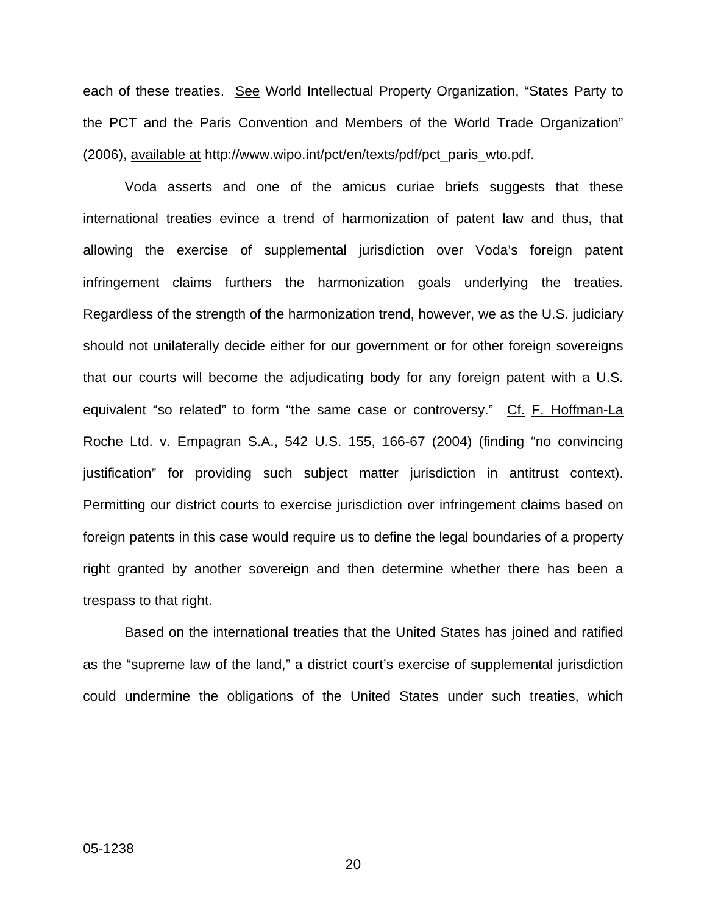each of these treaties. See World Intellectual Property Organization, "States Party to the PCT and the Paris Convention and Members of the World Trade Organization" (2006), available at http://www.wipo.int/pct/en/texts/pdf/pct_paris_wto.pdf.

Voda asserts and one of the amicus curiae briefs suggests that these international treaties evince a trend of harmonization of patent law and thus, that allowing the exercise of supplemental jurisdiction over Voda's foreign patent infringement claims furthers the harmonization goals underlying the treaties. Regardless of the strength of the harmonization trend, however, we as the U.S. judiciary should not unilaterally decide either for our government or for other foreign sovereigns that our courts will become the adjudicating body for any foreign patent with a U.S. equivalent "so related" to form "the same case or controversy." Cf. F. Hoffman-La Roche Ltd. v. Empagran S.A., 542 U.S. 155, 166-67 (2004) (finding "no convincing justification" for providing such subject matter jurisdiction in antitrust context). Permitting our district courts to exercise jurisdiction over infringement claims based on foreign patents in this case would require us to define the legal boundaries of a property right granted by another sovereign and then determine whether there has been a trespass to that right.

Based on the international treaties that the United States has joined and ratified as the "supreme law of the land," a district court's exercise of supplemental jurisdiction could undermine the obligations of the United States under such treaties, which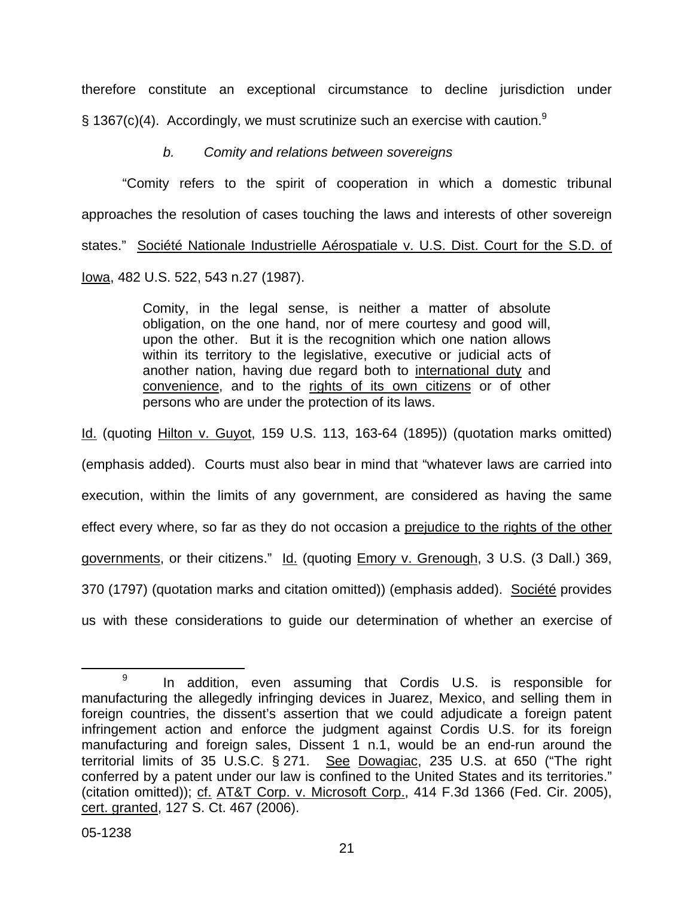therefore constitute an exceptional circumstance to decline jurisdiction under § 1367(c)(4). Accordingly, we must scrutinize such an exercise with caution.[9]

*b. Comity and relations between sovereigns*

"Comity refers to the spirit of cooperation in which a domestic tribunal approaches the resolution of cases touching the laws and interests of other sovereign states." Société Nationale Industrielle Aérospatiale v. U.S. Dist. Court for the S.D. of Iowa, 482 U.S. 522, 543 n.27 (1987).

> Comity, in the legal sense, is neither a matter of absolute obligation, on the one hand, nor of mere courtesy and good will, upon the other. But it is the recognition which one nation allows within its territory to the legislative, executive or judicial acts of another nation, having due regard both to international duty and convenience, and to the rights of its own citizens or of other persons who are under the protection of its laws.

Id. (quoting Hilton v. Guyot, 159 U.S. 113, 163-64 (1895)) (quotation marks omitted) (emphasis added). Courts must also bear in mind that "whatever laws are carried into execution, within the limits of any government, are considered as having the same effect every where, so far as they do not occasion a prejudice to the rights of the other governments, or their citizens." Id. (quoting Emory v. Grenough, 3 U.S. (3 Dall.) 369, 370 (1797) (quotation marks and citation omitted)) (emphasis added). Société provides us with these considerations to guide our determination of whether an exercise of

---

[9] In addition, even assuming that Cordis U.S. is responsible for manufacturing the allegedly infringing devices in Juarez, Mexico, and selling them in foreign countries, the dissent's assertion that we could adjudicate a foreign patent infringement action and enforce the judgment against Cordis U.S. for its foreign manufacturing and foreign sales, Dissent 1 n.1, would be an end-run around the territorial limits of 35 U.S.C. § 271. See Dowagiac, 235 U.S. at 650 ("The right conferred by a patent under our law is confined to the United States and its territories." (citation omitted)); cf. AT&T Corp. v. Microsoft Corp., 414 F.3d 1366 (Fed. Cir. 2005), cert. granted, 127 S. Ct. 467 (2006).

05-1238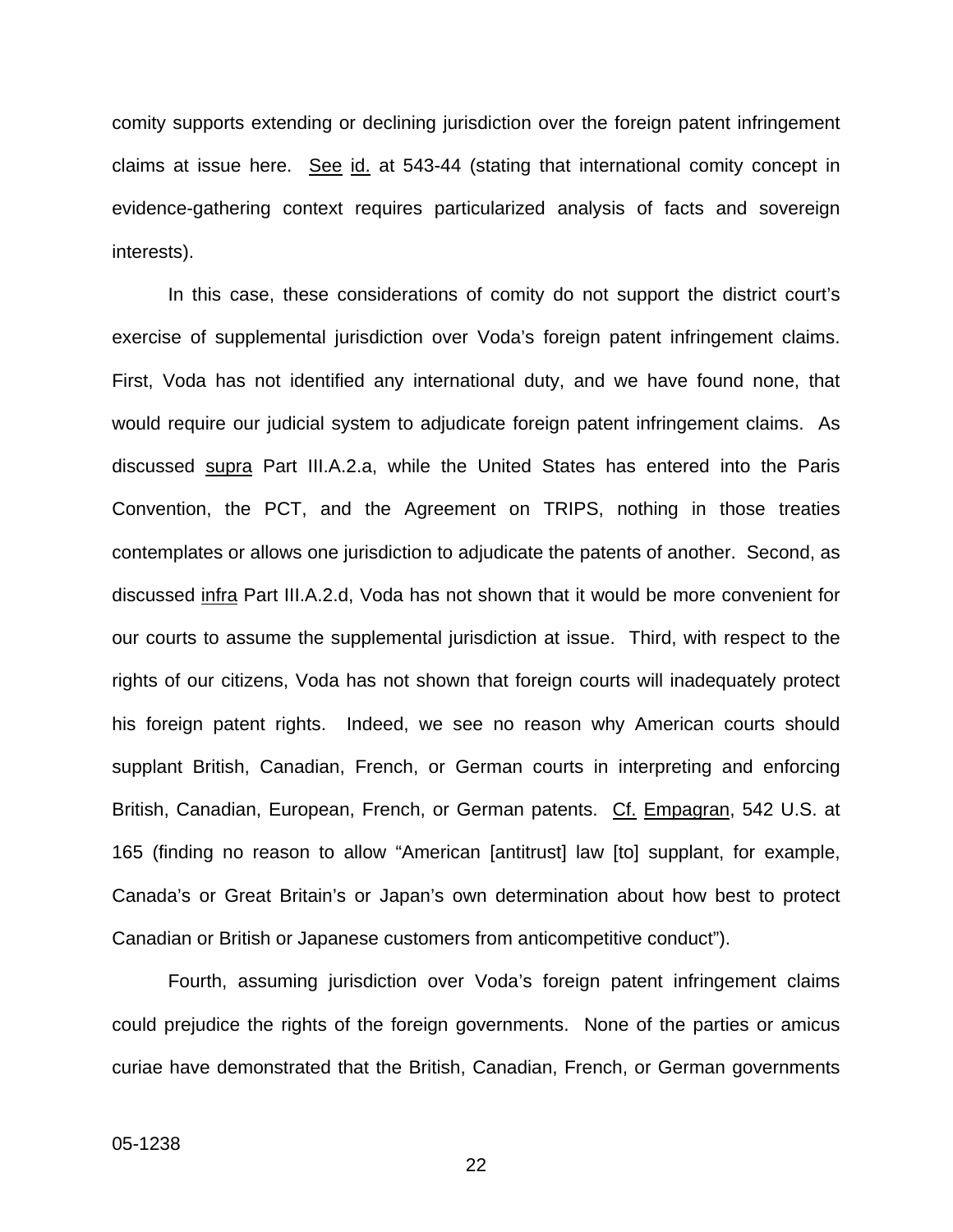comity supports extending or declining jurisdiction over the foreign patent infringement claims at issue here. See id. at 543-44 (stating that international comity concept in evidence-gathering context requires particularized analysis of facts and sovereign interests).

In this case, these considerations of comity do not support the district court's exercise of supplemental jurisdiction over Voda's foreign patent infringement claims. First, Voda has not identified any international duty, and we have found none, that would require our judicial system to adjudicate foreign patent infringement claims. As discussed supra Part III.A.2.a, while the United States has entered into the Paris Convention, the PCT, and the Agreement on TRIPS, nothing in those treaties contemplates or allows one jurisdiction to adjudicate the patents of another. Second, as discussed infra Part III.A.2.d, Voda has not shown that it would be more convenient for our courts to assume the supplemental jurisdiction at issue. Third, with respect to the rights of our citizens, Voda has not shown that foreign courts will inadequately protect his foreign patent rights. Indeed, we see no reason why American courts should supplant British, Canadian, French, or German courts in interpreting and enforcing British, Canadian, European, French, or German patents. Cf. Empagran, 542 U.S. at 165 (finding no reason to allow "American [antitrust] law [to] supplant, for example, Canada's or Great Britain's or Japan's own determination about how best to protect Canadian or British or Japanese customers from anticompetitive conduct").

Fourth, assuming jurisdiction over Voda's foreign patent infringement claims could prejudice the rights of the foreign governments. None of the parties or amicus curiae have demonstrated that the British, Canadian, French, or German governments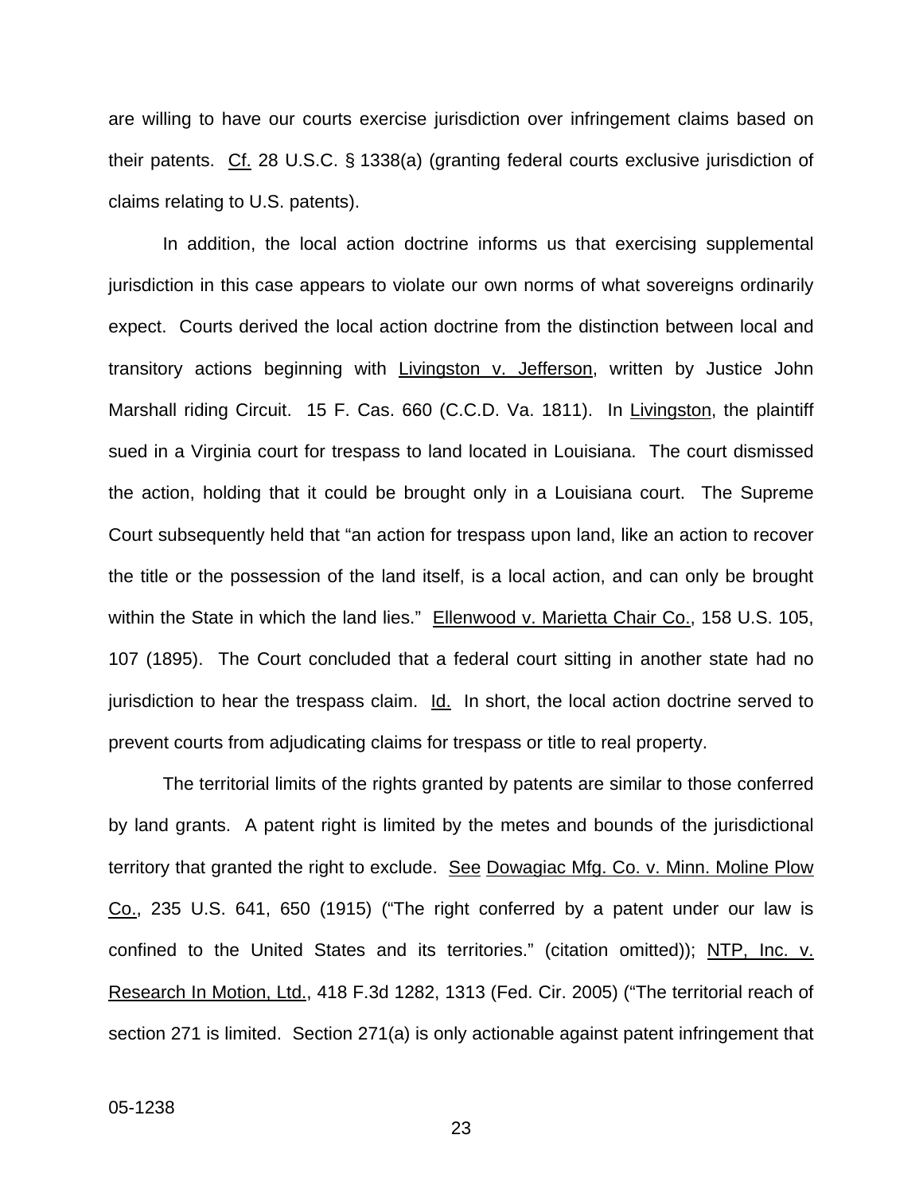are willing to have our courts exercise jurisdiction over infringement claims based on their patents. Cf. 28 U.S.C. § 1338(a) (granting federal courts exclusive jurisdiction of claims relating to U.S. patents).

In addition, the local action doctrine informs us that exercising supplemental jurisdiction in this case appears to violate our own norms of what sovereigns ordinarily expect. Courts derived the local action doctrine from the distinction between local and transitory actions beginning with Livingston v. Jefferson, written by Justice John Marshall riding Circuit. 15 F. Cas. 660 (C.C.D. Va. 1811). In Livingston, the plaintiff sued in a Virginia court for trespass to land located in Louisiana. The court dismissed the action, holding that it could be brought only in a Louisiana court. The Supreme Court subsequently held that "an action for trespass upon land, like an action to recover the title or the possession of the land itself, is a local action, and can only be brought within the State in which the land lies." Ellenwood v. Marietta Chair Co., 158 U.S. 105, 107 (1895). The Court concluded that a federal court sitting in another state had no jurisdiction to hear the trespass claim. Id. In short, the local action doctrine served to prevent courts from adjudicating claims for trespass or title to real property.

The territorial limits of the rights granted by patents are similar to those conferred by land grants. A patent right is limited by the metes and bounds of the jurisdictional territory that granted the right to exclude. See Dowagiac Mfg. Co. v. Minn. Moline Plow Co., 235 U.S. 641, 650 (1915) ("The right conferred by a patent under our law is confined to the United States and its territories." (citation omitted)); NTP, Inc. v. Research In Motion, Ltd., 418 F.3d 1282, 1313 (Fed. Cir. 2005) ("The territorial reach of section 271 is limited. Section 271(a) is only actionable against patent infringement that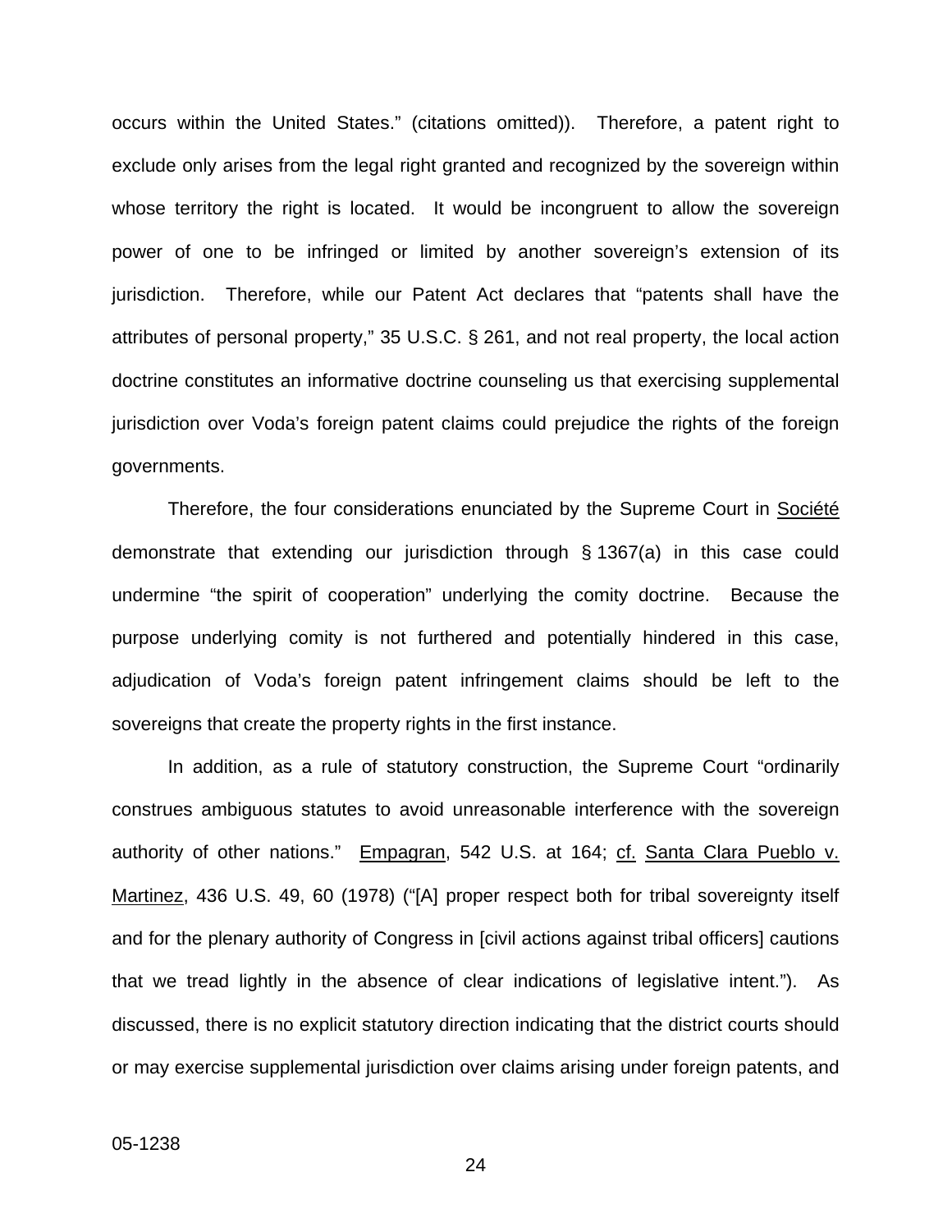occurs within the United States." (citations omitted)). Therefore, a patent right to exclude only arises from the legal right granted and recognized by the sovereign within whose territory the right is located. It would be incongruent to allow the sovereign power of one to be infringed or limited by another sovereign's extension of its jurisdiction. Therefore, while our Patent Act declares that "patents shall have the attributes of personal property," 35 U.S.C. § 261, and not real property, the local action doctrine constitutes an informative doctrine counseling us that exercising supplemental jurisdiction over Voda's foreign patent claims could prejudice the rights of the foreign governments.

Therefore, the four considerations enunciated by the Supreme Court in Société demonstrate that extending our jurisdiction through § 1367(a) in this case could undermine "the spirit of cooperation" underlying the comity doctrine. Because the purpose underlying comity is not furthered and potentially hindered in this case, adjudication of Voda's foreign patent infringement claims should be left to the sovereigns that create the property rights in the first instance.

In addition, as a rule of statutory construction, the Supreme Court "ordinarily construes ambiguous statutes to avoid unreasonable interference with the sovereign authority of other nations." Empagran, 542 U.S. at 164; cf. Santa Clara Pueblo v. Martinez, 436 U.S. 49, 60 (1978) ("[A] proper respect both for tribal sovereignty itself and for the plenary authority of Congress in [civil actions against tribal officers] cautions that we tread lightly in the absence of clear indications of legislative intent."). As discussed, there is no explicit statutory direction indicating that the district courts should or may exercise supplemental jurisdiction over claims arising under foreign patents, and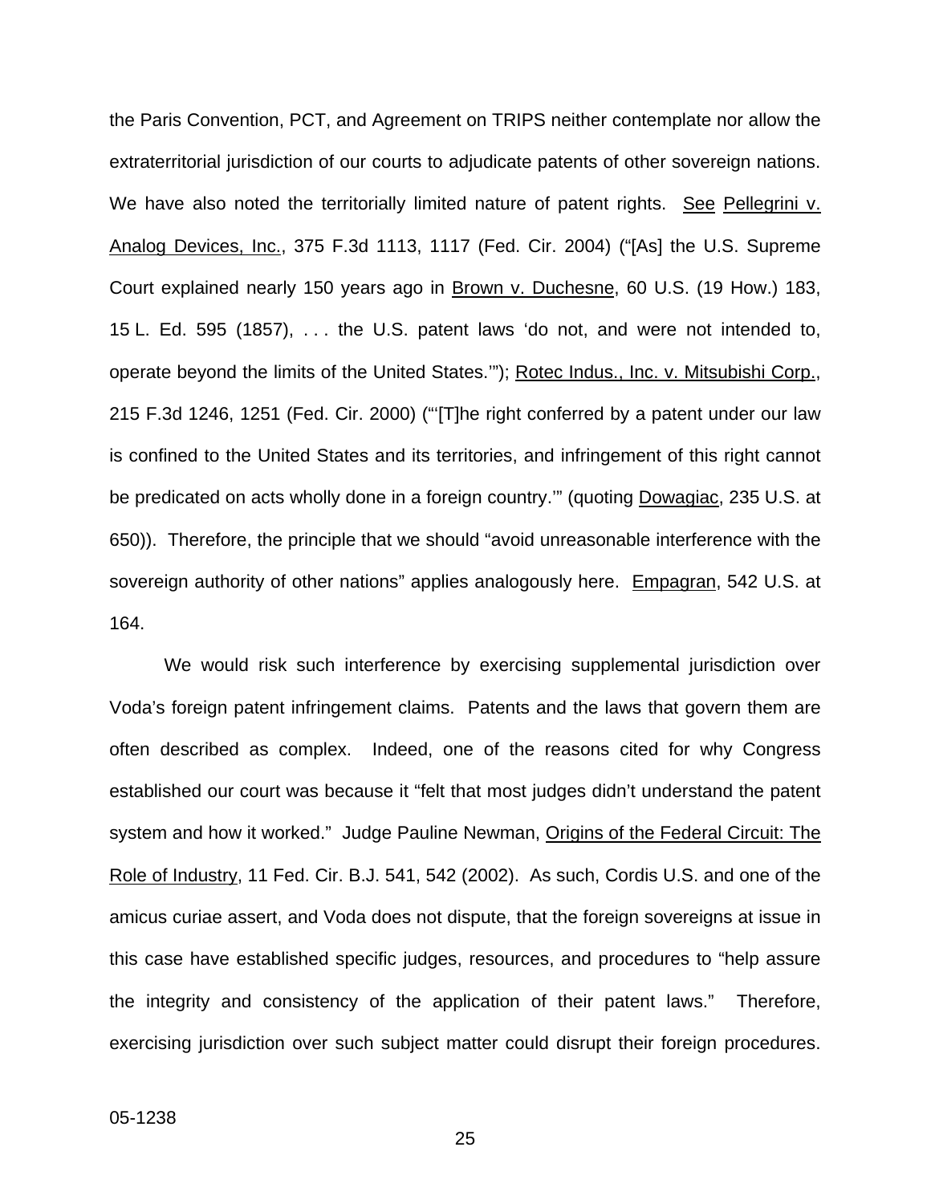the Paris Convention, PCT, and Agreement on TRIPS neither contemplate nor allow the extraterritorial jurisdiction of our courts to adjudicate patents of other sovereign nations. We have also noted the territorially limited nature of patent rights. See Pellegrini v. Analog Devices, Inc., 375 F.3d 1113, 1117 (Fed. Cir. 2004) ("[As] the U.S. Supreme Court explained nearly 150 years ago in Brown v. Duchesne, 60 U.S. (19 How.) 183, 15 L. Ed. 595 (1857), . . . the U.S. patent laws 'do not, and were not intended to, operate beyond the limits of the United States.'"); Rotec Indus., Inc. v. Mitsubishi Corp., 215 F.3d 1246, 1251 (Fed. Cir. 2000) ("'[T]he right conferred by a patent under our law is confined to the United States and its territories, and infringement of this right cannot be predicated on acts wholly done in a foreign country.'" (quoting Dowagiac, 235 U.S. at 650)). Therefore, the principle that we should "avoid unreasonable interference with the sovereign authority of other nations" applies analogously here. Empagran, 542 U.S. at 164.

We would risk such interference by exercising supplemental jurisdiction over Voda's foreign patent infringement claims. Patents and the laws that govern them are often described as complex. Indeed, one of the reasons cited for why Congress established our court was because it "felt that most judges didn't understand the patent system and how it worked." Judge Pauline Newman, Origins of the Federal Circuit: The Role of Industry, 11 Fed. Cir. B.J. 541, 542 (2002). As such, Cordis U.S. and one of the amicus curiae assert, and Voda does not dispute, that the foreign sovereigns at issue in this case have established specific judges, resources, and procedures to "help assure the integrity and consistency of the application of their patent laws." Therefore, exercising jurisdiction over such subject matter could disrupt their foreign procedures.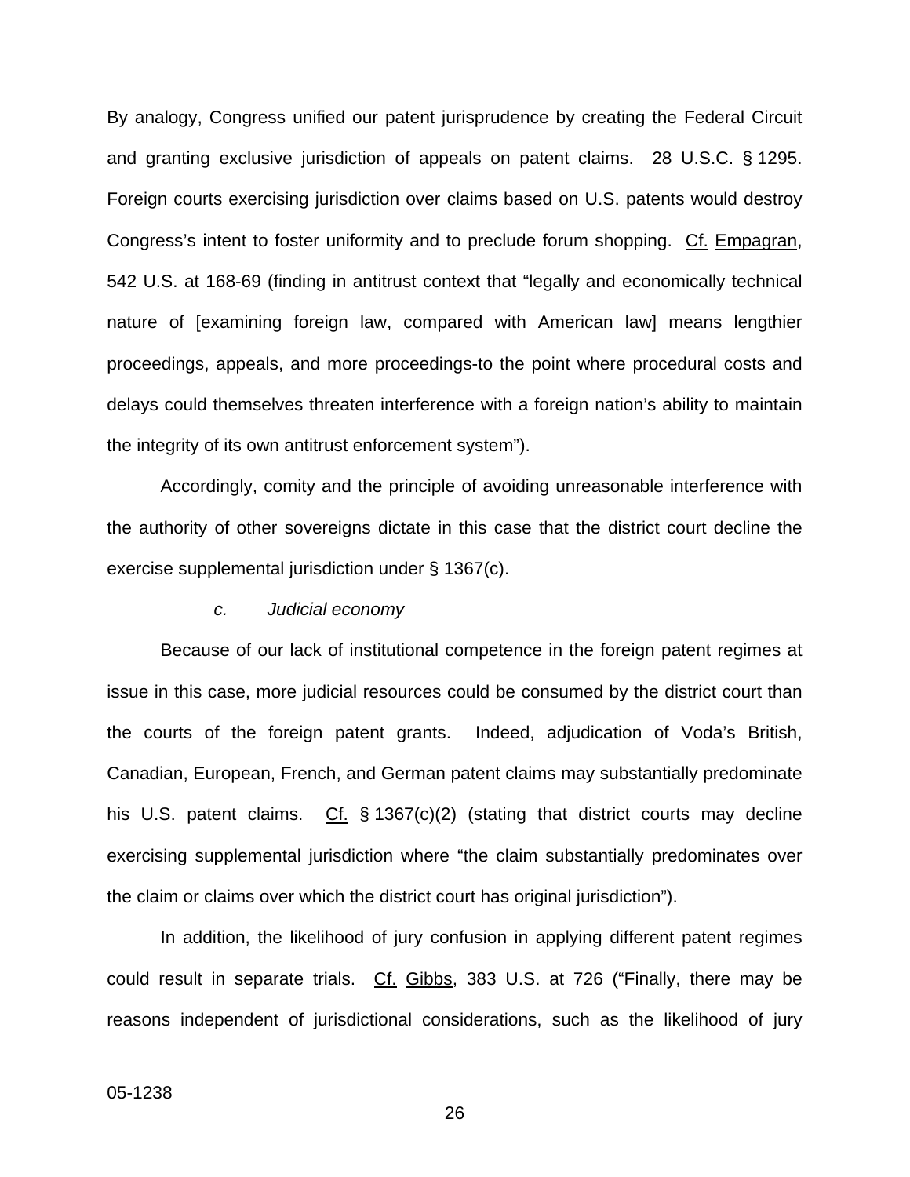By analogy, Congress unified our patent jurisprudence by creating the Federal Circuit and granting exclusive jurisdiction of appeals on patent claims. 28 U.S.C. § 1295. Foreign courts exercising jurisdiction over claims based on U.S. patents would destroy Congress's intent to foster uniformity and to preclude forum shopping. Cf. Empagran, 542 U.S. at 168-69 (finding in antitrust context that "legally and economically technical nature of [examining foreign law, compared with American law] means lengthier proceedings, appeals, and more proceedings-to the point where procedural costs and delays could themselves threaten interference with a foreign nation's ability to maintain the integrity of its own antitrust enforcement system").

Accordingly, comity and the principle of avoiding unreasonable interference with the authority of other sovereigns dictate in this case that the district court decline the exercise supplemental jurisdiction under § 1367(c).

*c. Judicial economy*

Because of our lack of institutional competence in the foreign patent regimes at issue in this case, more judicial resources could be consumed by the district court than the courts of the foreign patent grants. Indeed, adjudication of Voda's British, Canadian, European, French, and German patent claims may substantially predominate his U.S. patent claims. Cf. § 1367(c)(2) (stating that district courts may decline exercising supplemental jurisdiction where "the claim substantially predominates over the claim or claims over which the district court has original jurisdiction").

In addition, the likelihood of jury confusion in applying different patent regimes could result in separate trials. Cf. Gibbs, 383 U.S. at 726 ("Finally, there may be reasons independent of jurisdictional considerations, such as the likelihood of jury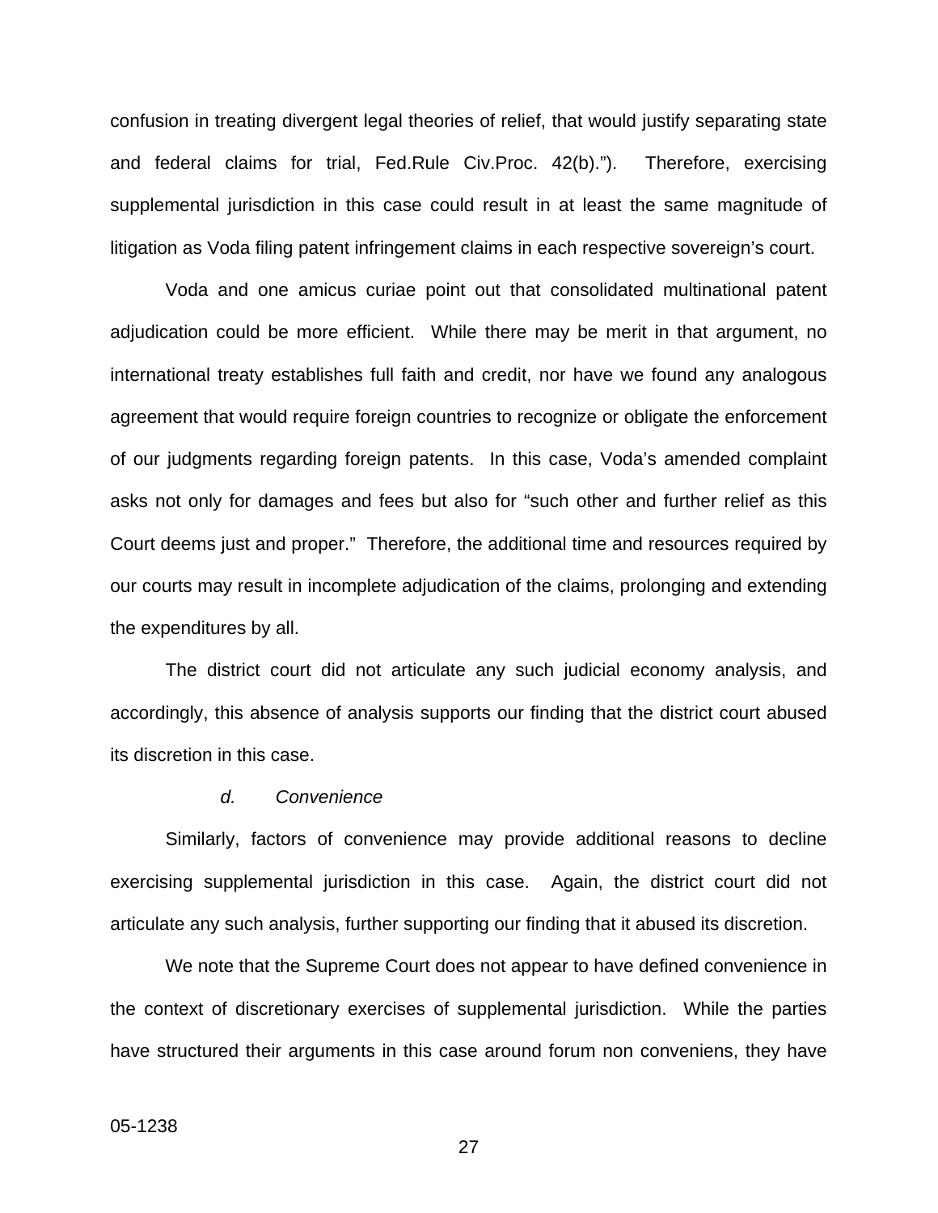confusion in treating divergent legal theories of relief, that would justify separating state and federal claims for trial, Fed.Rule Civ.Proc. 42(b).”). Therefore, exercising supplemental jurisdiction in this case could result in at least the same magnitude of litigation as Voda filing patent infringement claims in each respective sovereign’s court.

Voda and one amicus curiae point out that consolidated multinational patent adjudication could be more efficient. While there may be merit in that argument, no international treaty establishes full faith and credit, nor have we found any analogous agreement that would require foreign countries to recognize or obligate the enforcement of our judgments regarding foreign patents. In this case, Voda’s amended complaint asks not only for damages and fees but also for “such other and further relief as this Court deems just and proper.” Therefore, the additional time and resources required by our courts may result in incomplete adjudication of the claims, prolonging and extending the expenditures by all.

The district court did not articulate any such judicial economy analysis, and accordingly, this absence of analysis supports our finding that the district court abused its discretion in this case.

*d. Convenience*

Similarly, factors of convenience may provide additional reasons to decline exercising supplemental jurisdiction in this case. Again, the district court did not articulate any such analysis, further supporting our finding that it abused its discretion.

We note that the Supreme Court does not appear to have defined convenience in the context of discretionary exercises of supplemental jurisdiction. While the parties have structured their arguments in this case around forum non conveniens, they have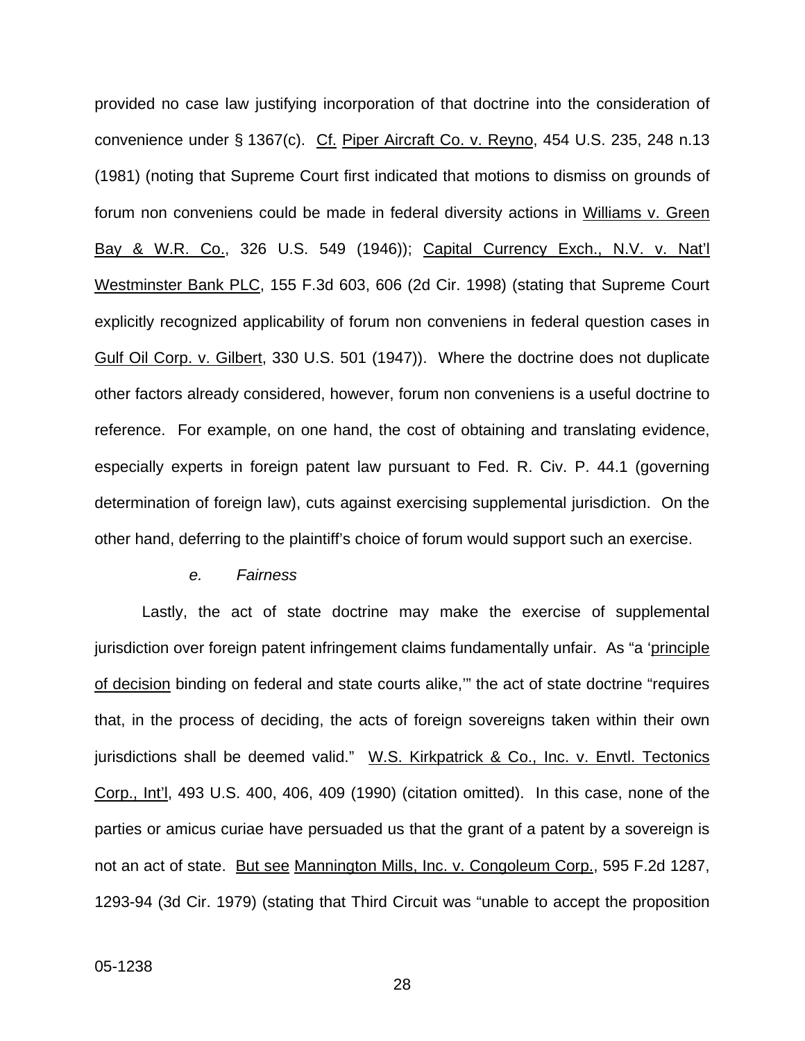provided no case law justifying incorporation of that doctrine into the consideration of convenience under § 1367(c). Cf. Piper Aircraft Co. v. Reyno, 454 U.S. 235, 248 n.13 (1981) (noting that Supreme Court first indicated that motions to dismiss on grounds of forum non conveniens could be made in federal diversity actions in Williams v. Green Bay & W.R. Co., 326 U.S. 549 (1946)); Capital Currency Exch., N.V. v. Nat'l Westminster Bank PLC, 155 F.3d 603, 606 (2d Cir. 1998) (stating that Supreme Court explicitly recognized applicability of forum non conveniens in federal question cases in Gulf Oil Corp. v. Gilbert, 330 U.S. 501 (1947)). Where the doctrine does not duplicate other factors already considered, however, forum non conveniens is a useful doctrine to reference. For example, on one hand, the cost of obtaining and translating evidence, especially experts in foreign patent law pursuant to Fed. R. Civ. P. 44.1 (governing determination of foreign law), cuts against exercising supplemental jurisdiction. On the other hand, deferring to the plaintiff's choice of forum would support such an exercise.

*e. Fairness*

Lastly, the act of state doctrine may make the exercise of supplemental jurisdiction over foreign patent infringement claims fundamentally unfair. As "a 'principle of decision binding on federal and state courts alike,'" the act of state doctrine "requires that, in the process of deciding, the acts of foreign sovereigns taken within their own jurisdictions shall be deemed valid." W.S. Kirkpatrick & Co., Inc. v. Envtl. Tectonics Corp., Int'l, 493 U.S. 400, 406, 409 (1990) (citation omitted). In this case, none of the parties or amicus curiae have persuaded us that the grant of a patent by a sovereign is not an act of state. But see Mannington Mills, Inc. v. Congoleum Corp., 595 F.2d 1287, 1293-94 (3d Cir. 1979) (stating that Third Circuit was "unable to accept the proposition

05-1238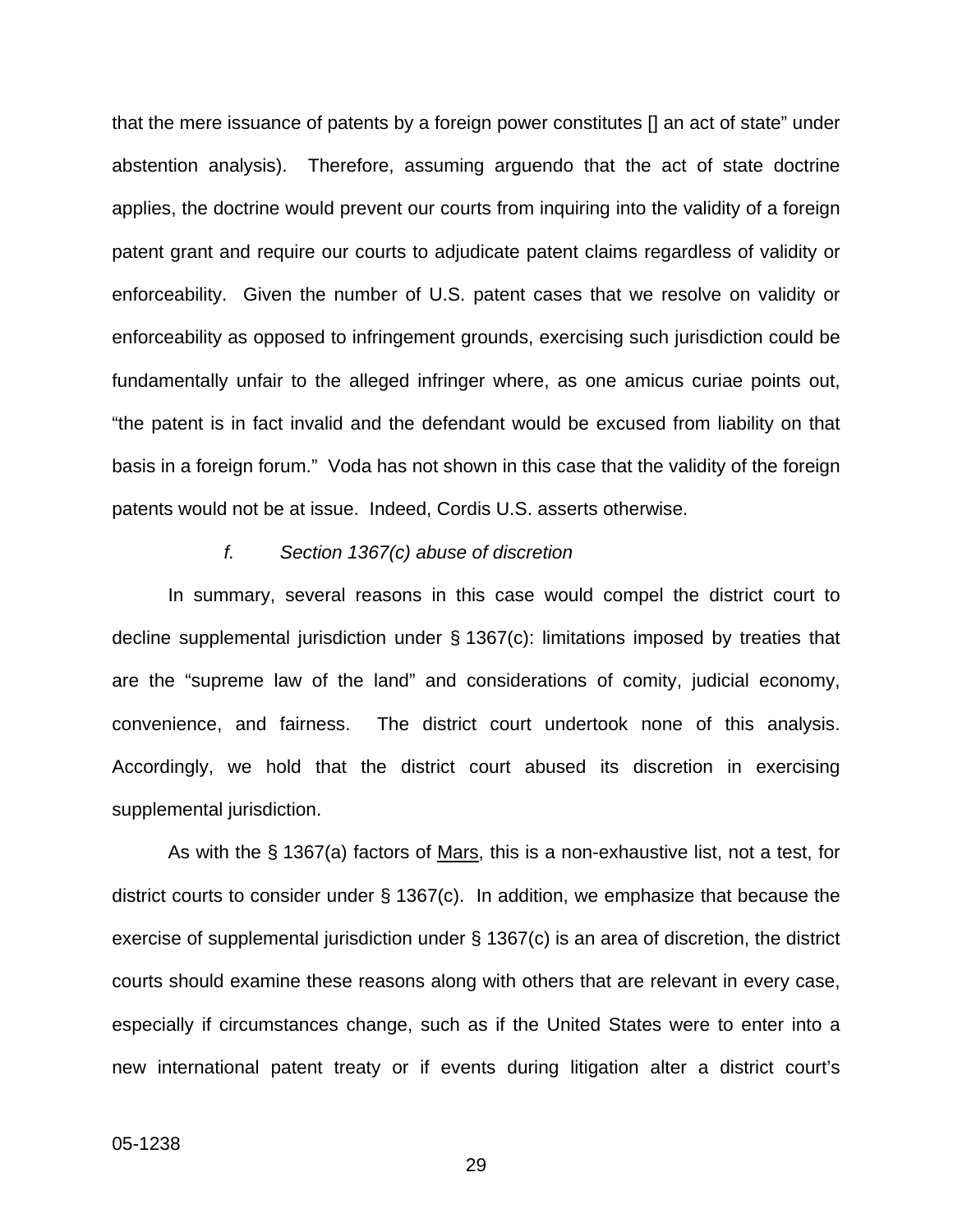that the mere issuance of patents by a foreign power constitutes [] an act of state" under abstention analysis). Therefore, assuming arguendo that the act of state doctrine applies, the doctrine would prevent our courts from inquiring into the validity of a foreign patent grant and require our courts to adjudicate patent claims regardless of validity or enforceability. Given the number of U.S. patent cases that we resolve on validity or enforceability as opposed to infringement grounds, exercising such jurisdiction could be fundamentally unfair to the alleged infringer where, as one amicus curiae points out, "the patent is in fact invalid and the defendant would be excused from liability on that basis in a foreign forum." Voda has not shown in this case that the validity of the foreign patents would not be at issue. Indeed, Cordis U.S. asserts otherwise.

*f. Section 1367(c) abuse of discretion*

In summary, several reasons in this case would compel the district court to decline supplemental jurisdiction under § 1367(c): limitations imposed by treaties that are the "supreme law of the land" and considerations of comity, judicial economy, convenience, and fairness. The district court undertook none of this analysis. Accordingly, we hold that the district court abused its discretion in exercising supplemental jurisdiction.

As with the § 1367(a) factors of Mars, this is a non-exhaustive list, not a test, for district courts to consider under § 1367(c). In addition, we emphasize that because the exercise of supplemental jurisdiction under § 1367(c) is an area of discretion, the district courts should examine these reasons along with others that are relevant in every case, especially if circumstances change, such as if the United States were to enter into a new international patent treaty or if events during litigation alter a district court's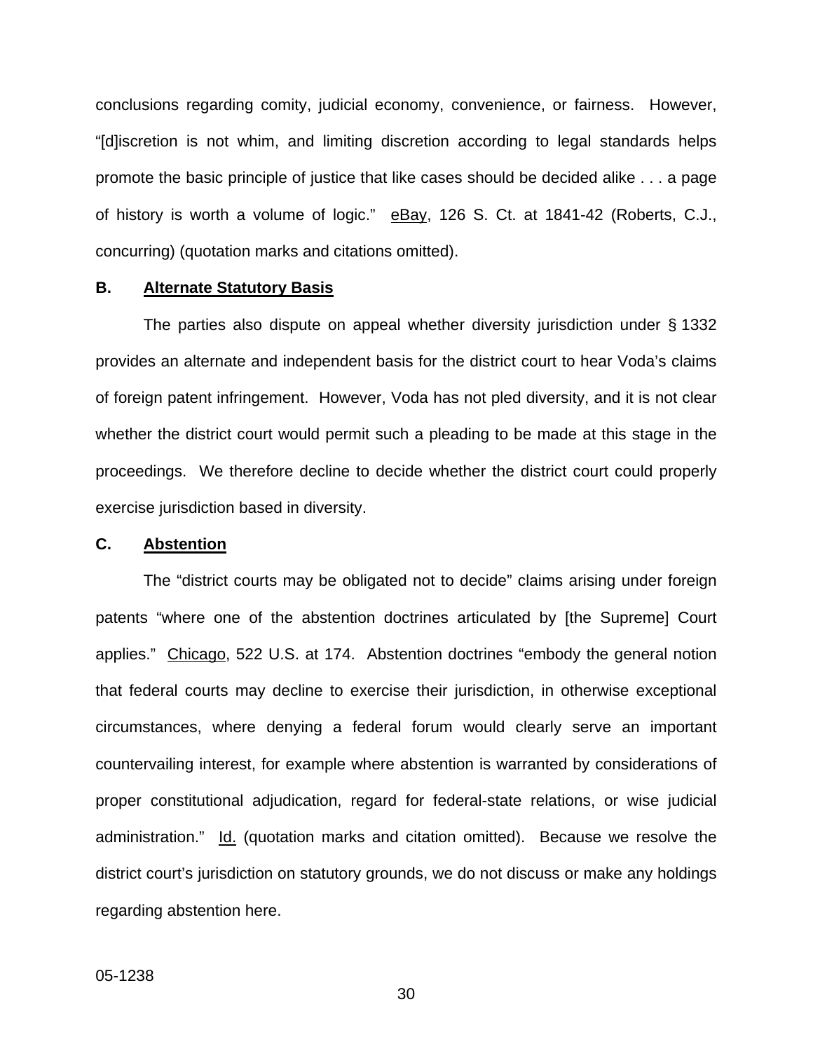conclusions regarding comity, judicial economy, convenience, or fairness. However, "[d]iscretion is not whim, and limiting discretion according to legal standards helps promote the basic principle of justice that like cases should be decided alike . . . a page of history is worth a volume of logic." eBay, 126 S. Ct. at 1841-42 (Roberts, C.J., concurring) (quotation marks and citations omitted).

### B. Alternate Statutory Basis

The parties also dispute on appeal whether diversity jurisdiction under § 1332 provides an alternate and independent basis for the district court to hear Voda's claims of foreign patent infringement. However, Voda has not pled diversity, and it is not clear whether the district court would permit such a pleading to be made at this stage in the proceedings. We therefore decline to decide whether the district court could properly exercise jurisdiction based in diversity.

### C. Abstention

The "district courts may be obligated not to decide" claims arising under foreign patents "where one of the abstention doctrines articulated by [the Supreme] Court applies." Chicago, 522 U.S. at 174. Abstention doctrines "embody the general notion that federal courts may decline to exercise their jurisdiction, in otherwise exceptional circumstances, where denying a federal forum would clearly serve an important countervailing interest, for example where abstention is warranted by considerations of proper constitutional adjudication, regard for federal-state relations, or wise judicial administration." Id. (quotation marks and citation omitted). Because we resolve the district court's jurisdiction on statutory grounds, we do not discuss or make any holdings regarding abstention here.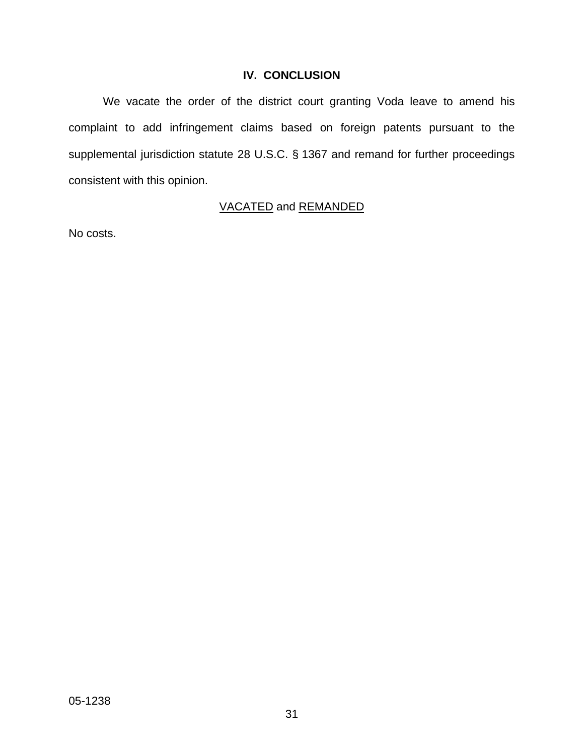## IV. CONCLUSION

We vacate the order of the district court granting Voda leave to amend his complaint to add infringement claims based on foreign patents pursuant to the supplemental jurisdiction statute 28 U.S.C. § 1367 and remand for further proceedings consistent with this opinion.

VACATED and REMANDED

No costs.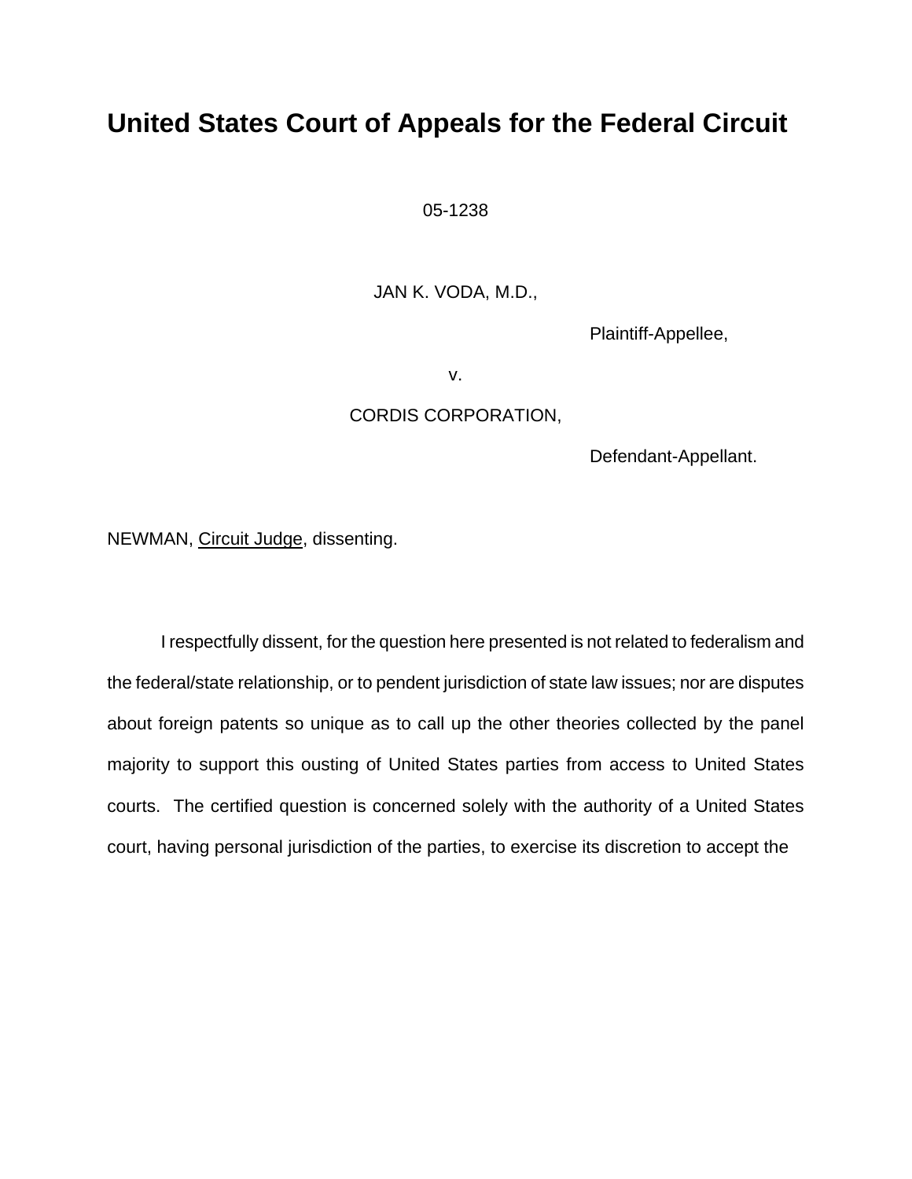# United States Court of Appeals for the Federal Circuit

05-1238

JAN K. VODA, M.D.,

Plaintiff-Appellee,

v.

CORDIS CORPORATION,

Defendant-Appellant.

NEWMAN, Circuit Judge, dissenting.

I respectfully dissent, for the question here presented is not related to federalism and the federal/state relationship, or to pendent jurisdiction of state law issues; nor are disputes about foreign patents so unique as to call up the other theories collected by the panel majority to support this ousting of United States parties from access to United States courts. The certified question is concerned solely with the authority of a United States court, having personal jurisdiction of the parties, to exercise its discretion to accept the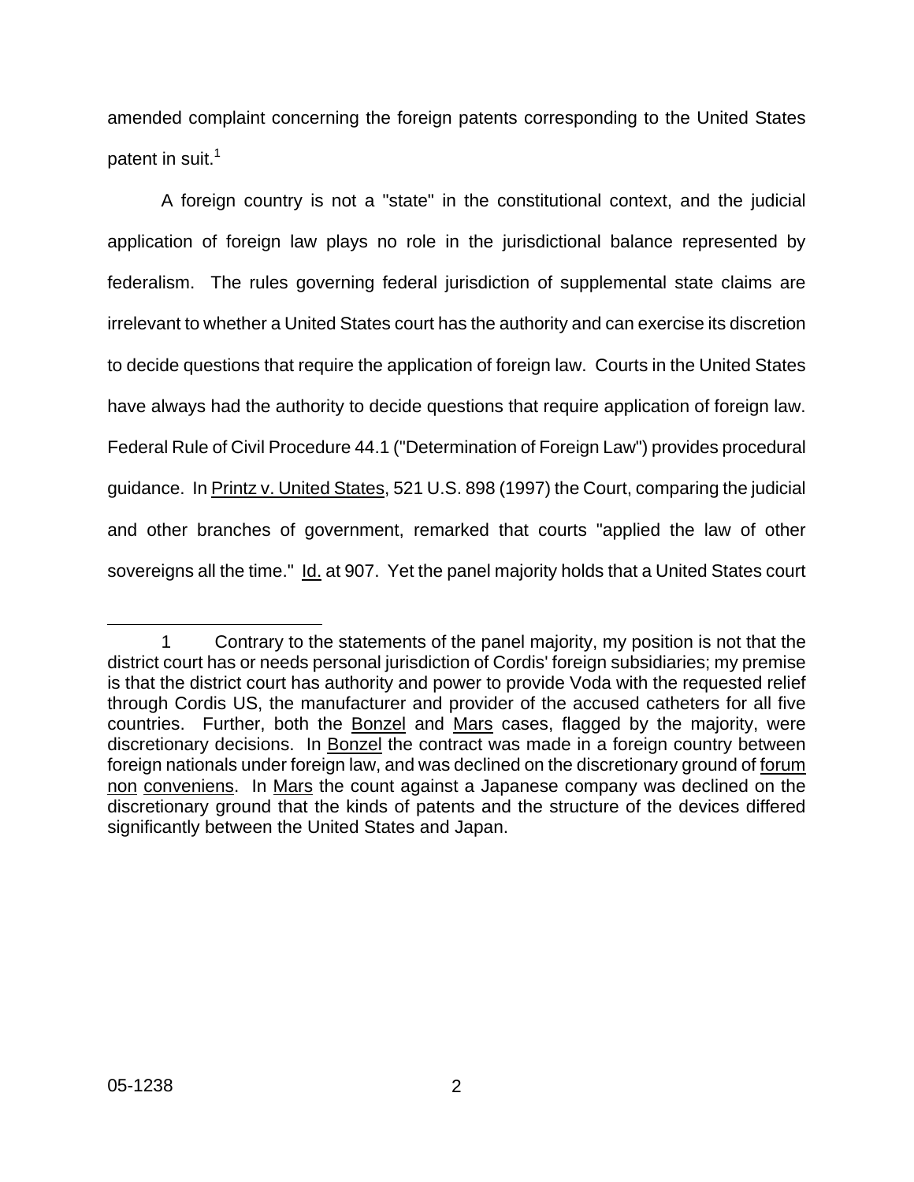amended complaint concerning the foreign patents corresponding to the United States patent in suit.[1]

A foreign country is not a "state" in the constitutional context, and the judicial application of foreign law plays no role in the jurisdictional balance represented by federalism. The rules governing federal jurisdiction of supplemental state claims are irrelevant to whether a United States court has the authority and can exercise its discretion to decide questions that require the application of foreign law. Courts in the United States have always had the authority to decide questions that require application of foreign law. Federal Rule of Civil Procedure 44.1 ("Determination of Foreign Law") provides procedural guidance. In Printz v. United States, 521 U.S. 898 (1997) the Court, comparing the judicial and other branches of government, remarked that courts "applied the law of other sovereigns all the time." Id. at 907. Yet the panel majority holds that a United States court

---

1 Contrary to the statements of the panel majority, my position is not that the district court has or needs personal jurisdiction of Cordis' foreign subsidiaries; my premise is that the district court has authority and power to provide Voda with the requested relief through Cordis US, the manufacturer and provider of the accused catheters for all five countries. Further, both the Bonzel and Mars cases, flagged by the majority, were discretionary decisions. In Bonzel the contract was made in a foreign country between foreign nationals under foreign law, and was declined on the discretionary ground of forum non conveniens. In Mars the count against a Japanese company was declined on the discretionary ground that the kinds of patents and the structure of the devices differed significantly between the United States and Japan.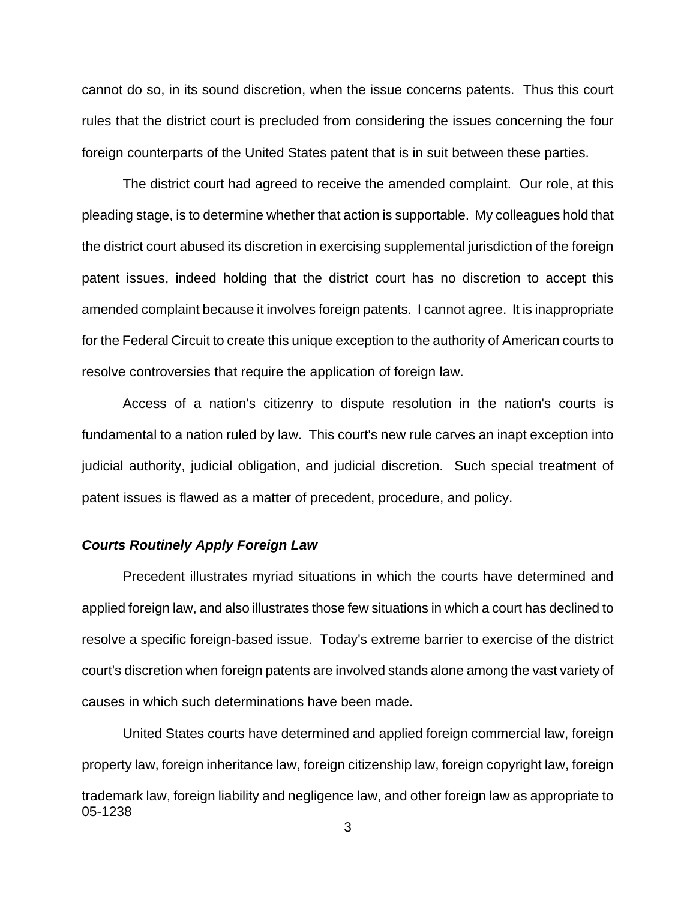cannot do so, in its sound discretion, when the issue concerns patents. Thus this court rules that the district court is precluded from considering the issues concerning the four foreign counterparts of the United States patent that is in suit between these parties.

The district court had agreed to receive the amended complaint. Our role, at this pleading stage, is to determine whether that action is supportable. My colleagues hold that the district court abused its discretion in exercising supplemental jurisdiction of the foreign patent issues, indeed holding that the district court has no discretion to accept this amended complaint because it involves foreign patents. I cannot agree. It is inappropriate for the Federal Circuit to create this unique exception to the authority of American courts to resolve controversies that require the application of foreign law.

Access of a nation's citizenry to dispute resolution in the nation's courts is fundamental to a nation ruled by law. This court's new rule carves an inapt exception into judicial authority, judicial obligation, and judicial discretion. Such special treatment of patent issues is flawed as a matter of precedent, procedure, and policy.

***Courts Routinely Apply Foreign Law***

Precedent illustrates myriad situations in which the courts have determined and applied foreign law, and also illustrates those few situations in which a court has declined to resolve a specific foreign-based issue. Today's extreme barrier to exercise of the district court's discretion when foreign patents are involved stands alone among the vast variety of causes in which such determinations have been made.

United States courts have determined and applied foreign commercial law, foreign property law, foreign inheritance law, foreign citizenship law, foreign copyright law, foreign trademark law, foreign liability and negligence law, and other foreign law as appropriate to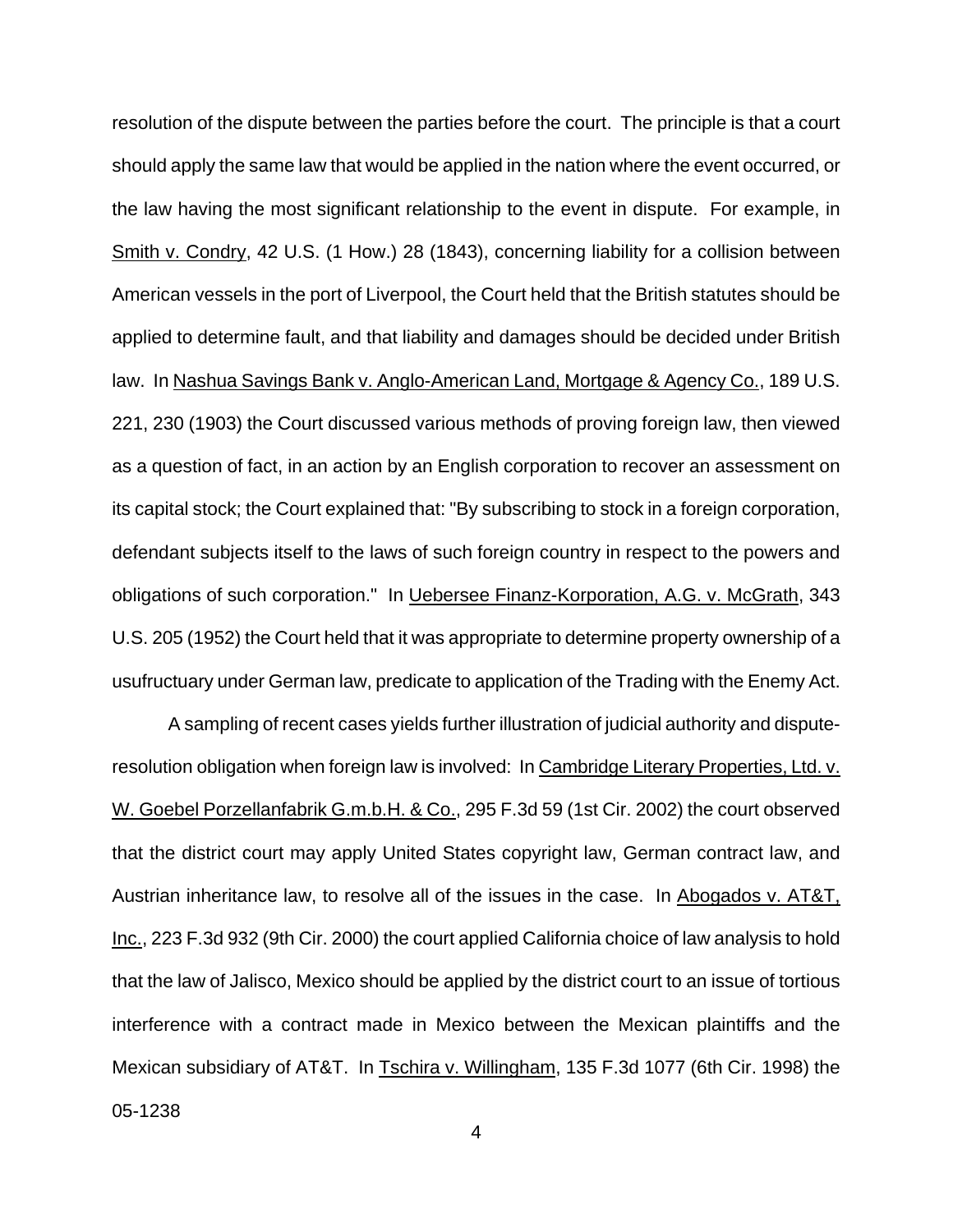resolution of the dispute between the parties before the court. The principle is that a court should apply the same law that would be applied in the nation where the event occurred, or the law having the most significant relationship to the event in dispute. For example, in Smith v. Condry, 42 U.S. (1 How.) 28 (1843), concerning liability for a collision between American vessels in the port of Liverpool, the Court held that the British statutes should be applied to determine fault, and that liability and damages should be decided under British law. In Nashua Savings Bank v. Anglo-American Land, Mortgage & Agency Co., 189 U.S. 221, 230 (1903) the Court discussed various methods of proving foreign law, then viewed as a question of fact, in an action by an English corporation to recover an assessment on its capital stock; the Court explained that: "By subscribing to stock in a foreign corporation, defendant subjects itself to the laws of such foreign country in respect to the powers and obligations of such corporation." In Uebersee Finanz-Korporation, A.G. v. McGrath, 343 U.S. 205 (1952) the Court held that it was appropriate to determine property ownership of a usufructuary under German law, predicate to application of the Trading with the Enemy Act.

A sampling of recent cases yields further illustration of judicial authority and dispute-resolution obligation when foreign law is involved: In Cambridge Literary Properties, Ltd. v. W. Goebel Porzellanfabrik G.m.b.H. & Co., 295 F.3d 59 (1st Cir. 2002) the court observed that the district court may apply United States copyright law, German contract law, and Austrian inheritance law, to resolve all of the issues in the case. In Abogados v. AT&T, Inc., 223 F.3d 932 (9th Cir. 2000) the court applied California choice of law analysis to hold that the law of Jalisco, Mexico should be applied by the district court to an issue of tortious interference with a contract made in Mexico between the Mexican plaintiffs and the Mexican subsidiary of AT&T. In Tschira v. Willingham, 135 F.3d 1077 (6th Cir. 1998) the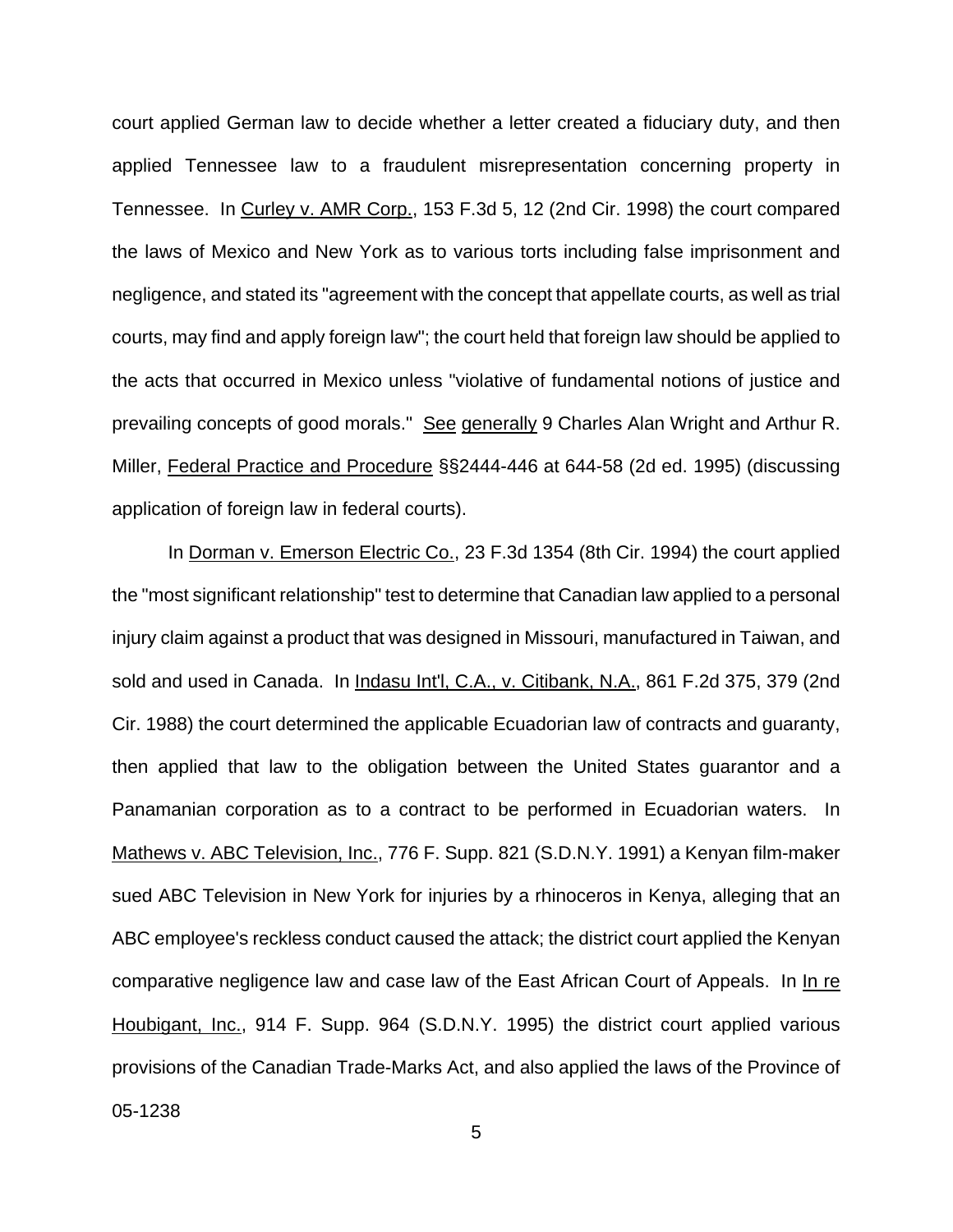court applied German law to decide whether a letter created a fiduciary duty, and then applied Tennessee law to a fraudulent misrepresentation concerning property in Tennessee. In Curley v. AMR Corp., 153 F.3d 5, 12 (2nd Cir. 1998) the court compared the laws of Mexico and New York as to various torts including false imprisonment and negligence, and stated its "agreement with the concept that appellate courts, as well as trial courts, may find and apply foreign law"; the court held that foreign law should be applied to the acts that occurred in Mexico unless "violative of fundamental notions of justice and prevailing concepts of good morals." See generally 9 Charles Alan Wright and Arthur R. Miller, Federal Practice and Procedure §§2444-446 at 644-58 (2d ed. 1995) (discussing application of foreign law in federal courts).

In Dorman v. Emerson Electric Co., 23 F.3d 1354 (8th Cir. 1994) the court applied the "most significant relationship" test to determine that Canadian law applied to a personal injury claim against a product that was designed in Missouri, manufactured in Taiwan, and sold and used in Canada. In Indasu Int'l, C.A., v. Citibank, N.A., 861 F.2d 375, 379 (2nd Cir. 1988) the court determined the applicable Ecuadorian law of contracts and guaranty, then applied that law to the obligation between the United States guarantor and a Panamanian corporation as to a contract to be performed in Ecuadorian waters. In Mathews v. ABC Television, Inc., 776 F. Supp. 821 (S.D.N.Y. 1991) a Kenyan film-maker sued ABC Television in New York for injuries by a rhinoceros in Kenya, alleging that an ABC employee's reckless conduct caused the attack; the district court applied the Kenyan comparative negligence law and case law of the East African Court of Appeals. In In re Houbigant, Inc., 914 F. Supp. 964 (S.D.N.Y. 1995) the district court applied various provisions of the Canadian Trade-Marks Act, and also applied the laws of the Province of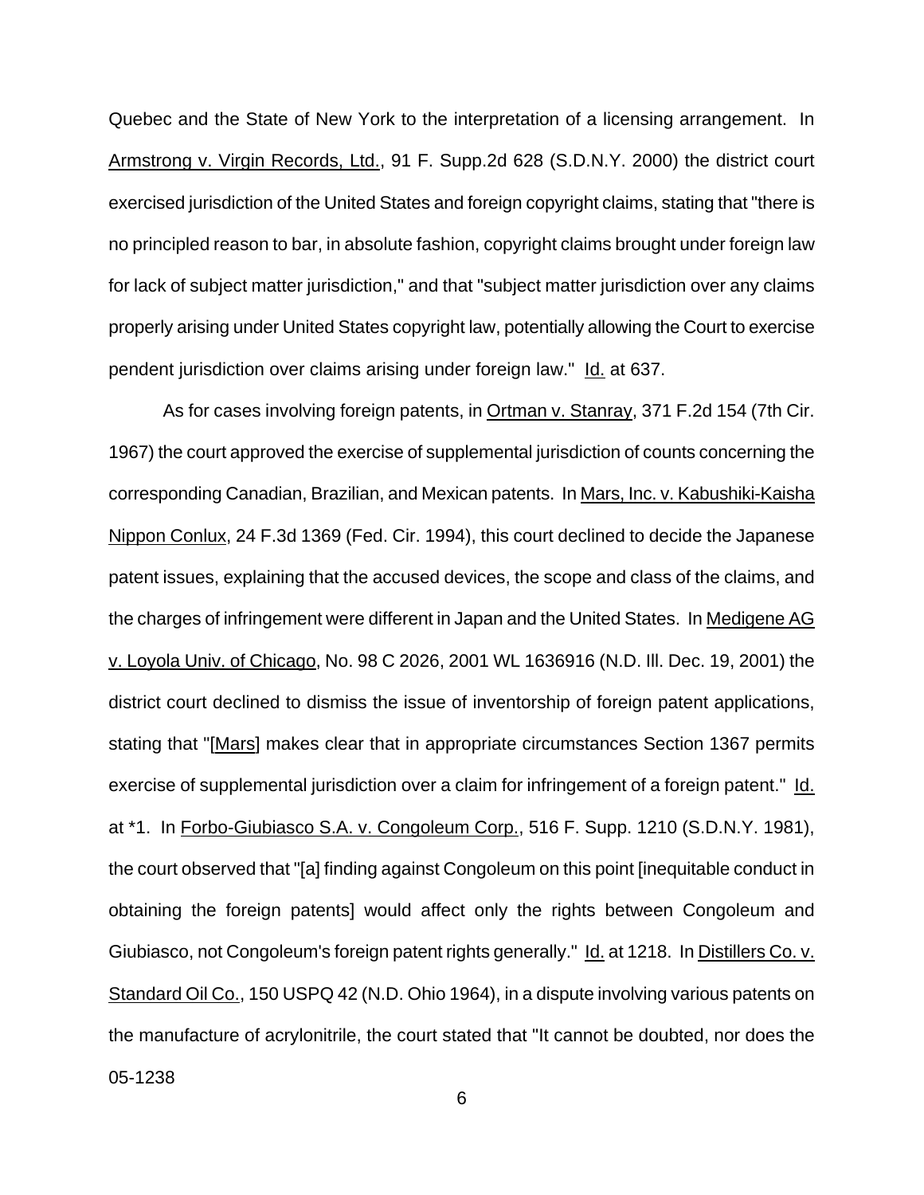Quebec and the State of New York to the interpretation of a licensing arrangement. In Armstrong v. Virgin Records, Ltd., 91 F. Supp.2d 628 (S.D.N.Y. 2000) the district court exercised jurisdiction of the United States and foreign copyright claims, stating that "there is no principled reason to bar, in absolute fashion, copyright claims brought under foreign law for lack of subject matter jurisdiction," and that "subject matter jurisdiction over any claims properly arising under United States copyright law, potentially allowing the Court to exercise pendent jurisdiction over claims arising under foreign law." Id. at 637.

As for cases involving foreign patents, in Ortman v. Stanray, 371 F.2d 154 (7th Cir. 1967) the court approved the exercise of supplemental jurisdiction of counts concerning the corresponding Canadian, Brazilian, and Mexican patents. In Mars, Inc. v. Kabushiki-Kaisha Nippon Conlux, 24 F.3d 1369 (Fed. Cir. 1994), this court declined to decide the Japanese patent issues, explaining that the accused devices, the scope and class of the claims, and the charges of infringement were different in Japan and the United States. In Medigene AG v. Loyola Univ. of Chicago, No. 98 C 2026, 2001 WL 1636916 (N.D. Ill. Dec. 19, 2001) the district court declined to dismiss the issue of inventorship of foreign patent applications, stating that "[Mars] makes clear that in appropriate circumstances Section 1367 permits exercise of supplemental jurisdiction over a claim for infringement of a foreign patent." Id. at *1. In Forbo-Giubiasco S.A. v. Congoleum Corp., 516 F. Supp. 1210 (S.D.N.Y. 1981), the court observed that "[a] finding against Congoleum on this point [inequitable conduct in obtaining the foreign patents] would affect only the rights between Congoleum and Giubiasco, not Congoleum's foreign patent rights generally." Id. at 1218. In Distillers Co. v. Standard Oil Co., 150 USPQ 42 (N.D. Ohio 1964), in a dispute involving various patents on the manufacture of acrylonitrile, the court stated that "It cannot be doubted, nor does the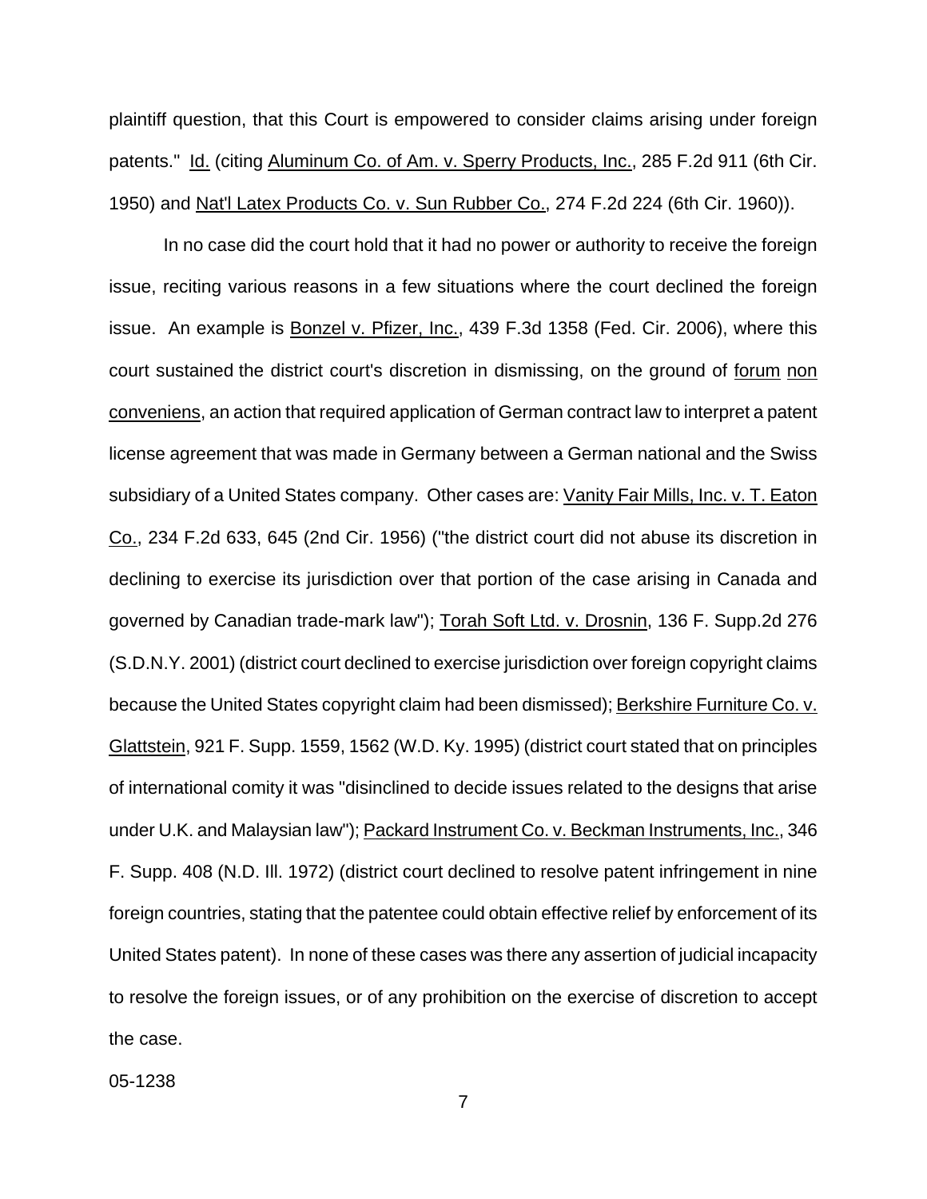plaintiff question, that this Court is empowered to consider claims arising under foreign patents." Id. (citing Aluminum Co. of Am. v. Sperry Products, Inc., 285 F.2d 911 (6th Cir. 1950) and Nat'l Latex Products Co. v. Sun Rubber Co., 274 F.2d 224 (6th Cir. 1960)).

In no case did the court hold that it had no power or authority to receive the foreign issue, reciting various reasons in a few situations where the court declined the foreign issue. An example is Bonzel v. Pfizer, Inc., 439 F.3d 1358 (Fed. Cir. 2006), where this court sustained the district court's discretion in dismissing, on the ground of forum non conveniens, an action that required application of German contract law to interpret a patent license agreement that was made in Germany between a German national and the Swiss subsidiary of a United States company. Other cases are: Vanity Fair Mills, Inc. v. T. Eaton Co., 234 F.2d 633, 645 (2nd Cir. 1956) ("the district court did not abuse its discretion in declining to exercise its jurisdiction over that portion of the case arising in Canada and governed by Canadian trade-mark law"); Torah Soft Ltd. v. Drosnin, 136 F. Supp.2d 276 (S.D.N.Y. 2001) (district court declined to exercise jurisdiction over foreign copyright claims because the United States copyright claim had been dismissed); Berkshire Furniture Co. v. Glattstein, 921 F. Supp. 1559, 1562 (W.D. Ky. 1995) (district court stated that on principles of international comity it was "disinclined to decide issues related to the designs that arise under U.K. and Malaysian law"); Packard Instrument Co. v. Beckman Instruments, Inc., 346 F. Supp. 408 (N.D. Ill. 1972) (district court declined to resolve patent infringement in nine foreign countries, stating that the patentee could obtain effective relief by enforcement of its United States patent). In none of these cases was there any assertion of judicial incapacity to resolve the foreign issues, or of any prohibition on the exercise of discretion to accept the case.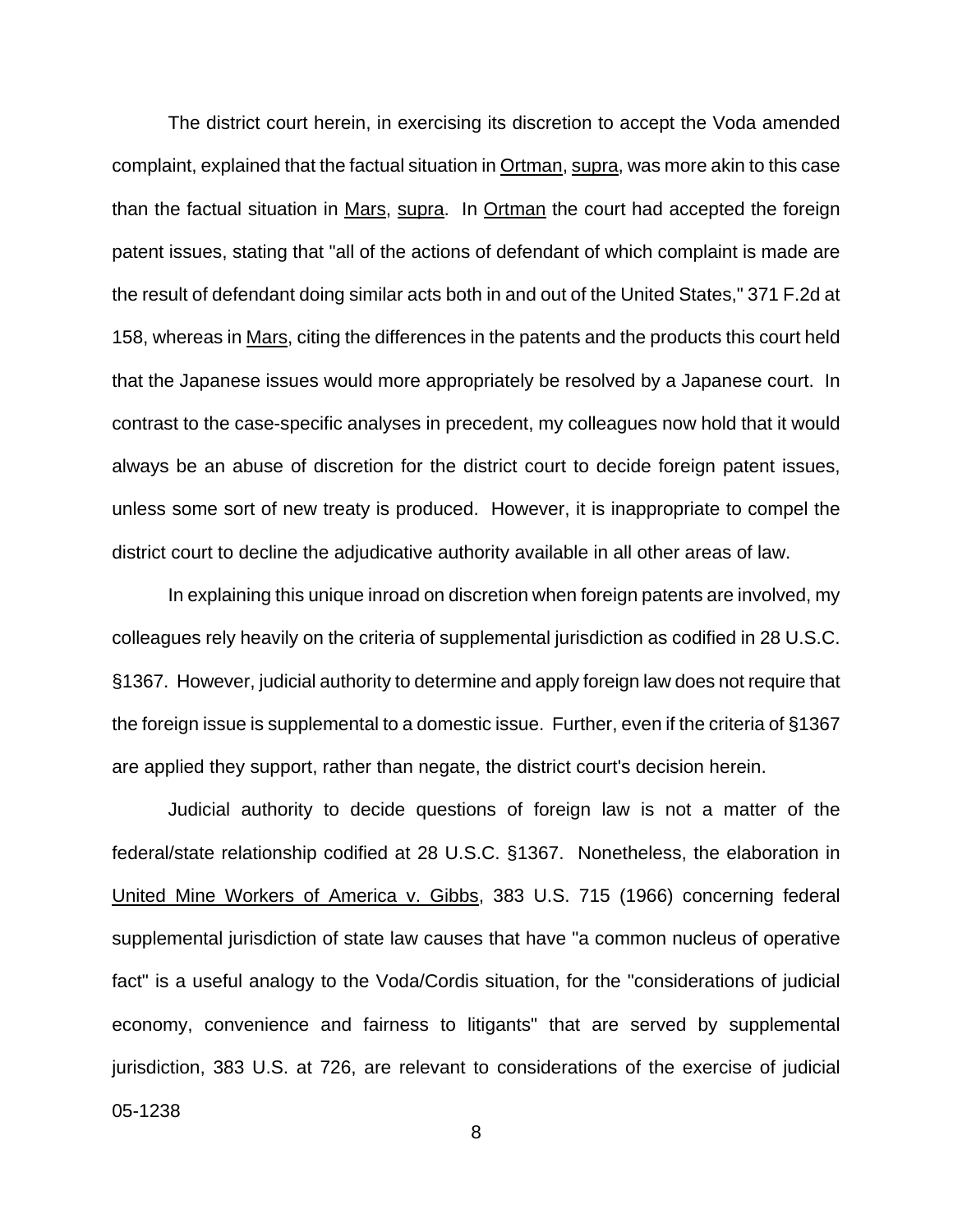The district court herein, in exercising its discretion to accept the Voda amended complaint, explained that the factual situation in Ortman, supra, was more akin to this case than the factual situation in Mars, supra. In Ortman the court had accepted the foreign patent issues, stating that "all of the actions of defendant of which complaint is made are the result of defendant doing similar acts both in and out of the United States," 371 F.2d at 158, whereas in Mars, citing the differences in the patents and the products this court held that the Japanese issues would more appropriately be resolved by a Japanese court. In contrast to the case-specific analyses in precedent, my colleagues now hold that it would always be an abuse of discretion for the district court to decide foreign patent issues, unless some sort of new treaty is produced. However, it is inappropriate to compel the district court to decline the adjudicative authority available in all other areas of law.

In explaining this unique inroad on discretion when foreign patents are involved, my colleagues rely heavily on the criteria of supplemental jurisdiction as codified in 28 U.S.C. §1367. However, judicial authority to determine and apply foreign law does not require that the foreign issue is supplemental to a domestic issue. Further, even if the criteria of §1367 are applied they support, rather than negate, the district court's decision herein.

Judicial authority to decide questions of foreign law is not a matter of the federal/state relationship codified at 28 U.S.C. §1367. Nonetheless, the elaboration in United Mine Workers of America v. Gibbs, 383 U.S. 715 (1966) concerning federal supplemental jurisdiction of state law causes that have "a common nucleus of operative fact" is a useful analogy to the Voda/Cordis situation, for the "considerations of judicial economy, convenience and fairness to litigants" that are served by supplemental jurisdiction, 383 U.S. at 726, are relevant to considerations of the exercise of judicial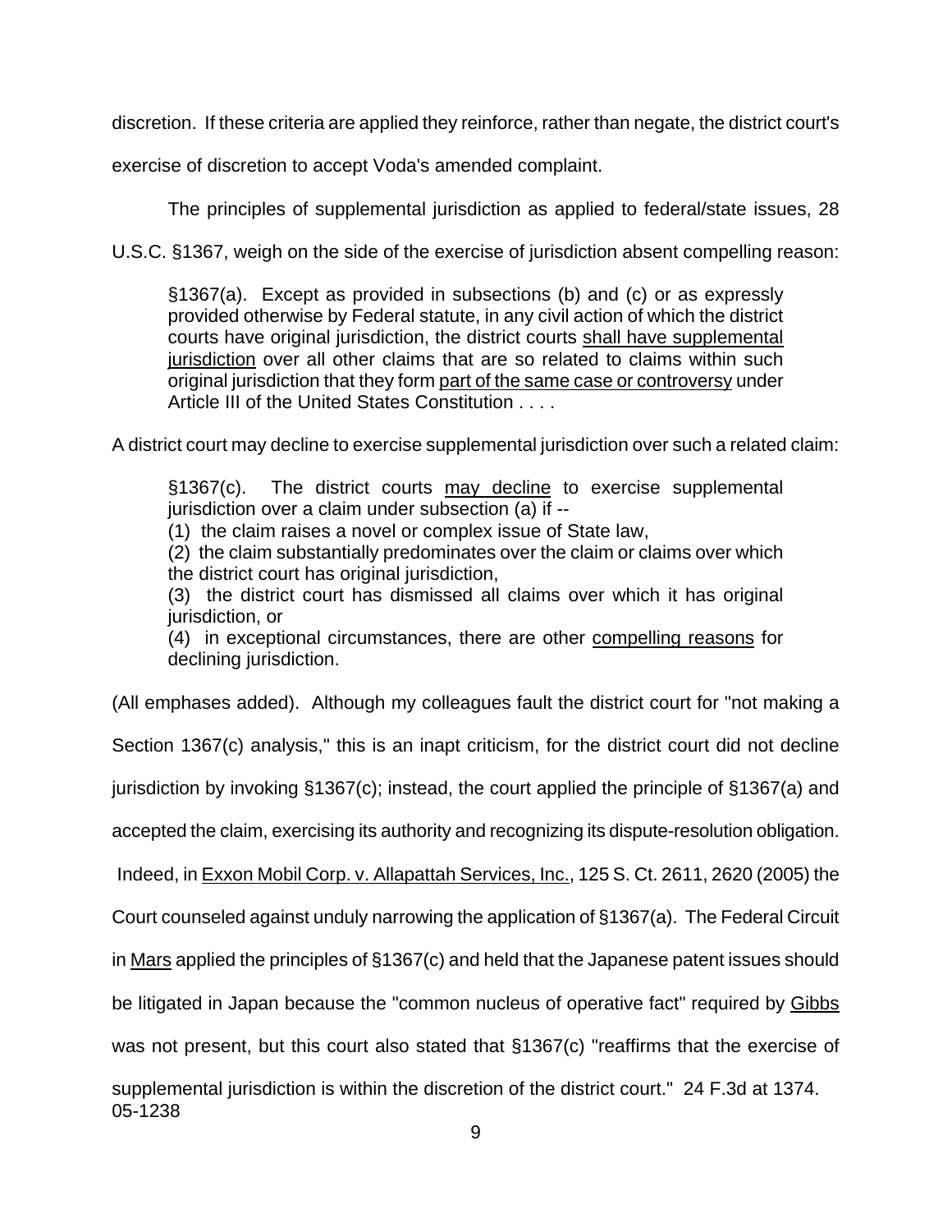discretion. If these criteria are applied they reinforce, rather than negate, the district court's exercise of discretion to accept Voda's amended complaint.

The principles of supplemental jurisdiction as applied to federal/state issues, 28 U.S.C. §1367, weigh on the side of the exercise of jurisdiction absent compelling reason:

> §1367(a). Except as provided in subsections (b) and (c) or as expressly provided otherwise by Federal statute, in any civil action of which the district courts have original jurisdiction, the district courts <u>shall have supplemental jurisdiction</u> over all other claims that are so related to claims within such original jurisdiction that they form <u>part of the same case or controversy</u> under Article III of the United States Constitution . . . .

A district court may decline to exercise supplemental jurisdiction over such a related claim:

> §1367(c). The district courts <u>may decline</u> to exercise supplemental jurisdiction over a claim under subsection (a) if --
> (1) the claim raises a novel or complex issue of State law,
> (2) the claim substantially predominates over the claim or claims over which the district court has original jurisdiction,
> (3) the district court has dismissed all claims over which it has original jurisdiction, or
> (4) in exceptional circumstances, there are other <u>compelling reasons</u> for declining jurisdiction.

(All emphases added). Although my colleagues fault the district court for "not making a Section 1367(c) analysis," this is an inapt criticism, for the district court did not decline jurisdiction by invoking §1367(c); instead, the court applied the principle of §1367(a) and accepted the claim, exercising its authority and recognizing its dispute-resolution obligation. Indeed, in <u>Exxon Mobil Corp. v. Allapattah Services, Inc.</u>, 125 S. Ct. 2611, 2620 (2005) the Court counseled against unduly narrowing the application of §1367(a). The Federal Circuit in <u>Mars</u> applied the principles of §1367(c) and held that the Japanese patent issues should be litigated in Japan because the "common nucleus of operative fact" required by <u>Gibbs</u> was not present, but this court also stated that §1367(c) "reaffirms that the exercise of supplemental jurisdiction is within the discretion of the district court." 24 F.3d at 1374.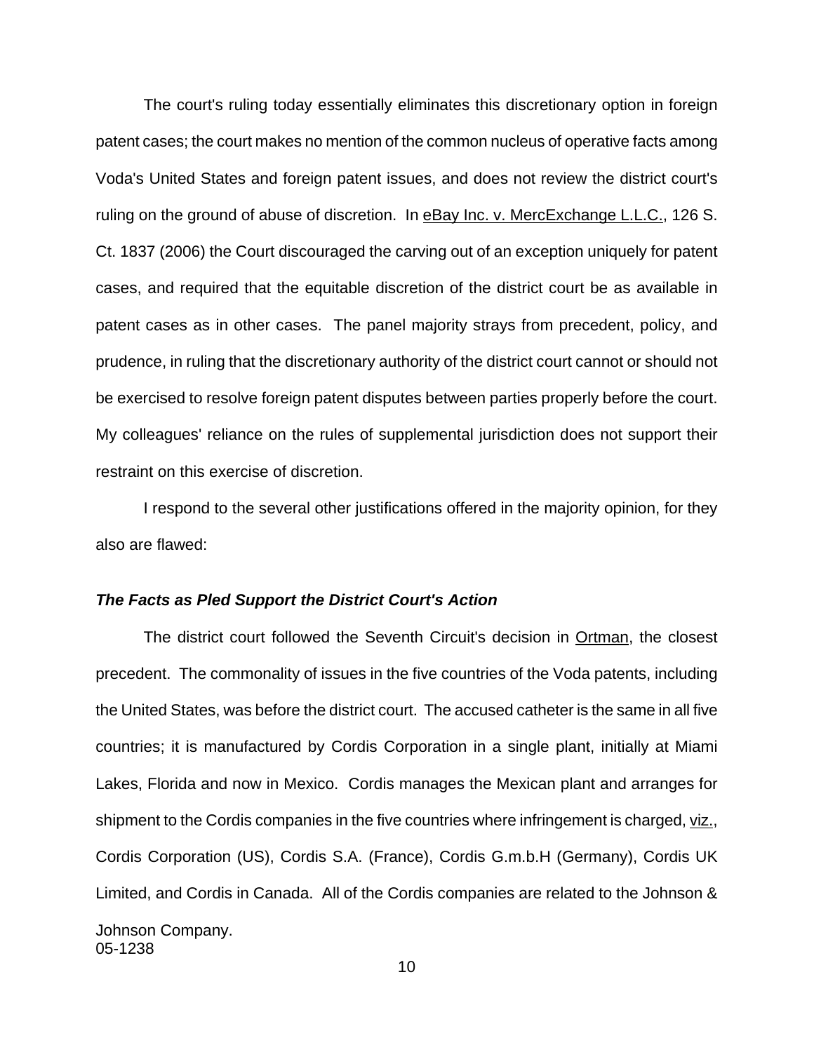The court's ruling today essentially eliminates this discretionary option in foreign patent cases; the court makes no mention of the common nucleus of operative facts among Voda's United States and foreign patent issues, and does not review the district court's ruling on the ground of abuse of discretion. In eBay Inc. v. MercExchange L.L.C., 126 S. Ct. 1837 (2006) the Court discouraged the carving out of an exception uniquely for patent cases, and required that the equitable discretion of the district court be as available in patent cases as in other cases. The panel majority strays from precedent, policy, and prudence, in ruling that the discretionary authority of the district court cannot or should not be exercised to resolve foreign patent disputes between parties properly before the court. My colleagues' reliance on the rules of supplemental jurisdiction does not support their restraint on this exercise of discretion.

I respond to the several other justifications offered in the majority opinion, for they also are flawed:

***The Facts as Pled Support the District Court's Action***

The district court followed the Seventh Circuit's decision in Ortman, the closest precedent. The commonality of issues in the five countries of the Voda patents, including the United States, was before the district court. The accused catheter is the same in all five countries; it is manufactured by Cordis Corporation in a single plant, initially at Miami Lakes, Florida and now in Mexico. Cordis manages the Mexican plant and arranges for shipment to the Cordis companies in the five countries where infringement is charged, viz., Cordis Corporation (US), Cordis S.A. (France), Cordis G.m.b.H (Germany), Cordis UK Limited, and Cordis in Canada. All of the Cordis companies are related to the Johnson & Johnson Company.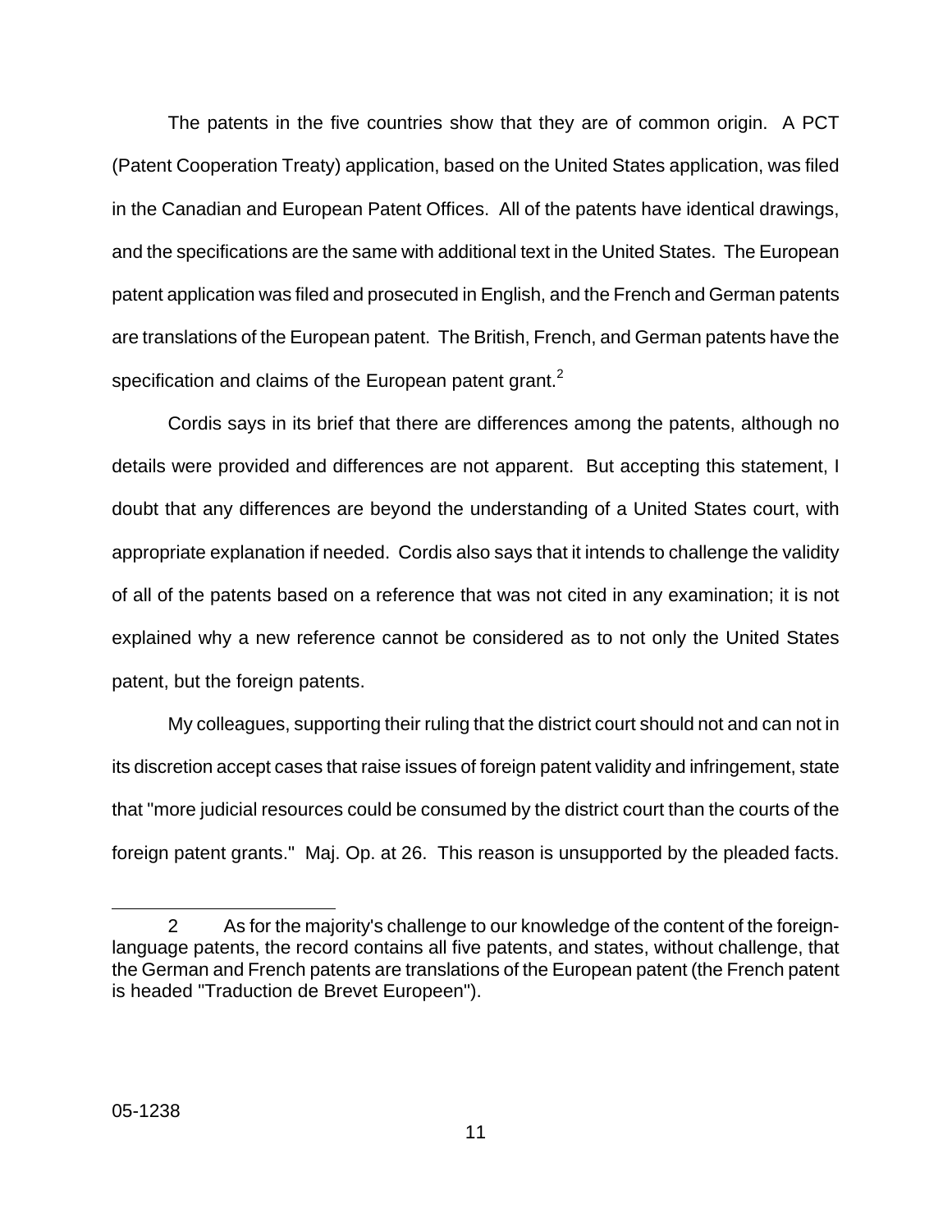The patents in the five countries show that they are of common origin. A PCT (Patent Cooperation Treaty) application, based on the United States application, was filed in the Canadian and European Patent Offices. All of the patents have identical drawings, and the specifications are the same with additional text in the United States. The European patent application was filed and prosecuted in English, and the French and German patents are translations of the European patent. The British, French, and German patents have the specification and claims of the European patent grant.[2]

Cordis says in its brief that there are differences among the patents, although no details were provided and differences are not apparent. But accepting this statement, I doubt that any differences are beyond the understanding of a United States court, with appropriate explanation if needed. Cordis also says that it intends to challenge the validity of all of the patents based on a reference that was not cited in any examination; it is not explained why a new reference cannot be considered as to not only the United States patent, but the foreign patents.

My colleagues, supporting their ruling that the district court should not and can not in its discretion accept cases that raise issues of foreign patent validity and infringement, state that "more judicial resources could be consumed by the district court than the courts of the foreign patent grants." Maj. Op. at 26. This reason is unsupported by the pleaded facts.

---

2 As for the majority's challenge to our knowledge of the content of the foreign-language patents, the record contains all five patents, and states, without challenge, that the German and French patents are translations of the European patent (the French patent is headed "Traduction de Brevet Europeen").

05-1238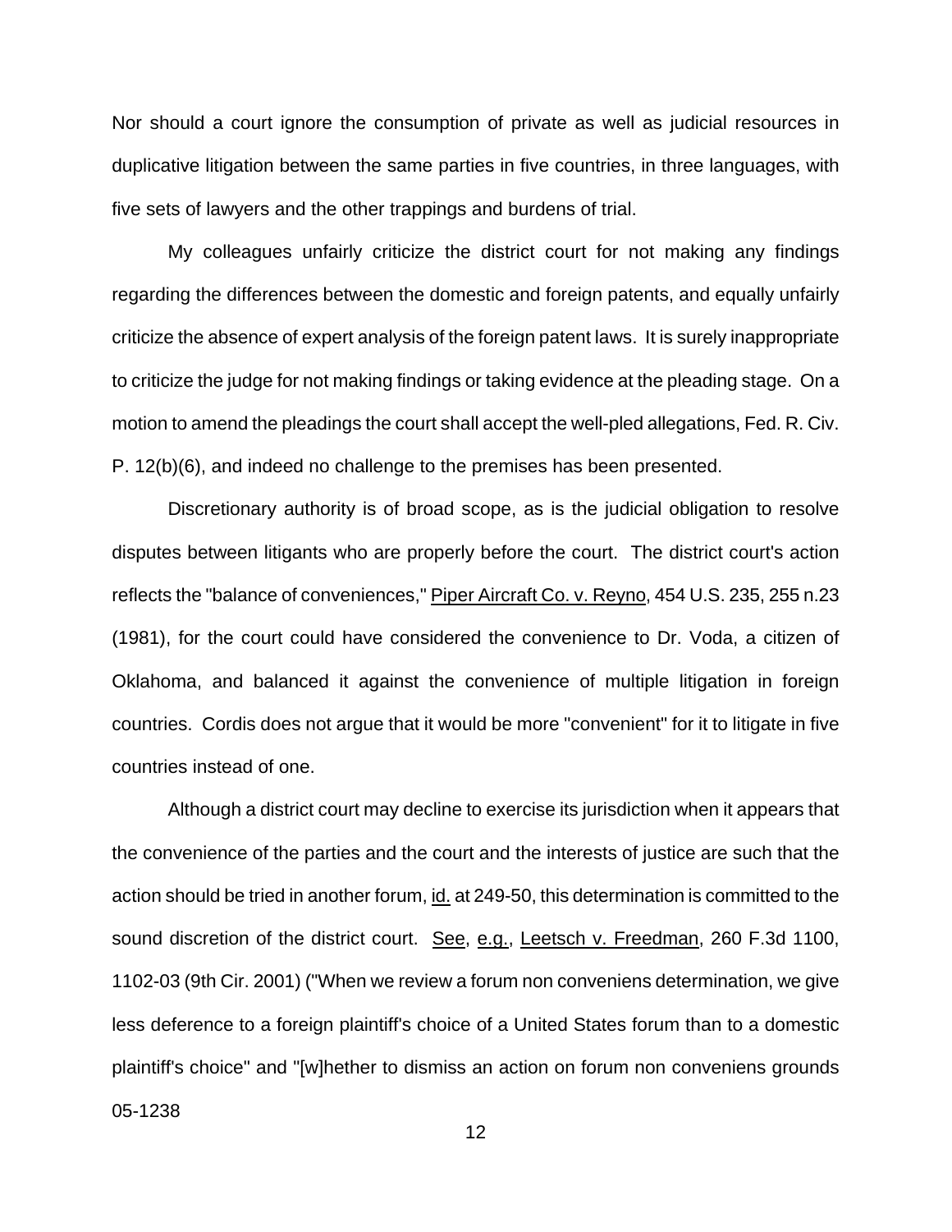Nor should a court ignore the consumption of private as well as judicial resources in duplicative litigation between the same parties in five countries, in three languages, with five sets of lawyers and the other trappings and burdens of trial.

My colleagues unfairly criticize the district court for not making any findings regarding the differences between the domestic and foreign patents, and equally unfairly criticize the absence of expert analysis of the foreign patent laws. It is surely inappropriate to criticize the judge for not making findings or taking evidence at the pleading stage. On a motion to amend the pleadings the court shall accept the well-pled allegations, Fed. R. Civ. P. 12(b)(6), and indeed no challenge to the premises has been presented.

Discretionary authority is of broad scope, as is the judicial obligation to resolve disputes between litigants who are properly before the court. The district court's action reflects the "balance of conveniences," Piper Aircraft Co. v. Reyno, 454 U.S. 235, 255 n.23 (1981), for the court could have considered the convenience to Dr. Voda, a citizen of Oklahoma, and balanced it against the convenience of multiple litigation in foreign countries. Cordis does not argue that it would be more "convenient" for it to litigate in five countries instead of one.

Although a district court may decline to exercise its jurisdiction when it appears that the convenience of the parties and the court and the interests of justice are such that the action should be tried in another forum, id. at 249-50, this determination is committed to the sound discretion of the district court. See, e.g., Leetsch v. Freedman, 260 F.3d 1100, 1102-03 (9th Cir. 2001) ("When we review a forum non conveniens determination, we give less deference to a foreign plaintiff's choice of a United States forum than to a domestic plaintiff's choice" and "[w]hether to dismiss an action on forum non conveniens grounds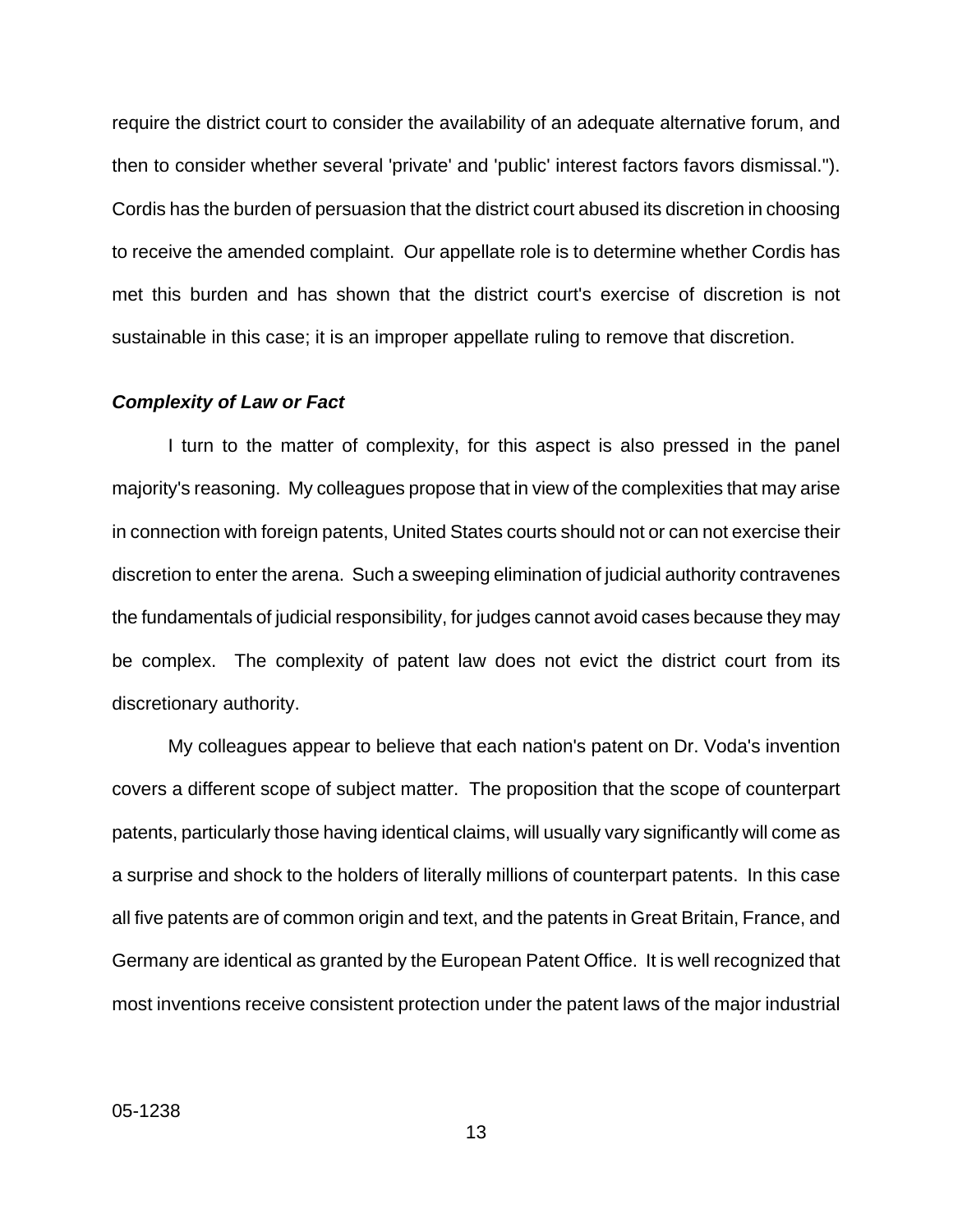require the district court to consider the availability of an adequate alternative forum, and then to consider whether several 'private' and 'public' interest factors favors dismissal."). Cordis has the burden of persuasion that the district court abused its discretion in choosing to receive the amended complaint. Our appellate role is to determine whether Cordis has met this burden and has shown that the district court's exercise of discretion is not sustainable in this case; it is an improper appellate ruling to remove that discretion.

***Complexity of Law or Fact***

I turn to the matter of complexity, for this aspect is also pressed in the panel majority's reasoning. My colleagues propose that in view of the complexities that may arise in connection with foreign patents, United States courts should not or can not exercise their discretion to enter the arena. Such a sweeping elimination of judicial authority contravenes the fundamentals of judicial responsibility, for judges cannot avoid cases because they may be complex. The complexity of patent law does not evict the district court from its discretionary authority.

My colleagues appear to believe that each nation's patent on Dr. Voda's invention covers a different scope of subject matter. The proposition that the scope of counterpart patents, particularly those having identical claims, will usually vary significantly will come as a surprise and shock to the holders of literally millions of counterpart patents. In this case all five patents are of common origin and text, and the patents in Great Britain, France, and Germany are identical as granted by the European Patent Office. It is well recognized that most inventions receive consistent protection under the patent laws of the major industrial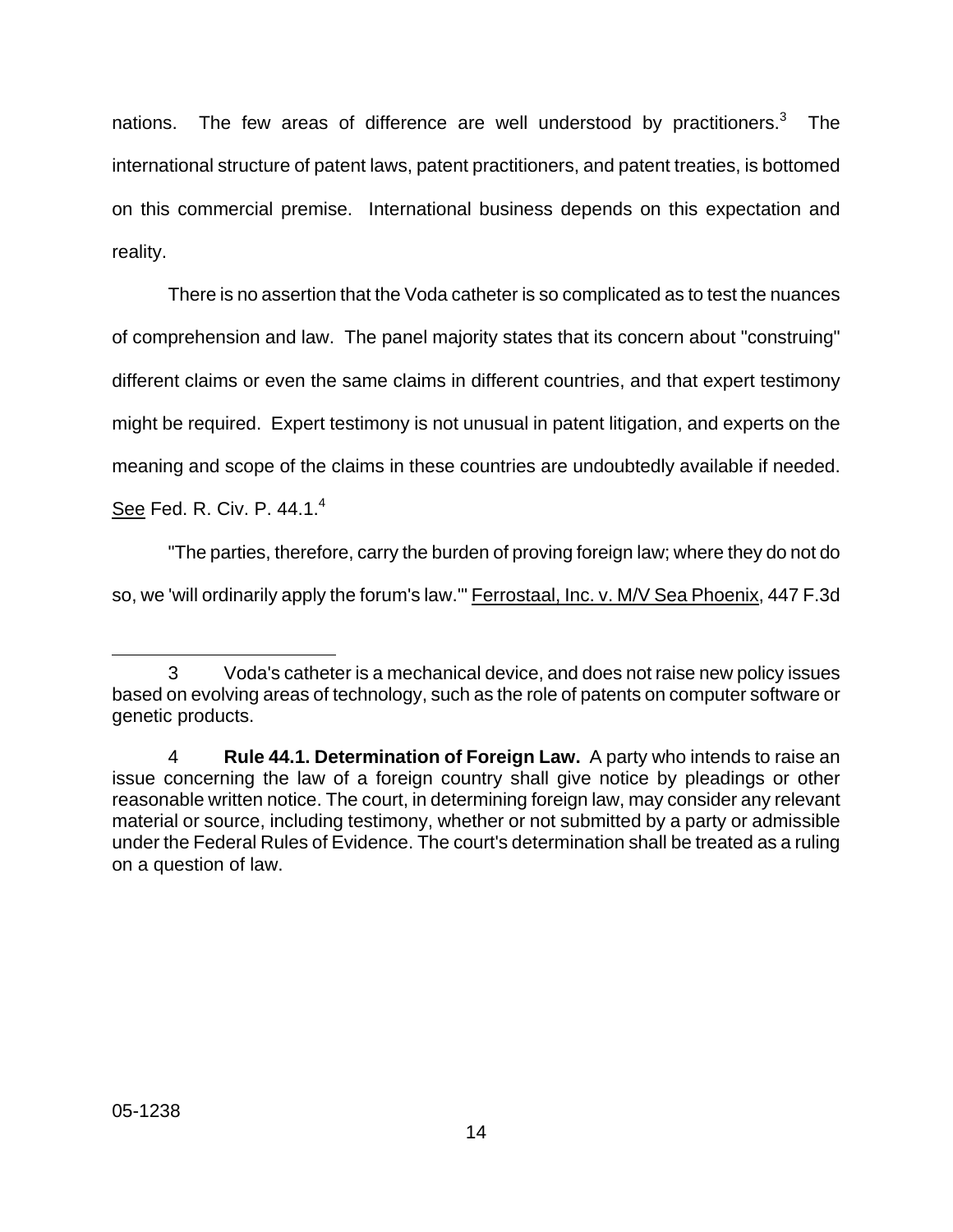nations. The few areas of difference are well understood by practitioners.[3] The international structure of patent laws, patent practitioners, and patent treaties, is bottomed on this commercial premise. International business depends on this expectation and reality.

There is no assertion that the Voda catheter is so complicated as to test the nuances of comprehension and law. The panel majority states that its concern about "construing" different claims or even the same claims in different countries, and that expert testimony might be required. Expert testimony is not unusual in patent litigation, and experts on the meaning and scope of the claims in these countries are undoubtedly available if needed. See Fed. R. Civ. P. 44.1.[4]

"The parties, therefore, carry the burden of proving foreign law; where they do not do so, we 'will ordinarily apply the forum's law.'" Ferrostaal, Inc. v. M/V Sea Phoenix, 447 F.3d

---

3 Voda's catheter is a mechanical device, and does not raise new policy issues based on evolving areas of technology, such as the role of patents on computer software or genetic products.

4 **Rule 44.1. Determination of Foreign Law.** A party who intends to raise an issue concerning the law of a foreign country shall give notice by pleadings or other reasonable written notice. The court, in determining foreign law, may consider any relevant material or source, including testimony, whether or not submitted by a party or admissible under the Federal Rules of Evidence. The court's determination shall be treated as a ruling on a question of law.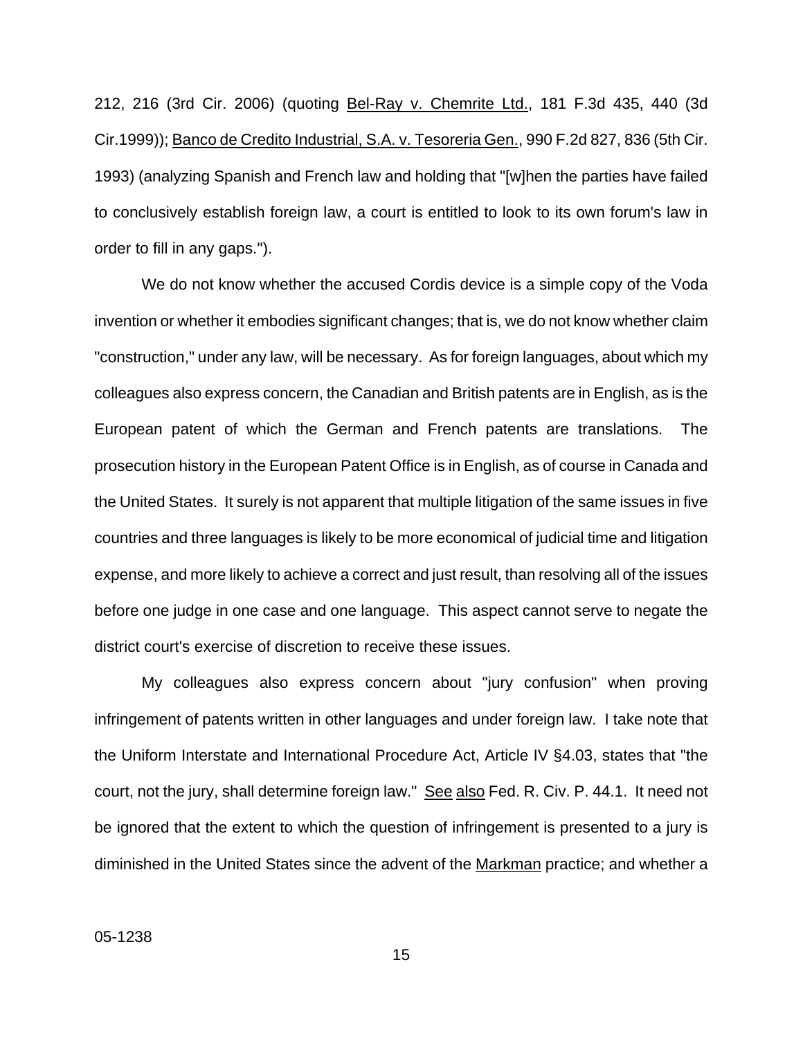212, 216 (3rd Cir. 2006) (quoting Bel-Ray v. Chemrite Ltd., 181 F.3d 435, 440 (3d Cir.1999)); Banco de Credito Industrial, S.A. v. Tesoreria Gen., 990 F.2d 827, 836 (5th Cir. 1993) (analyzing Spanish and French law and holding that "[w]hen the parties have failed to conclusively establish foreign law, a court is entitled to look to its own forum's law in order to fill in any gaps.").

We do not know whether the accused Cordis device is a simple copy of the Voda invention or whether it embodies significant changes; that is, we do not know whether claim "construction," under any law, will be necessary. As for foreign languages, about which my colleagues also express concern, the Canadian and British patents are in English, as is the European patent of which the German and French patents are translations. The prosecution history in the European Patent Office is in English, as of course in Canada and the United States. It surely is not apparent that multiple litigation of the same issues in five countries and three languages is likely to be more economical of judicial time and litigation expense, and more likely to achieve a correct and just result, than resolving all of the issues before one judge in one case and one language. This aspect cannot serve to negate the district court's exercise of discretion to receive these issues.

My colleagues also express concern about "jury confusion" when proving infringement of patents written in other languages and under foreign law. I take note that the Uniform Interstate and International Procedure Act, Article IV §4.03, states that "the court, not the jury, shall determine foreign law." See also Fed. R. Civ. P. 44.1. It need not be ignored that the extent to which the question of infringement is presented to a jury is diminished in the United States since the advent of the Markman practice; and whether a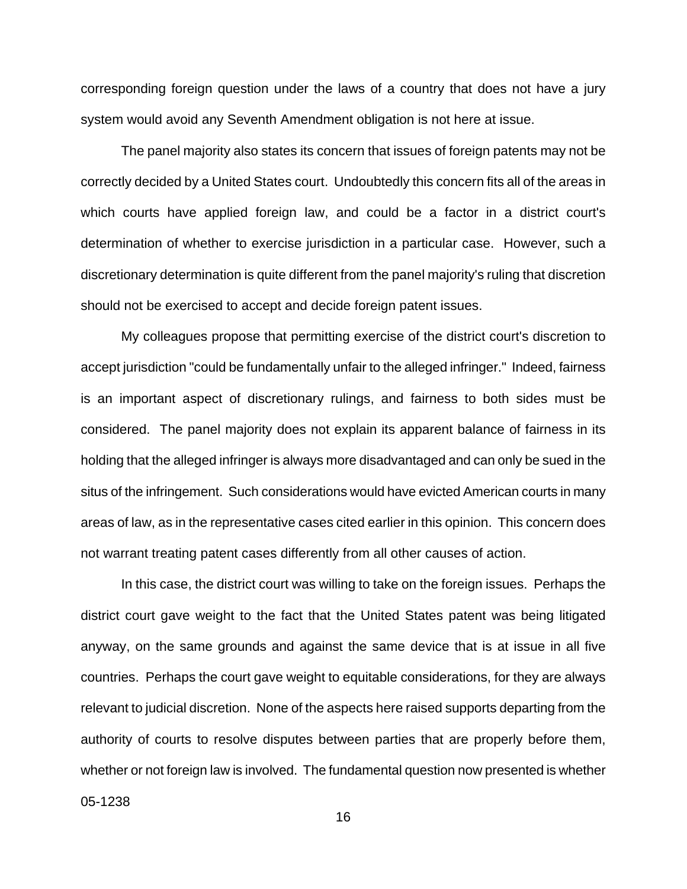corresponding foreign question under the laws of a country that does not have a jury system would avoid any Seventh Amendment obligation is not here at issue.

The panel majority also states its concern that issues of foreign patents may not be correctly decided by a United States court. Undoubtedly this concern fits all of the areas in which courts have applied foreign law, and could be a factor in a district court's determination of whether to exercise jurisdiction in a particular case. However, such a discretionary determination is quite different from the panel majority's ruling that discretion should not be exercised to accept and decide foreign patent issues.

My colleagues propose that permitting exercise of the district court's discretion to accept jurisdiction "could be fundamentally unfair to the alleged infringer." Indeed, fairness is an important aspect of discretionary rulings, and fairness to both sides must be considered. The panel majority does not explain its apparent balance of fairness in its holding that the alleged infringer is always more disadvantaged and can only be sued in the situs of the infringement. Such considerations would have evicted American courts in many areas of law, as in the representative cases cited earlier in this opinion. This concern does not warrant treating patent cases differently from all other causes of action.

In this case, the district court was willing to take on the foreign issues. Perhaps the district court gave weight to the fact that the United States patent was being litigated anyway, on the same grounds and against the same device that is at issue in all five countries. Perhaps the court gave weight to equitable considerations, for they are always relevant to judicial discretion. None of the aspects here raised supports departing from the authority of courts to resolve disputes between parties that are properly before them, whether or not foreign law is involved. The fundamental question now presented is whether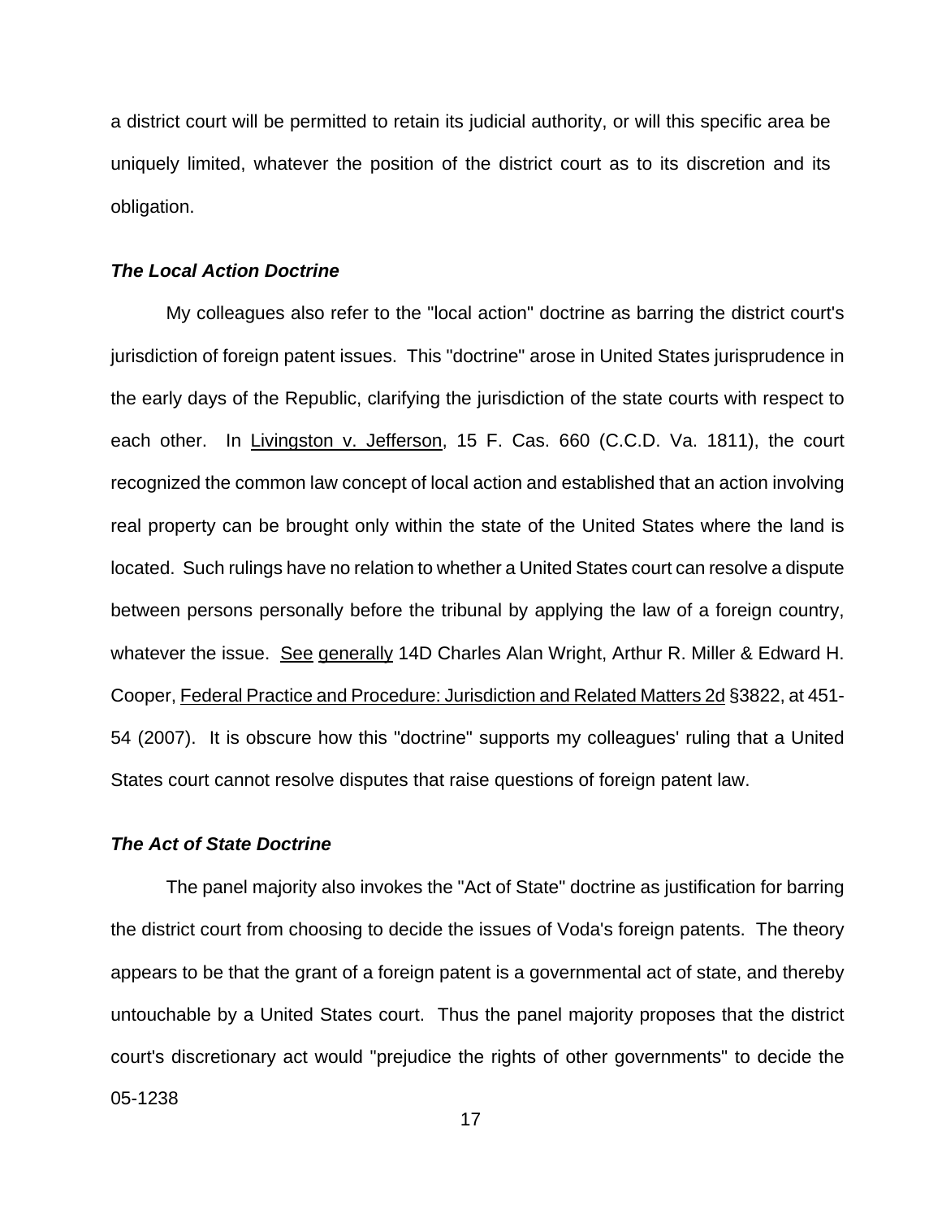a district court will be permitted to retain its judicial authority, or will this specific area be uniquely limited, whatever the position of the district court as to its discretion and its obligation.

### ***The Local Action Doctrine***

My colleagues also refer to the "local action" doctrine as barring the district court's jurisdiction of foreign patent issues. This "doctrine" arose in United States jurisprudence in the early days of the Republic, clarifying the jurisdiction of the state courts with respect to each other. In Livingston v. Jefferson, 15 F. Cas. 660 (C.C.D. Va. 1811), the court recognized the common law concept of local action and established that an action involving real property can be brought only within the state of the United States where the land is located. Such rulings have no relation to whether a United States court can resolve a dispute between persons personally before the tribunal by applying the law of a foreign country, whatever the issue. See generally 14D Charles Alan Wright, Arthur R. Miller & Edward H. Cooper, Federal Practice and Procedure: Jurisdiction and Related Matters 2d §3822, at 451-54 (2007). It is obscure how this "doctrine" supports my colleagues' ruling that a United States court cannot resolve disputes that raise questions of foreign patent law.

### ***The Act of State Doctrine***

The panel majority also invokes the "Act of State" doctrine as justification for barring the district court from choosing to decide the issues of Voda's foreign patents. The theory appears to be that the grant of a foreign patent is a governmental act of state, and thereby untouchable by a United States court. Thus the panel majority proposes that the district court's discretionary act would "prejudice the rights of other governments" to decide the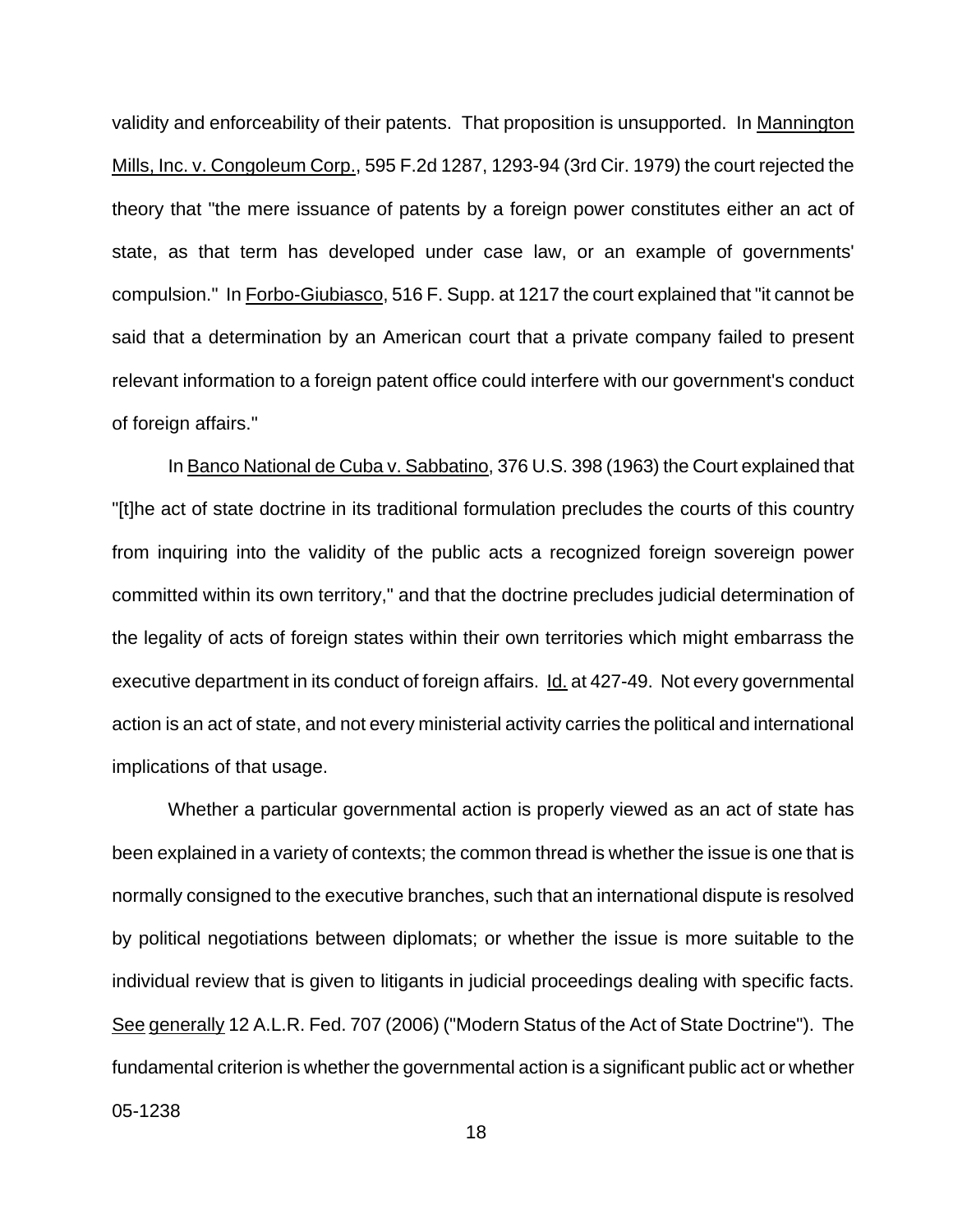validity and enforceability of their patents. That proposition is unsupported. In Mannington Mills, Inc. v. Congoleum Corp., 595 F.2d 1287, 1293-94 (3rd Cir. 1979) the court rejected the theory that "the mere issuance of patents by a foreign power constitutes either an act of state, as that term has developed under case law, or an example of governments' compulsion." In Forbo-Giubiasco, 516 F. Supp. at 1217 the court explained that "it cannot be said that a determination by an American court that a private company failed to present relevant information to a foreign patent office could interfere with our government's conduct of foreign affairs."

In Banco National de Cuba v. Sabbatino, 376 U.S. 398 (1963) the Court explained that "[t]he act of state doctrine in its traditional formulation precludes the courts of this country from inquiring into the validity of the public acts a recognized foreign sovereign power committed within its own territory," and that the doctrine precludes judicial determination of the legality of acts of foreign states within their own territories which might embarrass the executive department in its conduct of foreign affairs. Id. at 427-49. Not every governmental action is an act of state, and not every ministerial activity carries the political and international implications of that usage.

Whether a particular governmental action is properly viewed as an act of state has been explained in a variety of contexts; the common thread is whether the issue is one that is normally consigned to the executive branches, such that an international dispute is resolved by political negotiations between diplomats; or whether the issue is more suitable to the individual review that is given to litigants in judicial proceedings dealing with specific facts. See generally 12 A.L.R. Fed. 707 (2006) ("Modern Status of the Act of State Doctrine"). The fundamental criterion is whether the governmental action is a significant public act or whether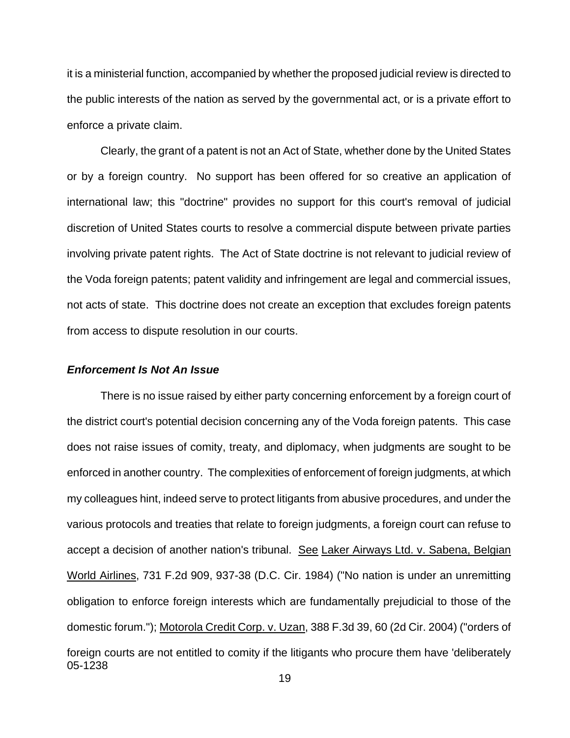it is a ministerial function, accompanied by whether the proposed judicial review is directed to the public interests of the nation as served by the governmental act, or is a private effort to enforce a private claim.

Clearly, the grant of a patent is not an Act of State, whether done by the United States or by a foreign country. No support has been offered for so creative an application of international law; this "doctrine" provides no support for this court's removal of judicial discretion of United States courts to resolve a commercial dispute between private parties involving private patent rights. The Act of State doctrine is not relevant to judicial review of the Voda foreign patents; patent validity and infringement are legal and commercial issues, not acts of state. This doctrine does not create an exception that excludes foreign patents from access to dispute resolution in our courts.

***Enforcement Is Not An Issue***

There is no issue raised by either party concerning enforcement by a foreign court of the district court's potential decision concerning any of the Voda foreign patents. This case does not raise issues of comity, treaty, and diplomacy, when judgments are sought to be enforced in another country. The complexities of enforcement of foreign judgments, at which my colleagues hint, indeed serve to protect litigants from abusive procedures, and under the various protocols and treaties that relate to foreign judgments, a foreign court can refuse to accept a decision of another nation's tribunal. See Laker Airways Ltd. v. Sabena, Belgian World Airlines, 731 F.2d 909, 937-38 (D.C. Cir. 1984) ("No nation is under an unremitting obligation to enforce foreign interests which are fundamentally prejudicial to those of the domestic forum."); Motorola Credit Corp. v. Uzan, 388 F.3d 39, 60 (2d Cir. 2004) ("orders of foreign courts are not entitled to comity if the litigants who procure them have 'deliberately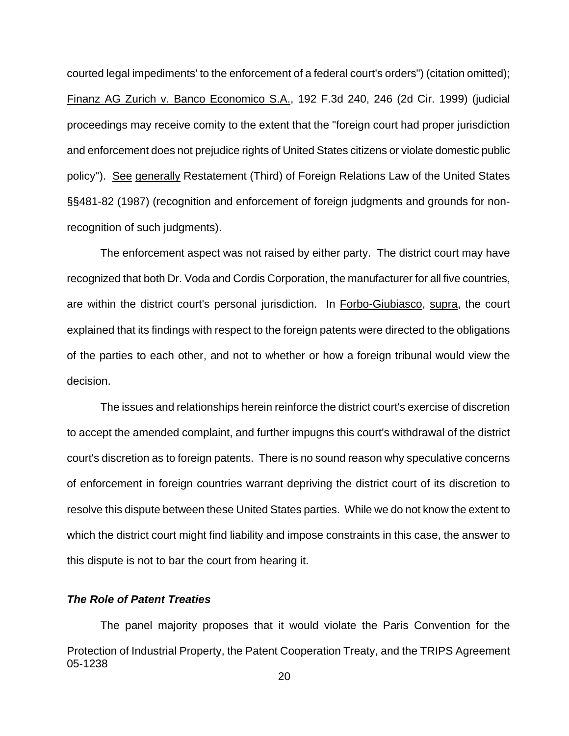courted legal impediments' to the enforcement of a federal court's orders") (citation omitted); Finanz AG Zurich v. Banco Economico S.A., 192 F.3d 240, 246 (2d Cir. 1999) (judicial proceedings may receive comity to the extent that the "foreign court had proper jurisdiction and enforcement does not prejudice rights of United States citizens or violate domestic public policy"). See generally Restatement (Third) of Foreign Relations Law of the United States §§481-82 (1987) (recognition and enforcement of foreign judgments and grounds for non-recognition of such judgments).

The enforcement aspect was not raised by either party. The district court may have recognized that both Dr. Voda and Cordis Corporation, the manufacturer for all five countries, are within the district court's personal jurisdiction. In Forbo-Giubiasco, supra, the court explained that its findings with respect to the foreign patents were directed to the obligations of the parties to each other, and not to whether or how a foreign tribunal would view the decision.

The issues and relationships herein reinforce the district court's exercise of discretion to accept the amended complaint, and further impugns this court's withdrawal of the district court's discretion as to foreign patents. There is no sound reason why speculative concerns of enforcement in foreign countries warrant depriving the district court of its discretion to resolve this dispute between these United States parties. While we do not know the extent to which the district court might find liability and impose constraints in this case, the answer to this dispute is not to bar the court from hearing it.

***The Role of Patent Treaties***

The panel majority proposes that it would violate the Paris Convention for the Protection of Industrial Property, the Patent Cooperation Treaty, and the TRIPS Agreement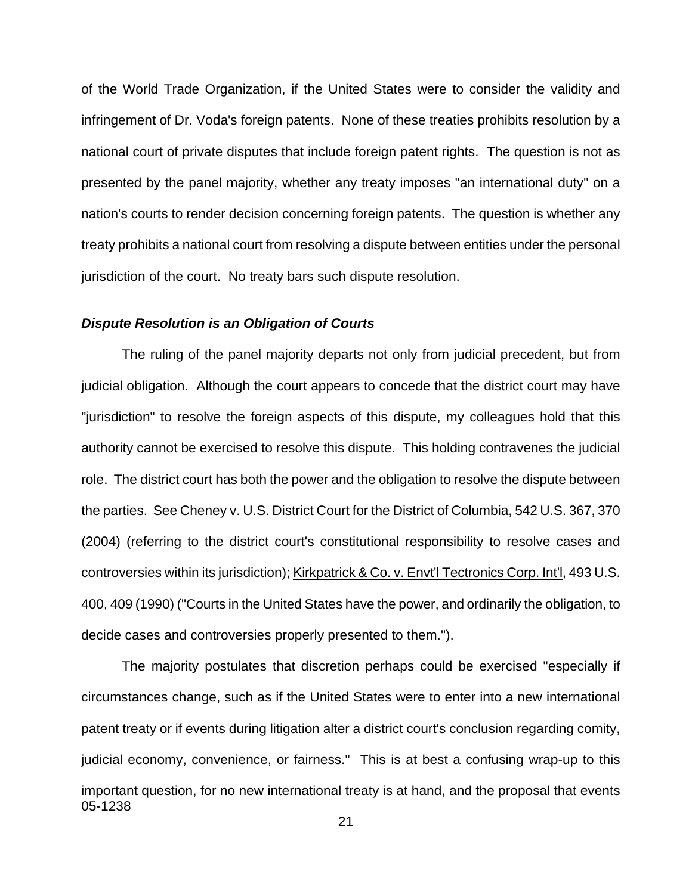of the World Trade Organization, if the United States were to consider the validity and infringement of Dr. Voda's foreign patents. None of these treaties prohibits resolution by a national court of private disputes that include foreign patent rights. The question is not as presented by the panel majority, whether any treaty imposes "an international duty" on a nation's courts to render decision concerning foreign patents. The question is whether any treaty prohibits a national court from resolving a dispute between entities under the personal jurisdiction of the court. No treaty bars such dispute resolution.

***Dispute Resolution is an Obligation of Courts***

The ruling of the panel majority departs not only from judicial precedent, but from judicial obligation. Although the court appears to concede that the district court may have "jurisdiction" to resolve the foreign aspects of this dispute, my colleagues hold that this authority cannot be exercised to resolve this dispute. This holding contravenes the judicial role. The district court has both the power and the obligation to resolve the dispute between the parties. See Cheney v. U.S. District Court for the District of Columbia, 542 U.S. 367, 370 (2004) (referring to the district court's constitutional responsibility to resolve cases and controversies within its jurisdiction); Kirkpatrick & Co. v. Envt'l Tectronics Corp. Int'l, 493 U.S. 400, 409 (1990) ("Courts in the United States have the power, and ordinarily the obligation, to decide cases and controversies properly presented to them.").

The majority postulates that discretion perhaps could be exercised "especially if circumstances change, such as if the United States were to enter into a new international patent treaty or if events during litigation alter a district court's conclusion regarding comity, judicial economy, convenience, or fairness." This is at best a confusing wrap-up to this important question, for no new international treaty is at hand, and the proposal that events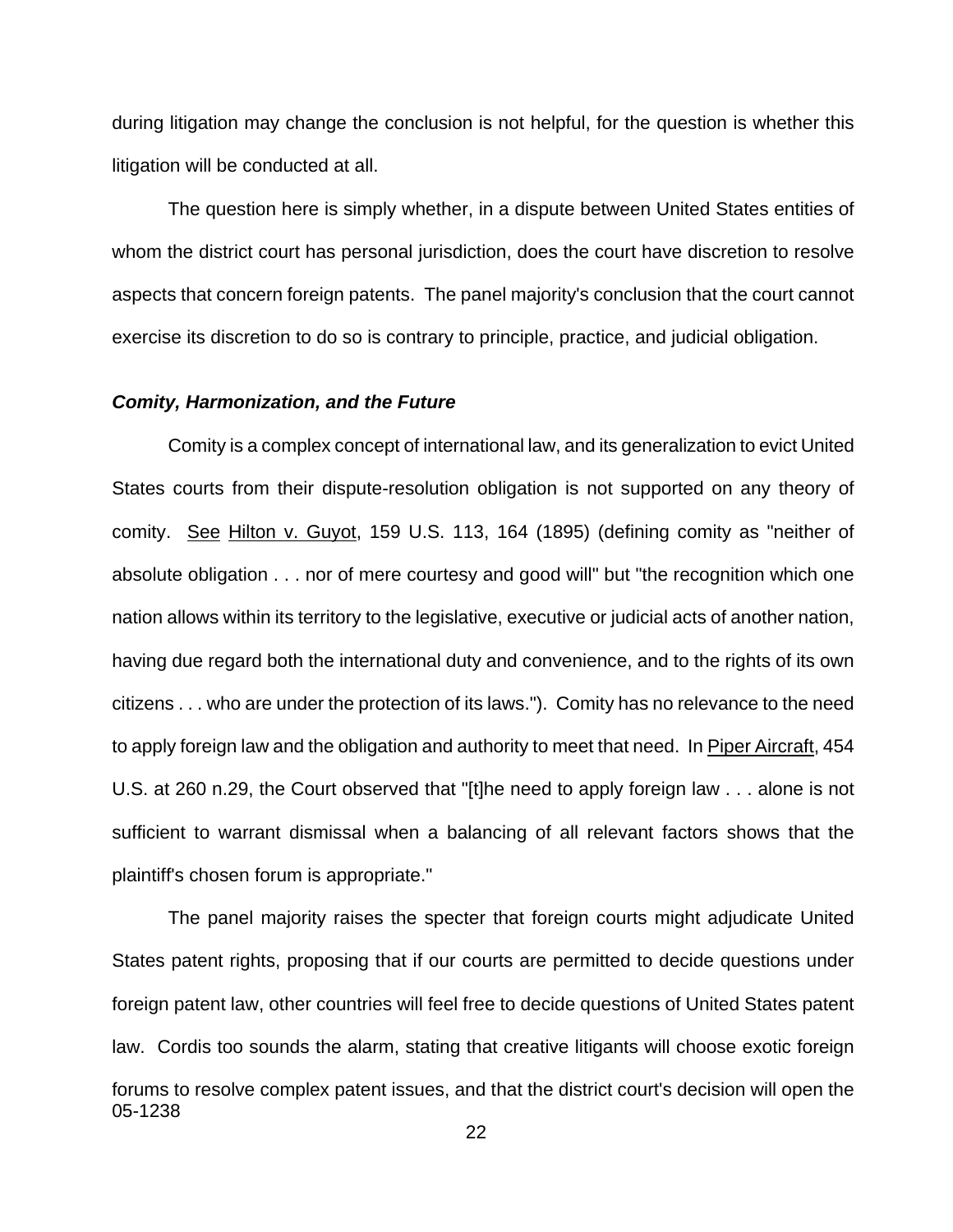during litigation may change the conclusion is not helpful, for the question is whether this litigation will be conducted at all.

The question here is simply whether, in a dispute between United States entities of whom the district court has personal jurisdiction, does the court have discretion to resolve aspects that concern foreign patents. The panel majority's conclusion that the court cannot exercise its discretion to do so is contrary to principle, practice, and judicial obligation.

***Comity, Harmonization, and the Future***

Comity is a complex concept of international law, and its generalization to evict United States courts from their dispute-resolution obligation is not supported on any theory of comity. See Hilton v. Guyot, 159 U.S. 113, 164 (1895) (defining comity as "neither of absolute obligation . . . nor of mere courtesy and good will" but "the recognition which one nation allows within its territory to the legislative, executive or judicial acts of another nation, having due regard both the international duty and convenience, and to the rights of its own citizens . . . who are under the protection of its laws."). Comity has no relevance to the need to apply foreign law and the obligation and authority to meet that need. In Piper Aircraft, 454 U.S. at 260 n.29, the Court observed that "[t]he need to apply foreign law . . . alone is not sufficient to warrant dismissal when a balancing of all relevant factors shows that the plaintiff's chosen forum is appropriate."

The panel majority raises the specter that foreign courts might adjudicate United States patent rights, proposing that if our courts are permitted to decide questions under foreign patent law, other countries will feel free to decide questions of United States patent law. Cordis too sounds the alarm, stating that creative litigants will choose exotic foreign forums to resolve complex patent issues, and that the district court's decision will open the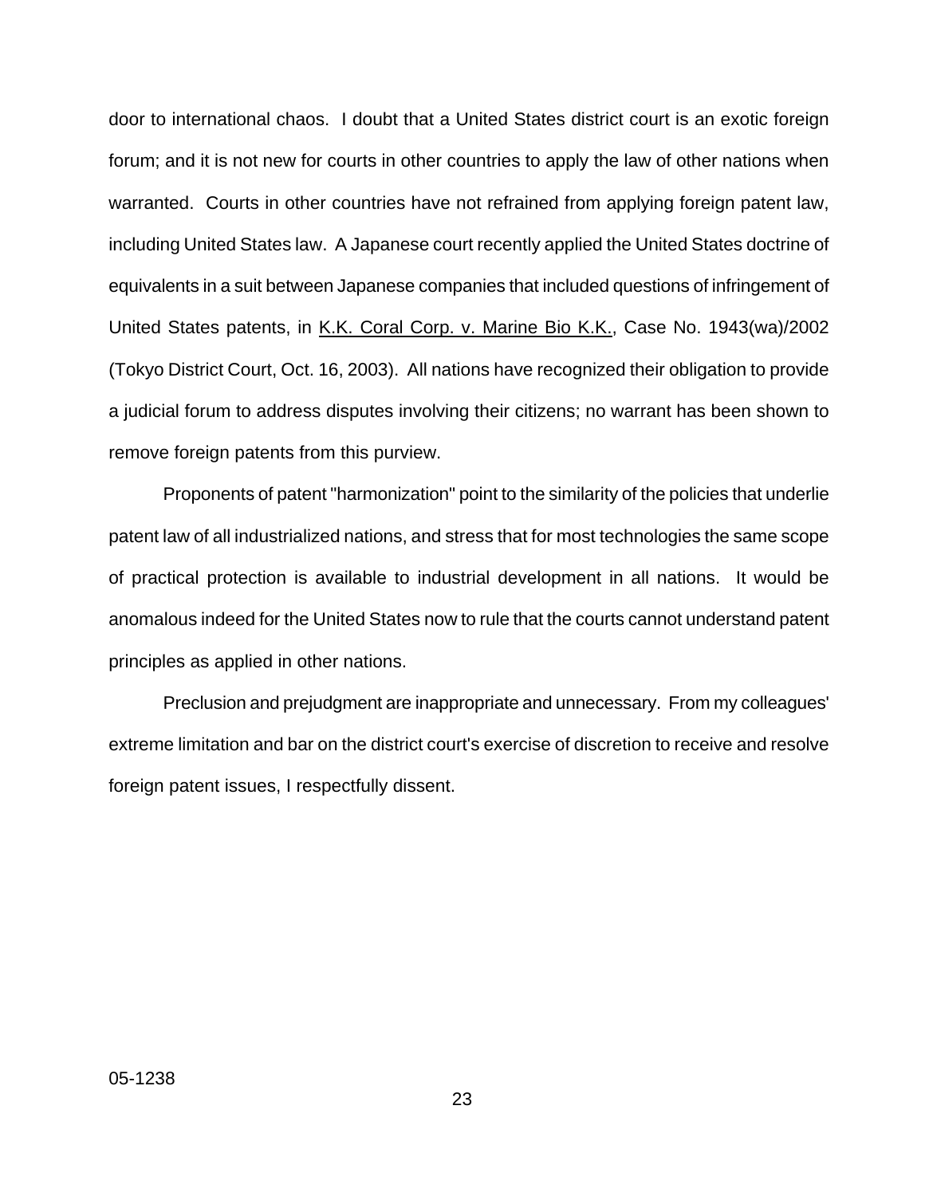door to international chaos. I doubt that a United States district court is an exotic foreign forum; and it is not new for courts in other countries to apply the law of other nations when warranted. Courts in other countries have not refrained from applying foreign patent law, including United States law. A Japanese court recently applied the United States doctrine of equivalents in a suit between Japanese companies that included questions of infringement of United States patents, in <u>K.K. Coral Corp. v. Marine Bio K.K.</u>, Case No. 1943(wa)/2002 (Tokyo District Court, Oct. 16, 2003). All nations have recognized their obligation to provide a judicial forum to address disputes involving their citizens; no warrant has been shown to remove foreign patents from this purview.

Proponents of patent "harmonization" point to the similarity of the policies that underlie patent law of all industrialized nations, and stress that for most technologies the same scope of practical protection is available to industrial development in all nations. It would be anomalous indeed for the United States now to rule that the courts cannot understand patent principles as applied in other nations.

Preclusion and prejudgment are inappropriate and unnecessary. From my colleagues' extreme limitation and bar on the district court's exercise of discretion to receive and resolve foreign patent issues, I respectfully dissent.